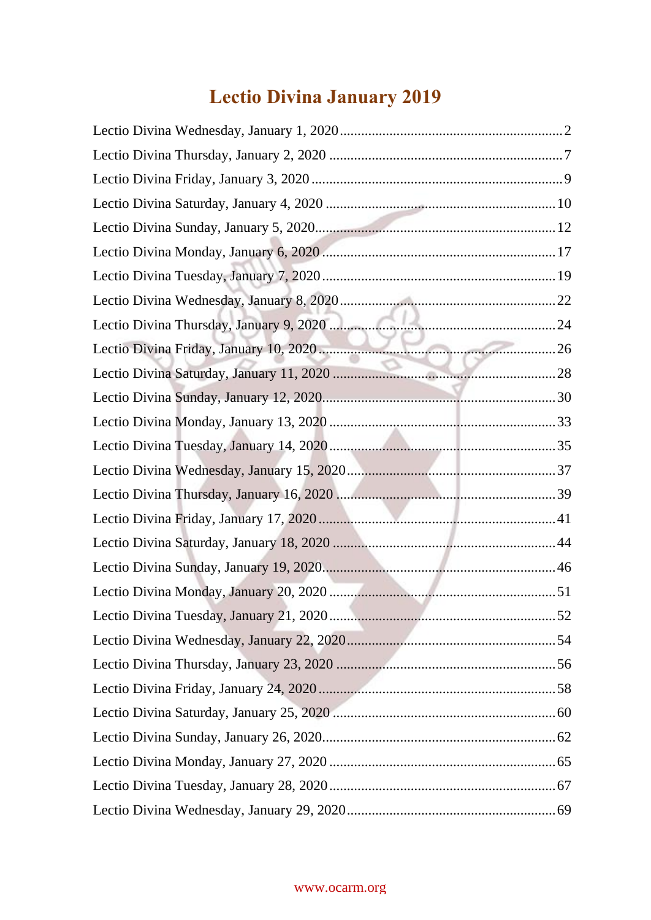# Lectio Divina January 2019

Lectio Divina Wednesday, January 1, 2020 .......... 2
Lectio Divina Thursday, January 2, 2020 .......... 7
Lectio Divina Friday, January 3, 2020 .......... 9
Lectio Divina Saturday, January 4, 2020 .......... 10
Lectio Divina Sunday, January 5, 2020 .......... 12
Lectio Divina Monday, January 6, 2020 .......... 17
Lectio Divina Tuesday, January 7, 2020 .......... 19
Lectio Divina Wednesday, January 8, 2020 .......... 22
Lectio Divina Thursday, January 9, 2020 .......... 24
Lectio Divina Friday, January 10, 2020 .......... 26
Lectio Divina Saturday, January 11, 2020 .......... 28
Lectio Divina Sunday, January 12, 2020 .......... 30
Lectio Divina Monday, January 13, 2020 .......... 33
Lectio Divina Tuesday, January 14, 2020 .......... 35
Lectio Divina Wednesday, January 15, 2020 .......... 37
Lectio Divina Thursday, January 16, 2020 .......... 39
Lectio Divina Friday, January 17, 2020 .......... 41
Lectio Divina Saturday, January 18, 2020 .......... 44
Lectio Divina Sunday, January 19, 2020 .......... 46
Lectio Divina Monday, January 20, 2020 .......... 51
Lectio Divina Tuesday, January 21, 2020 .......... 52
Lectio Divina Wednesday, January 22, 2020 .......... 54
Lectio Divina Thursday, January 23, 2020 .......... 56
Lectio Divina Friday, January 24, 2020 .......... 58
Lectio Divina Saturday, January 25, 2020 .......... 60
Lectio Divina Sunday, January 26, 2020 .......... 62
Lectio Divina Monday, January 27, 2020 .......... 65
Lectio Divina Tuesday, January 28, 2020 .......... 67
Lectio Divina Wednesday, January 29, 2020 .......... 69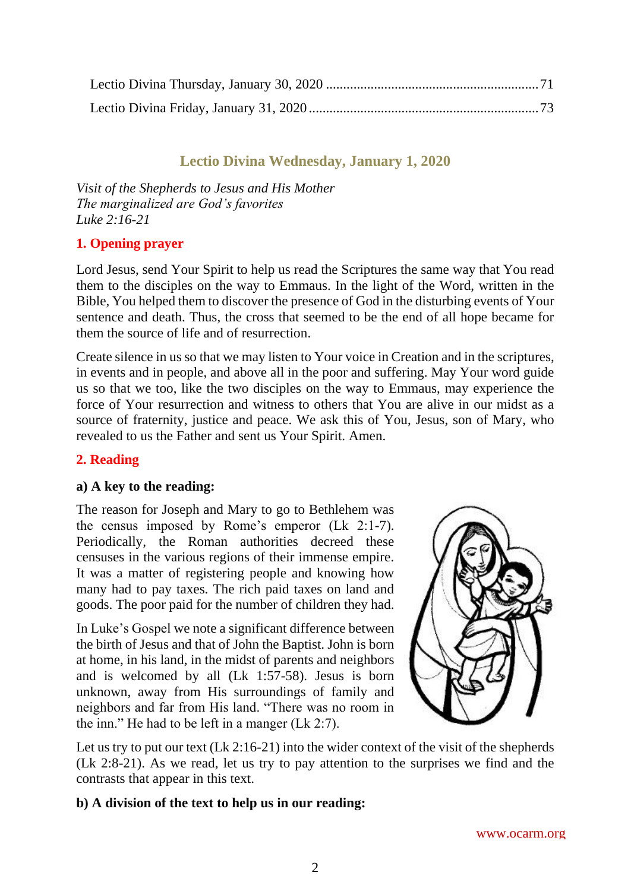Lectio Divina Thursday, January 30, 2020 ............................................................. 71
Lectio Divina Friday, January 31, 2020 ................................................................. 73

## Lectio Divina Wednesday, January 1, 2020

*Visit of the Shepherds to Jesus and His Mother*
*The marginalized are God's favorites*
*Luke 2:16-21*

### 1. Opening prayer

Lord Jesus, send Your Spirit to help us read the Scriptures the same way that You read them to the disciples on the way to Emmaus. In the light of the Word, written in the Bible, You helped them to discover the presence of God in the disturbing events of Your sentence and death. Thus, the cross that seemed to be the end of all hope became for them the source of life and of resurrection.

Create silence in us so that we may listen to Your voice in Creation and in the scriptures, in events and in people, and above all in the poor and suffering. May Your word guide us so that we too, like the two disciples on the way to Emmaus, may experience the force of Your resurrection and witness to others that You are alive in our midst as a source of fraternity, justice and peace. We ask this of You, Jesus, son of Mary, who revealed to us the Father and sent us Your Spirit. Amen.

### 2. Reading

**a) A key to the reading:**

The reason for Joseph and Mary to go to Bethlehem was the census imposed by Rome's emperor (Lk 2:1-7). Periodically, the Roman authorities decreed these censuses in the various regions of their immense empire. It was a matter of registering people and knowing how many had to pay taxes. The rich paid taxes on land and goods. The poor paid for the number of children they had.

In Luke's Gospel we note a significant difference between the birth of Jesus and that of John the Baptist. John is born at home, in his land, in the midst of parents and neighbors and is welcomed by all (Lk 1:57-58). Jesus is born unknown, away from His surroundings of family and neighbors and far from His land. "There was no room in the inn." He had to be left in a manger (Lk 2:7).

Let us try to put our text (Lk 2:16-21) into the wider context of the visit of the shepherds (Lk 2:8-21). As we read, let us try to pay attention to the surprises we find and the contrasts that appear in this text.

**b) A division of the text to help us in our reading:**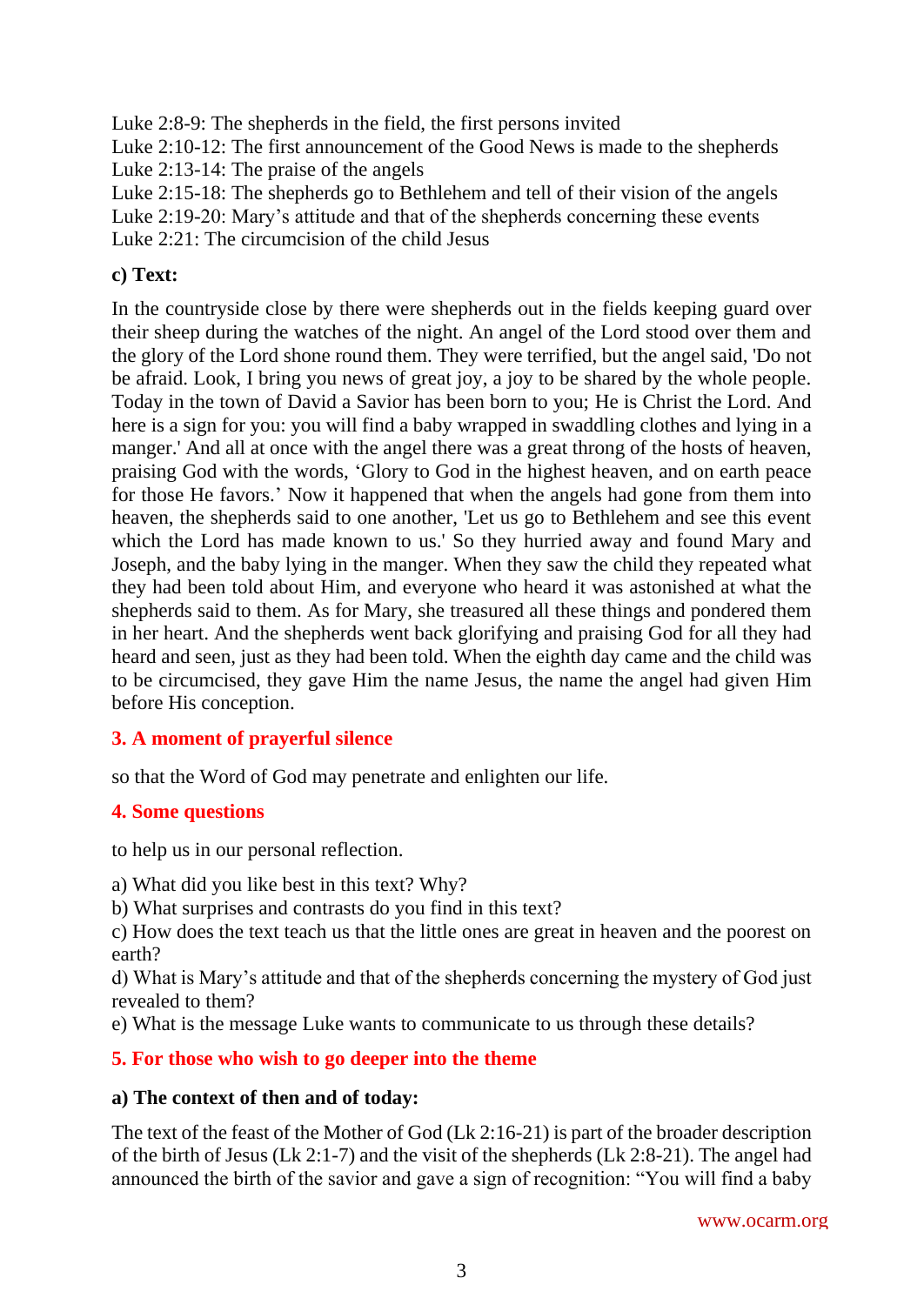Luke 2:8-9: The shepherds in the field, the first persons invited
Luke 2:10-12: The first announcement of the Good News is made to the shepherds
Luke 2:13-14: The praise of the angels
Luke 2:15-18: The shepherds go to Bethlehem and tell of their vision of the angels
Luke 2:19-20: Mary's attitude and that of the shepherds concerning these events
Luke 2:21: The circumcision of the child Jesus

**c) Text:**

In the countryside close by there were shepherds out in the fields keeping guard over their sheep during the watches of the night. An angel of the Lord stood over them and the glory of the Lord shone round them. They were terrified, but the angel said, 'Do not be afraid. Look, I bring you news of great joy, a joy to be shared by the whole people. Today in the town of David a Savior has been born to you; He is Christ the Lord. And here is a sign for you: you will find a baby wrapped in swaddling clothes and lying in a manger.' And all at once with the angel there was a great throng of the hosts of heaven, praising God with the words, 'Glory to God in the highest heaven, and on earth peace for those He favors.' Now it happened that when the angels had gone from them into heaven, the shepherds said to one another, 'Let us go to Bethlehem and see this event which the Lord has made known to us.' So they hurried away and found Mary and Joseph, and the baby lying in the manger. When they saw the child they repeated what they had been told about Him, and everyone who heard it was astonished at what the shepherds said to them. As for Mary, she treasured all these things and pondered them in her heart. And the shepherds went back glorifying and praising God for all they had heard and seen, just as they had been told. When the eighth day came and the child was to be circumcised, they gave Him the name Jesus, the name the angel had given Him before His conception.

## 3. A moment of prayerful silence

so that the Word of God may penetrate and enlighten our life.

## 4. Some questions

to help us in our personal reflection.

a) What did you like best in this text? Why?
b) What surprises and contrasts do you find in this text?
c) How does the text teach us that the little ones are great in heaven and the poorest on earth?
d) What is Mary's attitude and that of the shepherds concerning the mystery of God just revealed to them?
e) What is the message Luke wants to communicate to us through these details?

## 5. For those who wish to go deeper into the theme

**a) The context of then and of today:**

The text of the feast of the Mother of God (Lk 2:16-21) is part of the broader description of the birth of Jesus (Lk 2:1-7) and the visit of the shepherds (Lk 2:8-21). The angel had announced the birth of the savior and gave a sign of recognition: "You will find a baby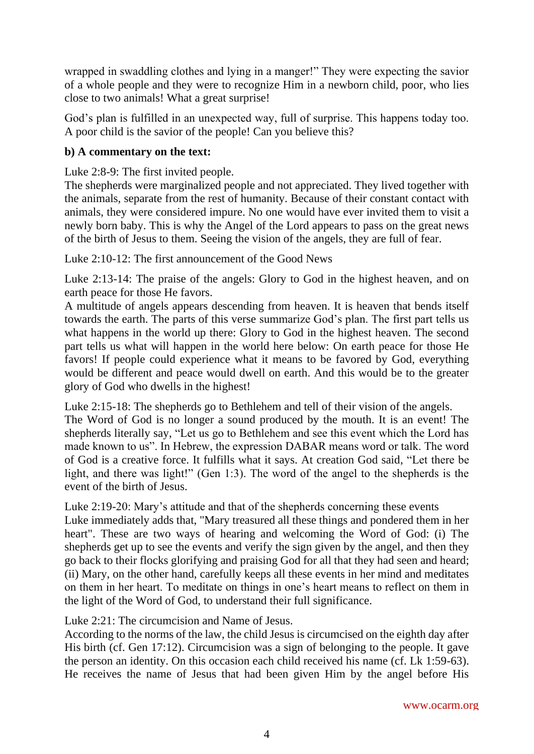wrapped in swaddling clothes and lying in a manger!" They were expecting the savior of a whole people and they were to recognize Him in a newborn child, poor, who lies close to two animals! What a great surprise!

God's plan is fulfilled in an unexpected way, full of surprise. This happens today too. A poor child is the savior of the people! Can you believe this?

**b) A commentary on the text:**

Luke 2:8-9: The first invited people.
The shepherds were marginalized people and not appreciated. They lived together with the animals, separate from the rest of humanity. Because of their constant contact with animals, they were considered impure. No one would have ever invited them to visit a newly born baby. This is why the Angel of the Lord appears to pass on the great news of the birth of Jesus to them. Seeing the vision of the angels, they are full of fear.

Luke 2:10-12: The first announcement of the Good News

Luke 2:13-14: The praise of the angels: Glory to God in the highest heaven, and on earth peace for those He favors.
A multitude of angels appears descending from heaven. It is heaven that bends itself towards the earth. The parts of this verse summarize God's plan. The first part tells us what happens in the world up there: Glory to God in the highest heaven. The second part tells us what will happen in the world here below: On earth peace for those He favors! If people could experience what it means to be favored by God, everything would be different and peace would dwell on earth. And this would be to the greater glory of God who dwells in the highest!

Luke 2:15-18: The shepherds go to Bethlehem and tell of their vision of the angels.
The Word of God is no longer a sound produced by the mouth. It is an event! The shepherds literally say, "Let us go to Bethlehem and see this event which the Lord has made known to us". In Hebrew, the expression DABAR means word or talk. The word of God is a creative force. It fulfills what it says. At creation God said, "Let there be light, and there was light!" (Gen 1:3). The word of the angel to the shepherds is the event of the birth of Jesus.

Luke 2:19-20: Mary's attitude and that of the shepherds concerning these events
Luke immediately adds that, "Mary treasured all these things and pondered them in her heart". These are two ways of hearing and welcoming the Word of God: (i) The shepherds get up to see the events and verify the sign given by the angel, and then they go back to their flocks glorifying and praising God for all that they had seen and heard; (ii) Mary, on the other hand, carefully keeps all these events in her mind and meditates on them in her heart. To meditate on things in one's heart means to reflect on them in the light of the Word of God, to understand their full significance.

Luke 2:21: The circumcision and Name of Jesus.
According to the norms of the law, the child Jesus is circumcised on the eighth day after His birth (cf. Gen 17:12). Circumcision was a sign of belonging to the people. It gave the person an identity. On this occasion each child received his name (cf. Lk 1:59-63). He receives the name of Jesus that had been given Him by the angel before His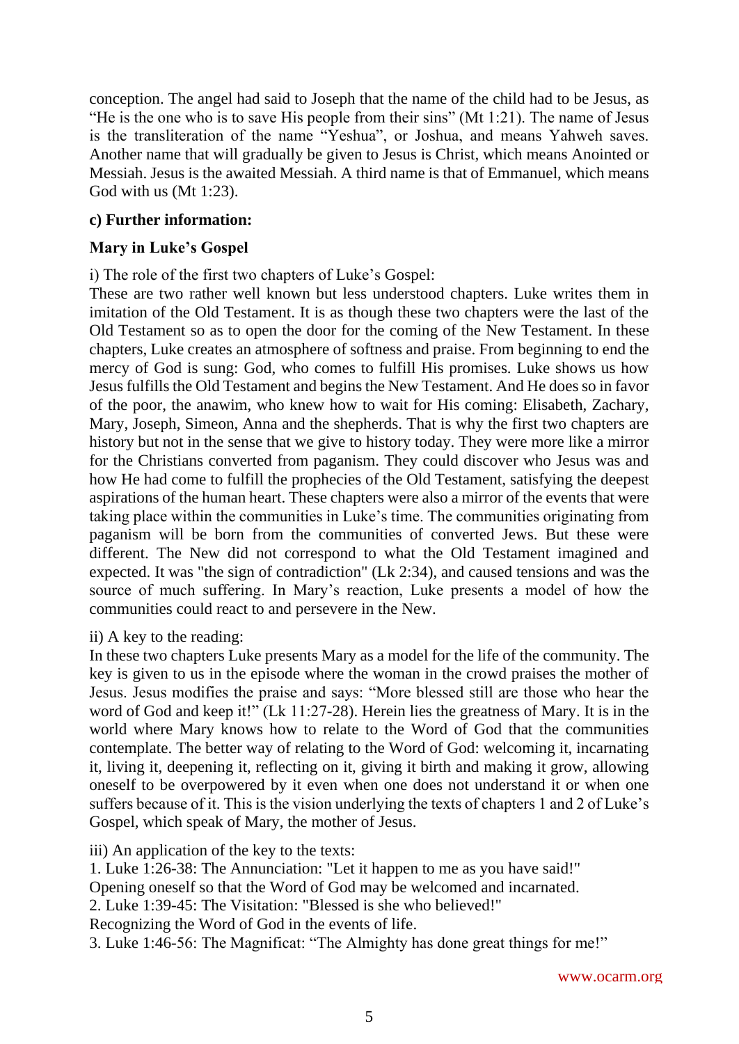conception. The angel had said to Joseph that the name of the child had to be Jesus, as "He is the one who is to save His people from their sins" (Mt 1:21). The name of Jesus is the transliteration of the name "Yeshua", or Joshua, and means Yahweh saves. Another name that will gradually be given to Jesus is Christ, which means Anointed or Messiah. Jesus is the awaited Messiah. A third name is that of Emmanuel, which means God with us (Mt 1:23).

**c) Further information:**

**Mary in Luke's Gospel**

i) The role of the first two chapters of Luke's Gospel:
These are two rather well known but less understood chapters. Luke writes them in imitation of the Old Testament. It is as though these two chapters were the last of the Old Testament so as to open the door for the coming of the New Testament. In these chapters, Luke creates an atmosphere of softness and praise. From beginning to end the mercy of God is sung: God, who comes to fulfill His promises. Luke shows us how Jesus fulfills the Old Testament and begins the New Testament. And He does so in favor of the poor, the anawim, who knew how to wait for His coming: Elisabeth, Zachary, Mary, Joseph, Simeon, Anna and the shepherds. That is why the first two chapters are history but not in the sense that we give to history today. They were more like a mirror for the Christians converted from paganism. They could discover who Jesus was and how He had come to fulfill the prophecies of the Old Testament, satisfying the deepest aspirations of the human heart. These chapters were also a mirror of the events that were taking place within the communities in Luke's time. The communities originating from paganism will be born from the communities of converted Jews. But these were different. The New did not correspond to what the Old Testament imagined and expected. It was "the sign of contradiction" (Lk 2:34), and caused tensions and was the source of much suffering. In Mary's reaction, Luke presents a model of how the communities could react to and persevere in the New.

ii) A key to the reading:
In these two chapters Luke presents Mary as a model for the life of the community. The key is given to us in the episode where the woman in the crowd praises the mother of Jesus. Jesus modifies the praise and says: "More blessed still are those who hear the word of God and keep it!" (Lk 11:27-28). Herein lies the greatness of Mary. It is in the world where Mary knows how to relate to the Word of God that the communities contemplate. The better way of relating to the Word of God: welcoming it, incarnating it, living it, deepening it, reflecting on it, giving it birth and making it grow, allowing oneself to be overpowered by it even when one does not understand it or when one suffers because of it. This is the vision underlying the texts of chapters 1 and 2 of Luke's Gospel, which speak of Mary, the mother of Jesus.

iii) An application of the key to the texts:
1. Luke 1:26-38: The Annunciation: "Let it happen to me as you have said!"
Opening oneself so that the Word of God may be welcomed and incarnated.
2. Luke 1:39-45: The Visitation: "Blessed is she who believed!"
Recognizing the Word of God in the events of life.
3. Luke 1:46-56: The Magnificat: "The Almighty has done great things for me!"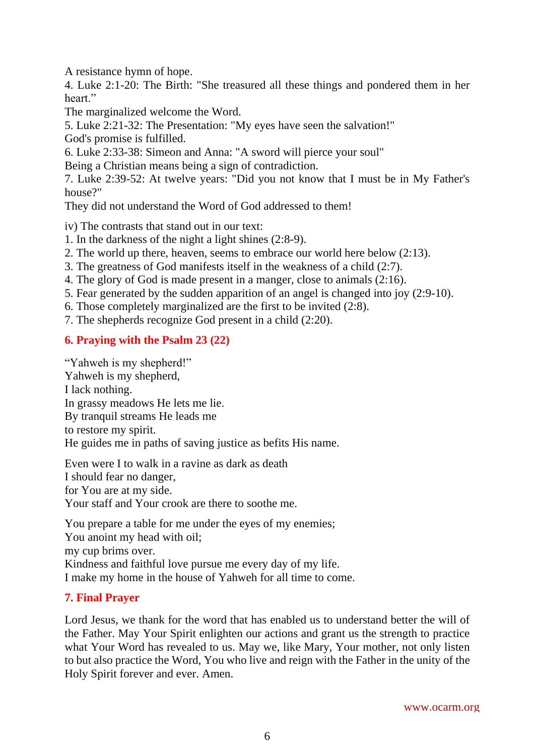A resistance hymn of hope.

4. Luke 2:1-20: The Birth: "She treasured all these things and pondered them in her heart."

The marginalized welcome the Word.

5. Luke 2:21-32: The Presentation: "My eyes have seen the salvation!"

God's promise is fulfilled.

6. Luke 2:33-38: Simeon and Anna: "A sword will pierce your soul"

Being a Christian means being a sign of contradiction.

7. Luke 2:39-52: At twelve years: "Did you not know that I must be in My Father's house?"

They did not understand the Word of God addressed to them!

iv) The contrasts that stand out in our text:

1. In the darkness of the night a light shines (2:8-9).
2. The world up there, heaven, seems to embrace our world here below (2:13).
3. The greatness of God manifests itself in the weakness of a child (2:7).
4. The glory of God is made present in a manger, close to animals (2:16).
5. Fear generated by the sudden apparition of an angel is changed into joy (2:9-10).
6. Those completely marginalized are the first to be invited (2:8).
7. The shepherds recognize God present in a child (2:20).

## 6. Praying with the Psalm 23 (22)

"Yahweh is my shepherd!"
Yahweh is my shepherd,
I lack nothing.
In grassy meadows He lets me lie.
By tranquil streams He leads me
to restore my spirit.
He guides me in paths of saving justice as befits His name.

Even were I to walk in a ravine as dark as death
I should fear no danger,
for You are at my side.
Your staff and Your crook are there to soothe me.

You prepare a table for me under the eyes of my enemies;
You anoint my head with oil;
my cup brims over.
Kindness and faithful love pursue me every day of my life.
I make my home in the house of Yahweh for all time to come.

## 7. Final Prayer

Lord Jesus, we thank for the word that has enabled us to understand better the will of the Father. May Your Spirit enlighten our actions and grant us the strength to practice what Your Word has revealed to us. May we, like Mary, Your mother, not only listen to but also practice the Word, You who live and reign with the Father in the unity of the Holy Spirit forever and ever. Amen.

www.ocarm.org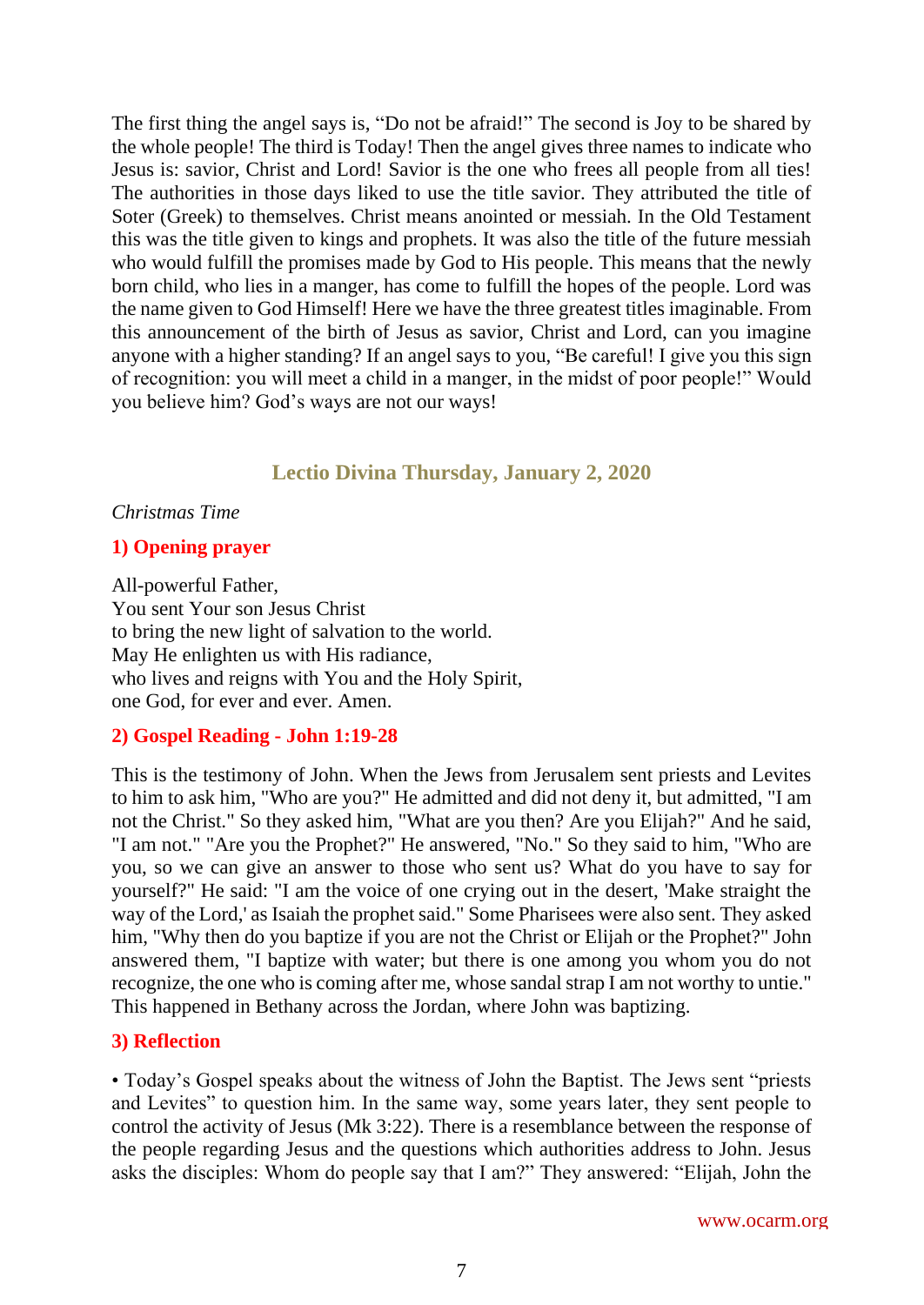The first thing the angel says is, "Do not be afraid!" The second is Joy to be shared by the whole people! The third is Today! Then the angel gives three names to indicate who Jesus is: savior, Christ and Lord! Savior is the one who frees all people from all ties! The authorities in those days liked to use the title savior. They attributed the title of Soter (Greek) to themselves. Christ means anointed or messiah. In the Old Testament this was the title given to kings and prophets. It was also the title of the future messiah who would fulfill the promises made by God to His people. This means that the newly born child, who lies in a manger, has come to fulfill the hopes of the people. Lord was the name given to God Himself! Here we have the three greatest titles imaginable. From this announcement of the birth of Jesus as savior, Christ and Lord, can you imagine anyone with a higher standing? If an angel says to you, "Be careful! I give you this sign of recognition: you will meet a child in a manger, in the midst of poor people!" Would you believe him? God's ways are not our ways!

## Lectio Divina Thursday, January 2, 2020

*Christmas Time*

### 1) Opening prayer

All-powerful Father,
You sent Your son Jesus Christ
to bring the new light of salvation to the world.
May He enlighten us with His radiance,
who lives and reigns with You and the Holy Spirit,
one God, for ever and ever. Amen.

### 2) Gospel Reading - John 1:19-28

This is the testimony of John. When the Jews from Jerusalem sent priests and Levites to him to ask him, "Who are you?" He admitted and did not deny it, but admitted, "I am not the Christ." So they asked him, "What are you then? Are you Elijah?" And he said, "I am not." "Are you the Prophet?" He answered, "No." So they said to him, "Who are you, so we can give an answer to those who sent us? What do you have to say for yourself?" He said: "I am the voice of one crying out in the desert, 'Make straight the way of the Lord,' as Isaiah the prophet said." Some Pharisees were also sent. They asked him, "Why then do you baptize if you are not the Christ or Elijah or the Prophet?" John answered them, "I baptize with water; but there is one among you whom you do not recognize, the one who is coming after me, whose sandal strap I am not worthy to untie." This happened in Bethany across the Jordan, where John was baptizing.

### 3) Reflection

• Today's Gospel speaks about the witness of John the Baptist. The Jews sent "priests and Levites" to question him. In the same way, some years later, they sent people to control the activity of Jesus (Mk 3:22). There is a resemblance between the response of the people regarding Jesus and the questions which authorities address to John. Jesus asks the disciples: Whom do people say that I am?" They answered: "Elijah, John the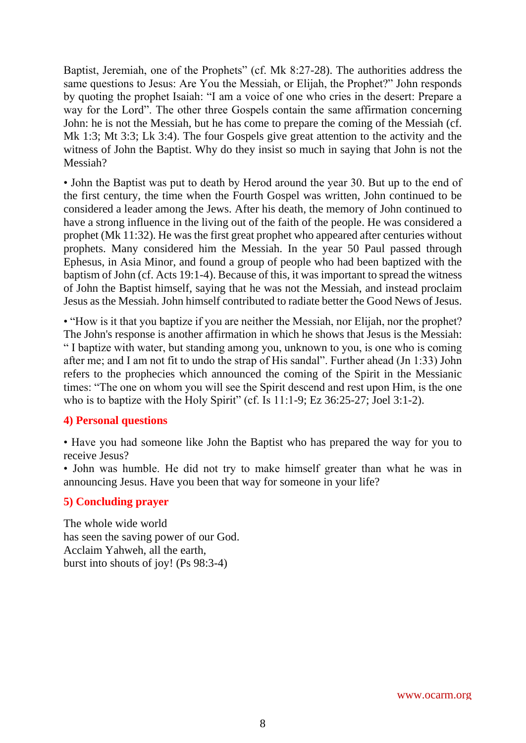Baptist, Jeremiah, one of the Prophets" (cf. Mk 8:27-28). The authorities address the same questions to Jesus: Are You the Messiah, or Elijah, the Prophet?" John responds by quoting the prophet Isaiah: "I am a voice of one who cries in the desert: Prepare a way for the Lord". The other three Gospels contain the same affirmation concerning John: he is not the Messiah, but he has come to prepare the coming of the Messiah (cf. Mk 1:3; Mt 3:3; Lk 3:4). The four Gospels give great attention to the activity and the witness of John the Baptist. Why do they insist so much in saying that John is not the Messiah?

• John the Baptist was put to death by Herod around the year 30. But up to the end of the first century, the time when the Fourth Gospel was written, John continued to be considered a leader among the Jews. After his death, the memory of John continued to have a strong influence in the living out of the faith of the people. He was considered a prophet (Mk 11:32). He was the first great prophet who appeared after centuries without prophets. Many considered him the Messiah. In the year 50 Paul passed through Ephesus, in Asia Minor, and found a group of people who had been baptized with the baptism of John (cf. Acts 19:1-4). Because of this, it was important to spread the witness of John the Baptist himself, saying that he was not the Messiah, and instead proclaim Jesus as the Messiah. John himself contributed to radiate better the Good News of Jesus.

• "How is it that you baptize if you are neither the Messiah, nor Elijah, nor the prophet? The John's response is another affirmation in which he shows that Jesus is the Messiah: " I baptize with water, but standing among you, unknown to you, is one who is coming after me; and I am not fit to undo the strap of His sandal". Further ahead (Jn 1:33) John refers to the prophecies which announced the coming of the Spirit in the Messianic times: "The one on whom you will see the Spirit descend and rest upon Him, is the one who is to baptize with the Holy Spirit" (cf. Is 11:1-9; Ez 36:25-27; Joel 3:1-2).

## 4) Personal questions

• Have you had someone like John the Baptist who has prepared the way for you to receive Jesus?
• John was humble. He did not try to make himself greater than what he was in announcing Jesus. Have you been that way for someone in your life?

## 5) Concluding prayer

The whole wide world
has seen the saving power of our God.
Acclaim Yahweh, all the earth,
burst into shouts of joy! (Ps 98:3-4)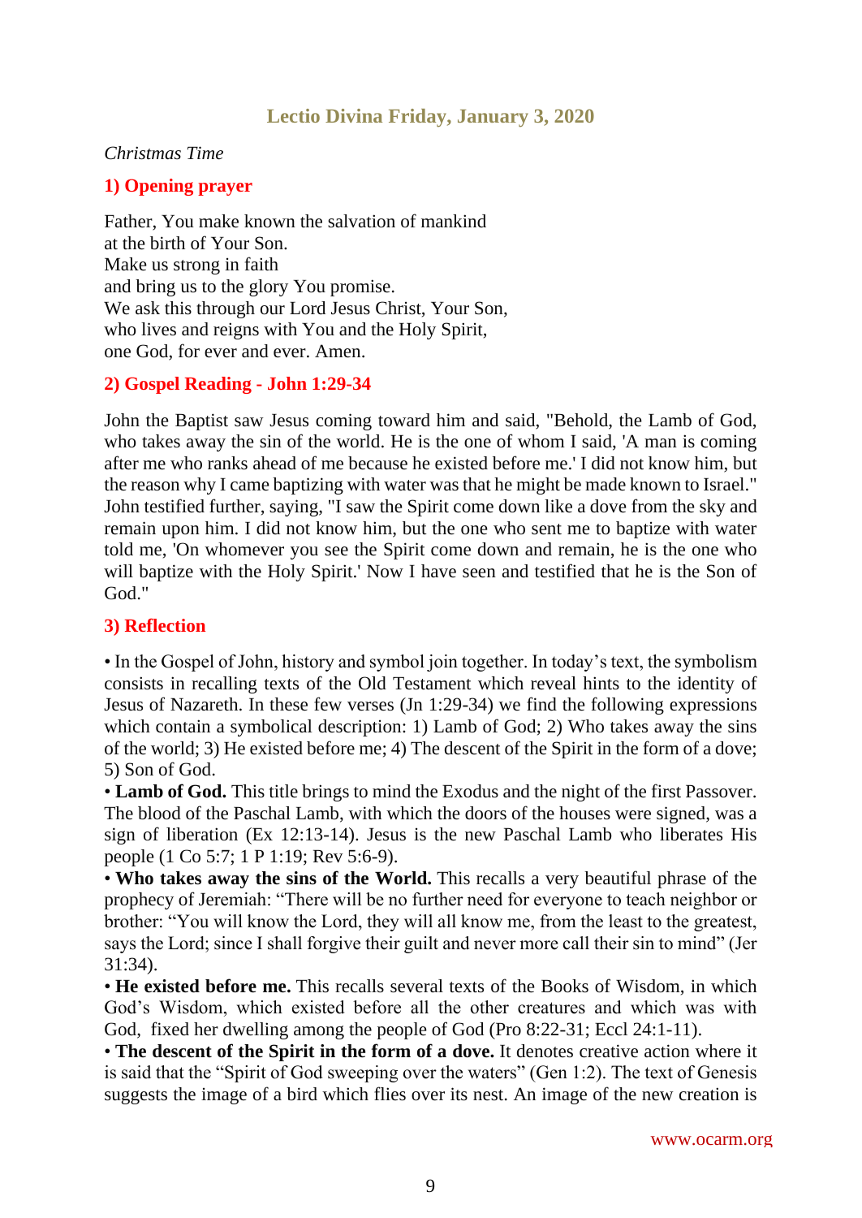## Lectio Divina Friday, January 3, 2020

*Christmas Time*

### 1) Opening prayer

Father, You make known the salvation of mankind
at the birth of Your Son.
Make us strong in faith
and bring us to the glory You promise.
We ask this through our Lord Jesus Christ, Your Son,
who lives and reigns with You and the Holy Spirit,
one God, for ever and ever. Amen.

### 2) Gospel Reading - John 1:29-34

John the Baptist saw Jesus coming toward him and said, "Behold, the Lamb of God, who takes away the sin of the world. He is the one of whom I said, 'A man is coming after me who ranks ahead of me because he existed before me.' I did not know him, but the reason why I came baptizing with water was that he might be made known to Israel." John testified further, saying, "I saw the Spirit come down like a dove from the sky and remain upon him. I did not know him, but the one who sent me to baptize with water told me, 'On whomever you see the Spirit come down and remain, he is the one who will baptize with the Holy Spirit.' Now I have seen and testified that he is the Son of God."

### 3) Reflection

• In the Gospel of John, history and symbol join together. In today's text, the symbolism consists in recalling texts of the Old Testament which reveal hints to the identity of Jesus of Nazareth. In these few verses (Jn 1:29-34) we find the following expressions which contain a symbolical description: 1) Lamb of God; 2) Who takes away the sins of the world; 3) He existed before me; 4) The descent of the Spirit in the form of a dove; 5) Son of God.

• **Lamb of God.** This title brings to mind the Exodus and the night of the first Passover. The blood of the Paschal Lamb, with which the doors of the houses were signed, was a sign of liberation (Ex 12:13-14). Jesus is the new Paschal Lamb who liberates His people (1 Co 5:7; 1 P 1:19; Rev 5:6-9).

• **Who takes away the sins of the World.** This recalls a very beautiful phrase of the prophecy of Jeremiah: "There will be no further need for everyone to teach neighbor or brother: "You will know the Lord, they will all know me, from the least to the greatest, says the Lord; since I shall forgive their guilt and never more call their sin to mind" (Jer 31:34).

• **He existed before me.** This recalls several texts of the Books of Wisdom, in which God's Wisdom, which existed before all the other creatures and which was with God, fixed her dwelling among the people of God (Pro 8:22-31; Eccl 24:1-11).

• **The descent of the Spirit in the form of a dove.** It denotes creative action where it is said that the "Spirit of God sweeping over the waters" (Gen 1:2). The text of Genesis suggests the image of a bird which flies over its nest. An image of the new creation is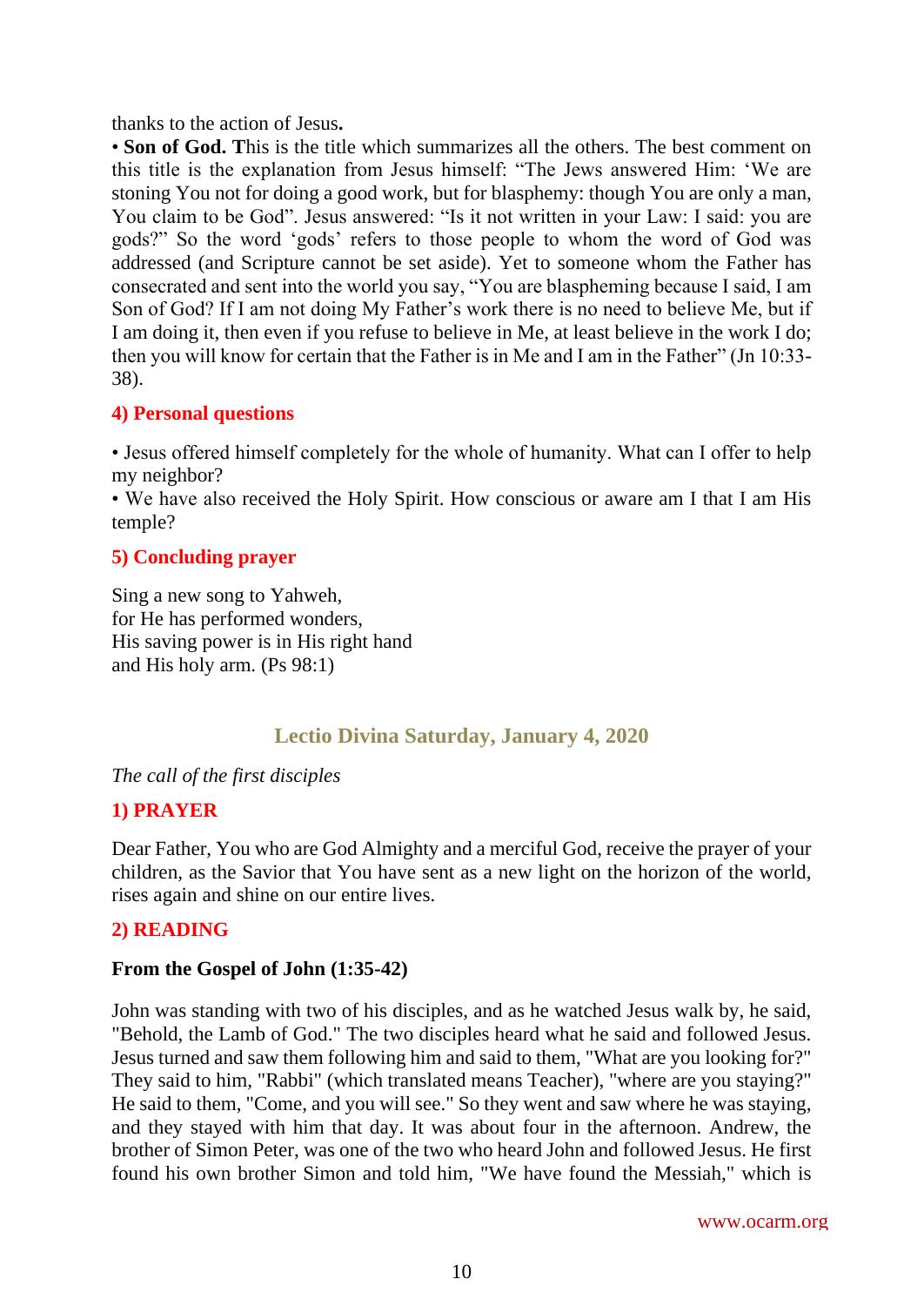thanks to the action of Jesus**.**

• **Son of God. T**his is the title which summarizes all the others. The best comment on this title is the explanation from Jesus himself: "The Jews answered Him: 'We are stoning You not for doing a good work, but for blasphemy: though You are only a man, You claim to be God". Jesus answered: "Is it not written in your Law: I said: you are gods?" So the word 'gods' refers to those people to whom the word of God was addressed (and Scripture cannot be set aside). Yet to someone whom the Father has consecrated and sent into the world you say, "You are blaspheming because I said, I am Son of God? If I am not doing My Father's work there is no need to believe Me, but if I am doing it, then even if you refuse to believe in Me, at least believe in the work I do; then you will know for certain that the Father is in Me and I am in the Father" (Jn 10:33-38).

### 4) Personal questions

• Jesus offered himself completely for the whole of humanity. What can I offer to help my neighbor?
• We have also received the Holy Spirit. How conscious or aware am I that I am His temple?

### 5) Concluding prayer

Sing a new song to Yahweh,
for He has performed wonders,
His saving power is in His right hand
and His holy arm. (Ps 98:1)

## Lectio Divina Saturday, January 4, 2020

*The call of the first disciples*

### 1) PRAYER

Dear Father, You who are God Almighty and a merciful God, receive the prayer of your children, as the Savior that You have sent as a new light on the horizon of the world, rises again and shine on our entire lives.

### 2) READING

**From the Gospel of John (1:35-42)**

John was standing with two of his disciples, and as he watched Jesus walk by, he said, "Behold, the Lamb of God." The two disciples heard what he said and followed Jesus. Jesus turned and saw them following him and said to them, "What are you looking for?" They said to him, "Rabbi" (which translated means Teacher), "where are you staying?" He said to them, "Come, and you will see." So they went and saw where he was staying, and they stayed with him that day. It was about four in the afternoon. Andrew, the brother of Simon Peter, was one of the two who heard John and followed Jesus. He first found his own brother Simon and told him, "We have found the Messiah," which is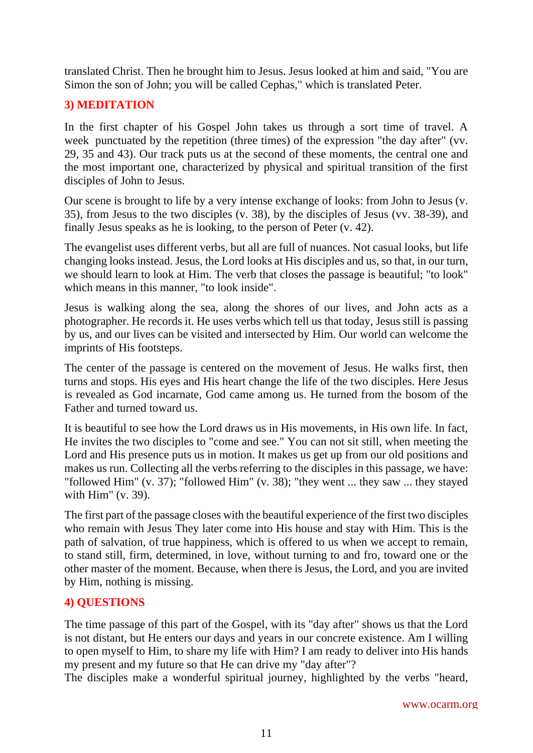translated Christ. Then he brought him to Jesus. Jesus looked at him and said, "You are Simon the son of John; you will be called Cephas," which is translated Peter.

## 3) MEDITATION

In the first chapter of his Gospel John takes us through a sort time of travel. A week punctuated by the repetition (three times) of the expression "the day after" (vv. 29, 35 and 43). Our track puts us at the second of these moments, the central one and the most important one, characterized by physical and spiritual transition of the first disciples of John to Jesus.

Our scene is brought to life by a very intense exchange of looks: from John to Jesus (v. 35), from Jesus to the two disciples (v. 38), by the disciples of Jesus (vv. 38-39), and finally Jesus speaks as he is looking, to the person of Peter (v. 42).

The evangelist uses different verbs, but all are full of nuances. Not casual looks, but life changing looks instead. Jesus, the Lord looks at His disciples and us, so that, in our turn, we should learn to look at Him. The verb that closes the passage is beautiful; "to look" which means in this manner, "to look inside".

Jesus is walking along the sea, along the shores of our lives, and John acts as a photographer. He records it. He uses verbs which tell us that today, Jesus still is passing by us, and our lives can be visited and intersected by Him. Our world can welcome the imprints of His footsteps.

The center of the passage is centered on the movement of Jesus. He walks first, then turns and stops. His eyes and His heart change the life of the two disciples. Here Jesus is revealed as God incarnate, God came among us. He turned from the bosom of the Father and turned toward us.

It is beautiful to see how the Lord draws us in His movements, in His own life. In fact, He invites the two disciples to "come and see." You can not sit still, when meeting the Lord and His presence puts us in motion. It makes us get up from our old positions and makes us run. Collecting all the verbs referring to the disciples in this passage, we have: "followed Him" (v. 37); "followed Him" (v. 38); "they went ... they saw ... they stayed with Him" (v. 39).

The first part of the passage closes with the beautiful experience of the first two disciples who remain with Jesus They later come into His house and stay with Him. This is the path of salvation, of true happiness, which is offered to us when we accept to remain, to stand still, firm, determined, in love, without turning to and fro, toward one or the other master of the moment. Because, when there is Jesus, the Lord, and you are invited by Him, nothing is missing.

## 4) QUESTIONS

The time passage of this part of the Gospel, with its "day after" shows us that the Lord is not distant, but He enters our days and years in our concrete existence. Am I willing to open myself to Him, to share my life with Him? I am ready to deliver into His hands my present and my future so that He can drive my "day after"?

The disciples make a wonderful spiritual journey, highlighted by the verbs "heard,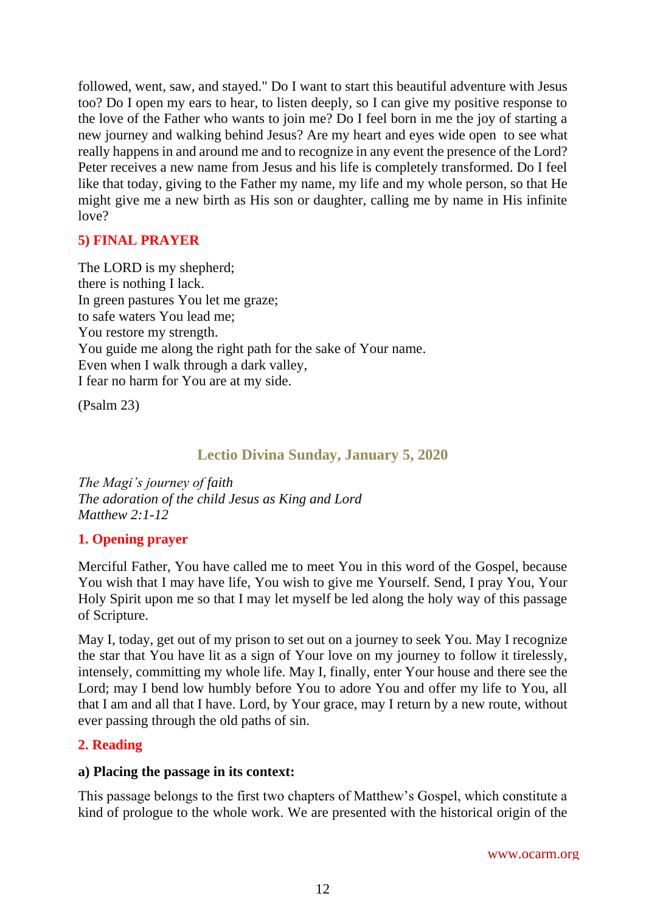followed, went, saw, and stayed." Do I want to start this beautiful adventure with Jesus too? Do I open my ears to hear, to listen deeply, so I can give my positive response to the love of the Father who wants to join me? Do I feel born in me the joy of starting a new journey and walking behind Jesus? Are my heart and eyes wide open to see what really happens in and around me and to recognize in any event the presence of the Lord? Peter receives a new name from Jesus and his life is completely transformed. Do I feel like that today, giving to the Father my name, my life and my whole person, so that He might give me a new birth as His son or daughter, calling me by name in His infinite love?

### 5) FINAL PRAYER

The LORD is my shepherd;
there is nothing I lack.
In green pastures You let me graze;
to safe waters You lead me;
You restore my strength.
You guide me along the right path for the sake of Your name.
Even when I walk through a dark valley,
I fear no harm for You are at my side.

(Psalm 23)

## Lectio Divina Sunday, January 5, 2020

*The Magi's journey of faith*
*The adoration of the child Jesus as King and Lord*
*Matthew 2:1-12*

### 1. Opening prayer

Merciful Father, You have called me to meet You in this word of the Gospel, because You wish that I may have life, You wish to give me Yourself. Send, I pray You, Your Holy Spirit upon me so that I may let myself be led along the holy way of this passage of Scripture.

May I, today, get out of my prison to set out on a journey to seek You. May I recognize the star that You have lit as a sign of Your love on my journey to follow it tirelessly, intensely, committing my whole life. May I, finally, enter Your house and there see the Lord; may I bend low humbly before You to adore You and offer my life to You, all that I am and all that I have. Lord, by Your grace, may I return by a new route, without ever passing through the old paths of sin.

### 2. Reading

**a) Placing the passage in its context:**

This passage belongs to the first two chapters of Matthew's Gospel, which constitute a kind of prologue to the whole work. We are presented with the historical origin of the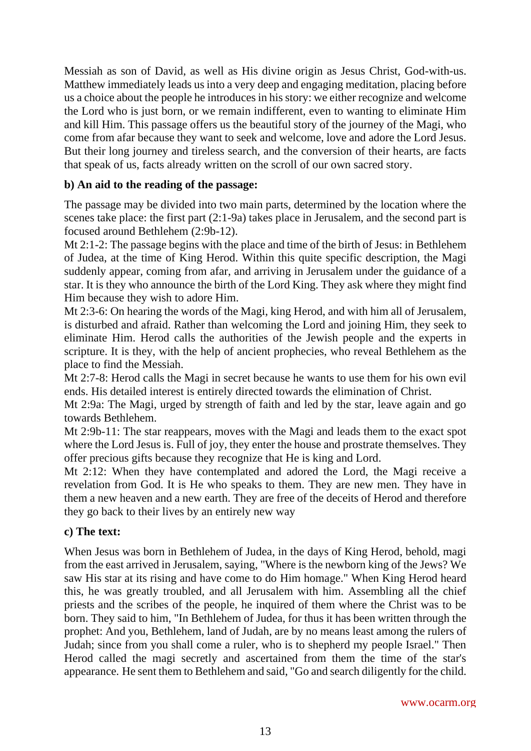Messiah as son of David, as well as His divine origin as Jesus Christ, God-with-us. Matthew immediately leads us into a very deep and engaging meditation, placing before us a choice about the people he introduces in his story: we either recognize and welcome the Lord who is just born, or we remain indifferent, even to wanting to eliminate Him and kill Him. This passage offers us the beautiful story of the journey of the Magi, who come from afar because they want to seek and welcome, love and adore the Lord Jesus. But their long journey and tireless search, and the conversion of their hearts, are facts that speak of us, facts already written on the scroll of our own sacred story.

**b) An aid to the reading of the passage:**

The passage may be divided into two main parts, determined by the location where the scenes take place: the first part (2:1-9a) takes place in Jerusalem, and the second part is focused around Bethlehem (2:9b-12).

Mt 2:1-2: The passage begins with the place and time of the birth of Jesus: in Bethlehem of Judea, at the time of King Herod. Within this quite specific description, the Magi suddenly appear, coming from afar, and arriving in Jerusalem under the guidance of a star. It is they who announce the birth of the Lord King. They ask where they might find Him because they wish to adore Him.

Mt 2:3-6: On hearing the words of the Magi, king Herod, and with him all of Jerusalem, is disturbed and afraid. Rather than welcoming the Lord and joining Him, they seek to eliminate Him. Herod calls the authorities of the Jewish people and the experts in scripture. It is they, with the help of ancient prophecies, who reveal Bethlehem as the place to find the Messiah.

Mt 2:7-8: Herod calls the Magi in secret because he wants to use them for his own evil ends. His detailed interest is entirely directed towards the elimination of Christ.

Mt 2:9a: The Magi, urged by strength of faith and led by the star, leave again and go towards Bethlehem.

Mt 2:9b-11: The star reappears, moves with the Magi and leads them to the exact spot where the Lord Jesus is. Full of joy, they enter the house and prostrate themselves. They offer precious gifts because they recognize that He is king and Lord.

Mt 2:12: When they have contemplated and adored the Lord, the Magi receive a revelation from God. It is He who speaks to them. They are new men. They have in them a new heaven and a new earth. They are free of the deceits of Herod and therefore they go back to their lives by an entirely new way

**c) The text:**

When Jesus was born in Bethlehem of Judea, in the days of King Herod, behold, magi from the east arrived in Jerusalem, saying, "Where is the newborn king of the Jews? We saw His star at its rising and have come to do Him homage." When King Herod heard this, he was greatly troubled, and all Jerusalem with him. Assembling all the chief priests and the scribes of the people, he inquired of them where the Christ was to be born. They said to him, "In Bethlehem of Judea, for thus it has been written through the prophet: And you, Bethlehem, land of Judah, are by no means least among the rulers of Judah; since from you shall come a ruler, who is to shepherd my people Israel." Then Herod called the magi secretly and ascertained from them the time of the star's appearance. He sent them to Bethlehem and said, "Go and search diligently for the child.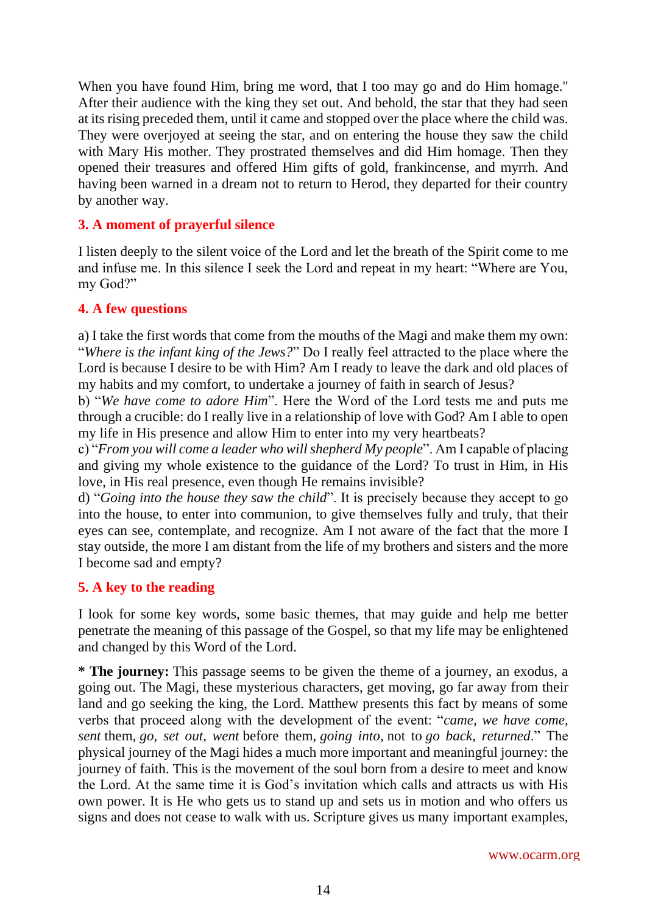When you have found Him, bring me word, that I too may go and do Him homage." After their audience with the king they set out. And behold, the star that they had seen at its rising preceded them, until it came and stopped over the place where the child was. They were overjoyed at seeing the star, and on entering the house they saw the child with Mary His mother. They prostrated themselves and did Him homage. Then they opened their treasures and offered Him gifts of gold, frankincense, and myrrh. And having been warned in a dream not to return to Herod, they departed for their country by another way.

## 3. A moment of prayerful silence

I listen deeply to the silent voice of the Lord and let the breath of the Spirit come to me and infuse me. In this silence I seek the Lord and repeat in my heart: "Where are You, my God?"

## 4. A few questions

a) I take the first words that come from the mouths of the Magi and make them my own: "*Where is the infant king of the Jews?*" Do I really feel attracted to the place where the Lord is because I desire to be with Him? Am I ready to leave the dark and old places of my habits and my comfort, to undertake a journey of faith in search of Jesus?
b) "*We have come to adore Him*". Here the Word of the Lord tests me and puts me through a crucible: do I really live in a relationship of love with God? Am I able to open my life in His presence and allow Him to enter into my very heartbeats?
c) "*From you will come a leader who will shepherd My people*". Am I capable of placing and giving my whole existence to the guidance of the Lord? To trust in Him, in His love, in His real presence, even though He remains invisible?
d) "*Going into the house they saw the child*". It is precisely because they accept to go into the house, to enter into communion, to give themselves fully and truly, that their eyes can see, contemplate, and recognize. Am I not aware of the fact that the more I stay outside, the more I am distant from the life of my brothers and sisters and the more I become sad and empty?

## 5. A key to the reading

I look for some key words, some basic themes, that may guide and help me better penetrate the meaning of this passage of the Gospel, so that my life may be enlightened and changed by this Word of the Lord.

**\* The journey:** This passage seems to be given the theme of a journey, an exodus, a going out. The Magi, these mysterious characters, get moving, go far away from their land and go seeking the king, the Lord. Matthew presents this fact by means of some verbs that proceed along with the development of the event: "*came, we have come, sent* them, *go, set out, went* before them, *going into,* not to *go back, returned*." The physical journey of the Magi hides a much more important and meaningful journey: the journey of faith. This is the movement of the soul born from a desire to meet and know the Lord. At the same time it is God's invitation which calls and attracts us with His own power. It is He who gets us to stand up and sets us in motion and who offers us signs and does not cease to walk with us. Scripture gives us many important examples,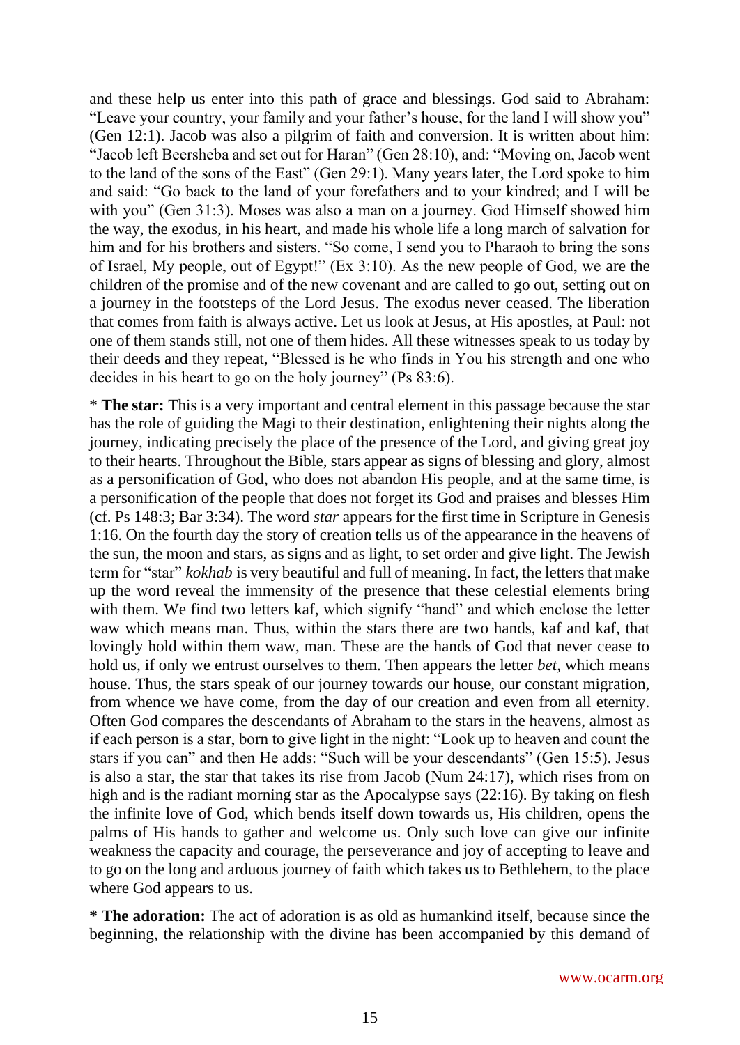and these help us enter into this path of grace and blessings. God said to Abraham: "Leave your country, your family and your father's house, for the land I will show you" (Gen 12:1). Jacob was also a pilgrim of faith and conversion. It is written about him: "Jacob left Beersheba and set out for Haran" (Gen 28:10), and: "Moving on, Jacob went to the land of the sons of the East" (Gen 29:1). Many years later, the Lord spoke to him and said: "Go back to the land of your forefathers and to your kindred; and I will be with you" (Gen 31:3). Moses was also a man on a journey. God Himself showed him the way, the exodus, in his heart, and made his whole life a long march of salvation for him and for his brothers and sisters. "So come, I send you to Pharaoh to bring the sons of Israel, My people, out of Egypt!" (Ex 3:10). As the new people of God, we are the children of the promise and of the new covenant and are called to go out, setting out on a journey in the footsteps of the Lord Jesus. The exodus never ceased. The liberation that comes from faith is always active. Let us look at Jesus, at His apostles, at Paul: not one of them stands still, not one of them hides. All these witnesses speak to us today by their deeds and they repeat, "Blessed is he who finds in You his strength and one who decides in his heart to go on the holy journey" (Ps 83:6).

* **The star:** This is a very important and central element in this passage because the star has the role of guiding the Magi to their destination, enlightening their nights along the journey, indicating precisely the place of the presence of the Lord, and giving great joy to their hearts. Throughout the Bible, stars appear as signs of blessing and glory, almost as a personification of God, who does not abandon His people, and at the same time, is a personification of the people that does not forget its God and praises and blesses Him (cf. Ps 148:3; Bar 3:34). The word *star* appears for the first time in Scripture in Genesis 1:16. On the fourth day the story of creation tells us of the appearance in the heavens of the sun, the moon and stars, as signs and as light, to set order and give light. The Jewish term for "star" *kokhab* is very beautiful and full of meaning. In fact, the letters that make up the word reveal the immensity of the presence that these celestial elements bring with them. We find two letters kaf, which signify "hand" and which enclose the letter waw which means man. Thus, within the stars there are two hands, kaf and kaf, that lovingly hold within them waw, man. These are the hands of God that never cease to hold us, if only we entrust ourselves to them. Then appears the letter *bet*, which means house. Thus, the stars speak of our journey towards our house, our constant migration, from whence we have come, from the day of our creation and even from all eternity. Often God compares the descendants of Abraham to the stars in the heavens, almost as if each person is a star, born to give light in the night: "Look up to heaven and count the stars if you can" and then He adds: "Such will be your descendants" (Gen 15:5). Jesus is also a star, the star that takes its rise from Jacob (Num 24:17), which rises from on high and is the radiant morning star as the Apocalypse says (22:16). By taking on flesh the infinite love of God, which bends itself down towards us, His children, opens the palms of His hands to gather and welcome us. Only such love can give our infinite weakness the capacity and courage, the perseverance and joy of accepting to leave and to go on the long and arduous journey of faith which takes us to Bethlehem, to the place where God appears to us.

**\* The adoration:** The act of adoration is as old as humankind itself, because since the beginning, the relationship with the divine has been accompanied by this demand of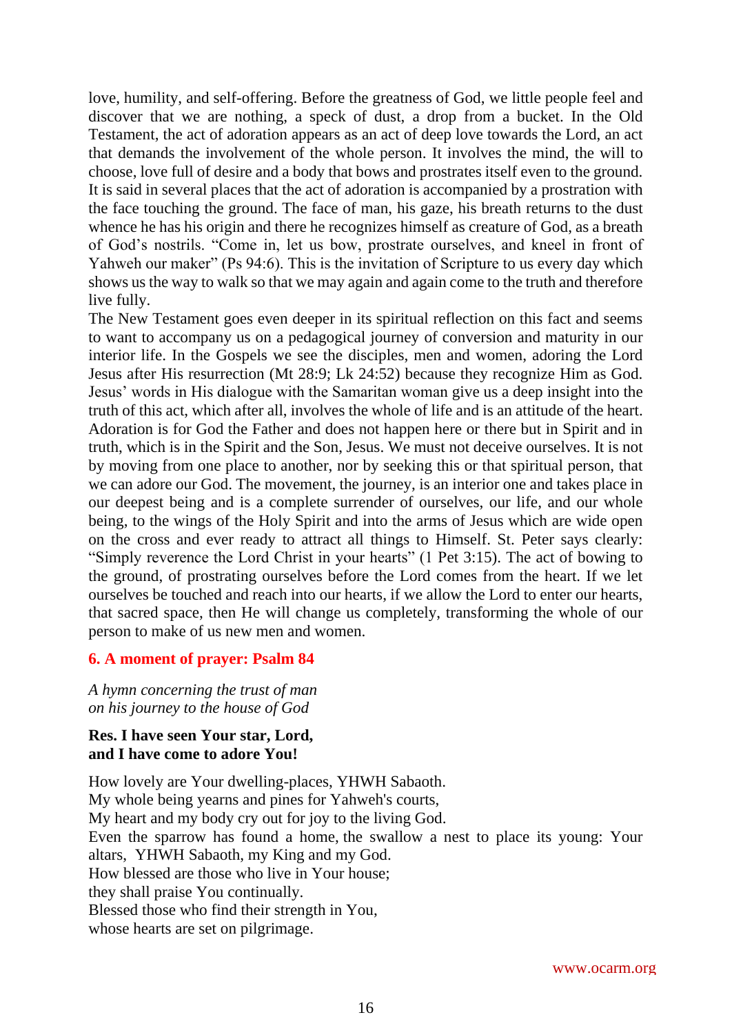love, humility, and self-offering. Before the greatness of God, we little people feel and discover that we are nothing, a speck of dust, a drop from a bucket. In the Old Testament, the act of adoration appears as an act of deep love towards the Lord, an act that demands the involvement of the whole person. It involves the mind, the will to choose, love full of desire and a body that bows and prostrates itself even to the ground. It is said in several places that the act of adoration is accompanied by a prostration with the face touching the ground. The face of man, his gaze, his breath returns to the dust whence he has his origin and there he recognizes himself as creature of God, as a breath of God's nostrils. "Come in, let us bow, prostrate ourselves, and kneel in front of Yahweh our maker" (Ps 94:6). This is the invitation of Scripture to us every day which shows us the way to walk so that we may again and again come to the truth and therefore live fully.

The New Testament goes even deeper in its spiritual reflection on this fact and seems to want to accompany us on a pedagogical journey of conversion and maturity in our interior life. In the Gospels we see the disciples, men and women, adoring the Lord Jesus after His resurrection (Mt 28:9; Lk 24:52) because they recognize Him as God. Jesus' words in His dialogue with the Samaritan woman give us a deep insight into the truth of this act, which after all, involves the whole of life and is an attitude of the heart. Adoration is for God the Father and does not happen here or there but in Spirit and in truth, which is in the Spirit and the Son, Jesus. We must not deceive ourselves. It is not by moving from one place to another, nor by seeking this or that spiritual person, that we can adore our God. The movement, the journey, is an interior one and takes place in our deepest being and is a complete surrender of ourselves, our life, and our whole being, to the wings of the Holy Spirit and into the arms of Jesus which are wide open on the cross and ever ready to attract all things to Himself. St. Peter says clearly: "Simply reverence the Lord Christ in your hearts" (1 Pet 3:15). The act of bowing to the ground, of prostrating ourselves before the Lord comes from the heart. If we let ourselves be touched and reach into our hearts, if we allow the Lord to enter our hearts, that sacred space, then He will change us completely, transforming the whole of our person to make of us new men and women.

## 6. A moment of prayer: Psalm 84

*A hymn concerning the trust of man*
*on his journey to the house of God*

**Res. I have seen Your star, Lord,**
**and I have come to adore You!**

How lovely are Your dwelling-places, YHWH Sabaoth.
My whole being yearns and pines for Yahweh's courts,
My heart and my body cry out for joy to the living God.
Even the sparrow has found a home, the swallow a nest to place its young: Your altars, YHWH Sabaoth, my King and my God.
How blessed are those who live in Your house;
they shall praise You continually.
Blessed those who find their strength in You,
whose hearts are set on pilgrimage.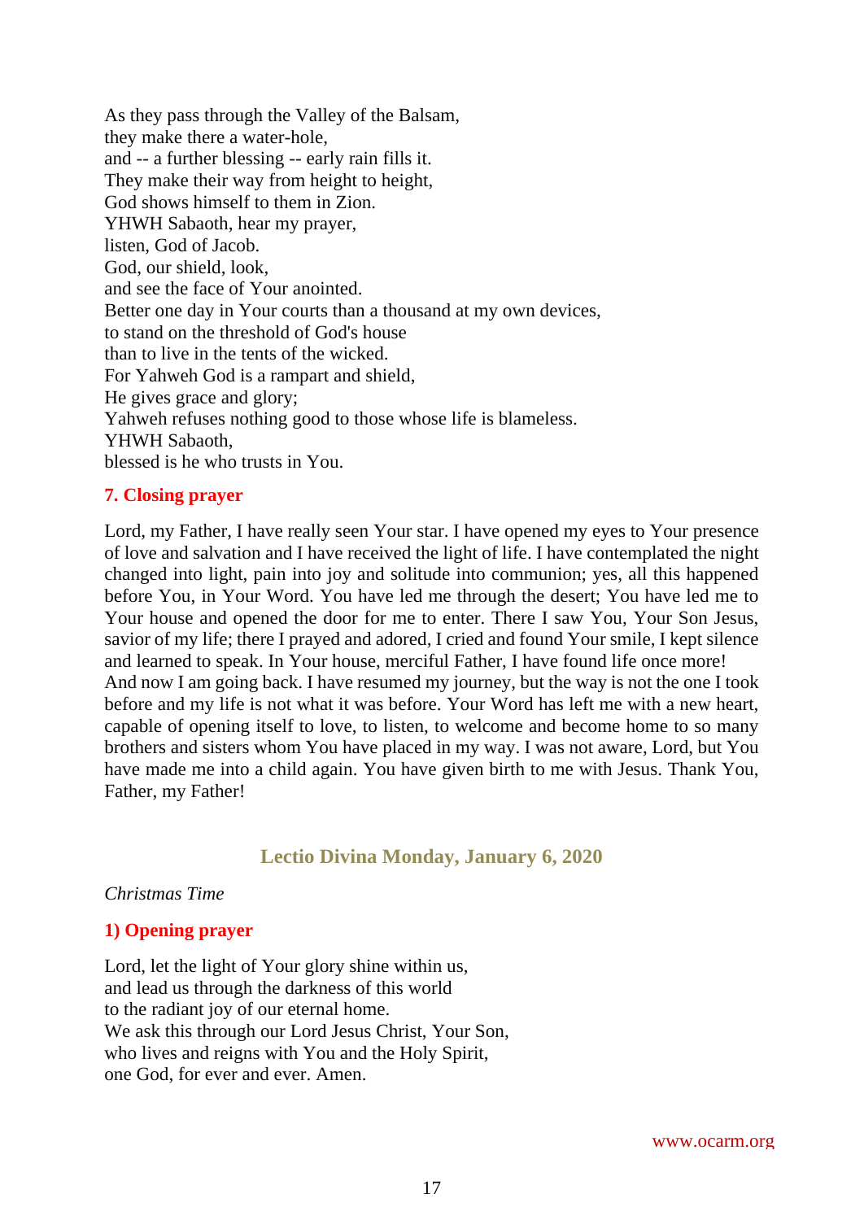As they pass through the Valley of the Balsam,
they make there a water-hole,
and -- a further blessing -- early rain fills it.
They make their way from height to height,
God shows himself to them in Zion.
YHWH Sabaoth, hear my prayer,
listen, God of Jacob.
God, our shield, look,
and see the face of Your anointed.
Better one day in Your courts than a thousand at my own devices,
to stand on the threshold of God's house
than to live in the tents of the wicked.
For Yahweh God is a rampart and shield,
He gives grace and glory;
Yahweh refuses nothing good to those whose life is blameless.
YHWH Sabaoth,
blessed is he who trusts in You.

### 7. Closing prayer

Lord, my Father, I have really seen Your star. I have opened my eyes to Your presence of love and salvation and I have received the light of life. I have contemplated the night changed into light, pain into joy and solitude into communion; yes, all this happened before You, in Your Word. You have led me through the desert; You have led me to Your house and opened the door for me to enter. There I saw You, Your Son Jesus, savior of my life; there I prayed and adored, I cried and found Your smile, I kept silence and learned to speak. In Your house, merciful Father, I have found life once more!
And now I am going back. I have resumed my journey, but the way is not the one I took before and my life is not what it was before. Your Word has left me with a new heart, capable of opening itself to love, to listen, to welcome and become home to so many brothers and sisters whom You have placed in my way. I was not aware, Lord, but You have made me into a child again. You have given birth to me with Jesus. Thank You, Father, my Father!

## Lectio Divina Monday, January 6, 2020

*Christmas Time*

### 1) Opening prayer

Lord, let the light of Your glory shine within us,
and lead us through the darkness of this world
to the radiant joy of our eternal home.
We ask this through our Lord Jesus Christ, Your Son,
who lives and reigns with You and the Holy Spirit,
one God, for ever and ever. Amen.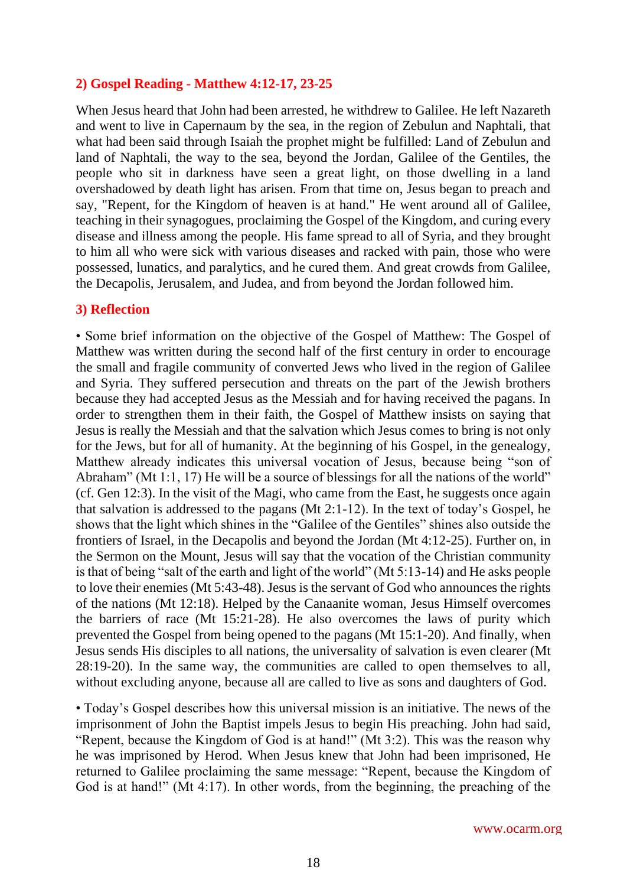## 2) Gospel Reading - Matthew 4:12-17, 23-25

When Jesus heard that John had been arrested, he withdrew to Galilee. He left Nazareth and went to live in Capernaum by the sea, in the region of Zebulun and Naphtali, that what had been said through Isaiah the prophet might be fulfilled: Land of Zebulun and land of Naphtali, the way to the sea, beyond the Jordan, Galilee of the Gentiles, the people who sit in darkness have seen a great light, on those dwelling in a land overshadowed by death light has arisen. From that time on, Jesus began to preach and say, "Repent, for the Kingdom of heaven is at hand." He went around all of Galilee, teaching in their synagogues, proclaiming the Gospel of the Kingdom, and curing every disease and illness among the people. His fame spread to all of Syria, and they brought to him all who were sick with various diseases and racked with pain, those who were possessed, lunatics, and paralytics, and he cured them. And great crowds from Galilee, the Decapolis, Jerusalem, and Judea, and from beyond the Jordan followed him.

## 3) Reflection

• Some brief information on the objective of the Gospel of Matthew: The Gospel of Matthew was written during the second half of the first century in order to encourage the small and fragile community of converted Jews who lived in the region of Galilee and Syria. They suffered persecution and threats on the part of the Jewish brothers because they had accepted Jesus as the Messiah and for having received the pagans. In order to strengthen them in their faith, the Gospel of Matthew insists on saying that Jesus is really the Messiah and that the salvation which Jesus comes to bring is not only for the Jews, but for all of humanity. At the beginning of his Gospel, in the genealogy, Matthew already indicates this universal vocation of Jesus, because being "son of Abraham" (Mt 1:1, 17) He will be a source of blessings for all the nations of the world" (cf. Gen 12:3). In the visit of the Magi, who came from the East, he suggests once again that salvation is addressed to the pagans (Mt 2:1-12). In the text of today's Gospel, he shows that the light which shines in the "Galilee of the Gentiles" shines also outside the frontiers of Israel, in the Decapolis and beyond the Jordan (Mt 4:12-25). Further on, in the Sermon on the Mount, Jesus will say that the vocation of the Christian community is that of being "salt of the earth and light of the world" (Mt 5:13-14) and He asks people to love their enemies (Mt 5:43-48). Jesus is the servant of God who announces the rights of the nations (Mt 12:18). Helped by the Canaanite woman, Jesus Himself overcomes the barriers of race (Mt 15:21-28). He also overcomes the laws of purity which prevented the Gospel from being opened to the pagans (Mt 15:1-20). And finally, when Jesus sends His disciples to all nations, the universality of salvation is even clearer (Mt 28:19-20). In the same way, the communities are called to open themselves to all, without excluding anyone, because all are called to live as sons and daughters of God.

• Today's Gospel describes how this universal mission is an initiative. The news of the imprisonment of John the Baptist impels Jesus to begin His preaching. John had said, "Repent, because the Kingdom of God is at hand!" (Mt 3:2). This was the reason why he was imprisoned by Herod. When Jesus knew that John had been imprisoned, He returned to Galilee proclaiming the same message: "Repent, because the Kingdom of God is at hand!" (Mt 4:17). In other words, from the beginning, the preaching of the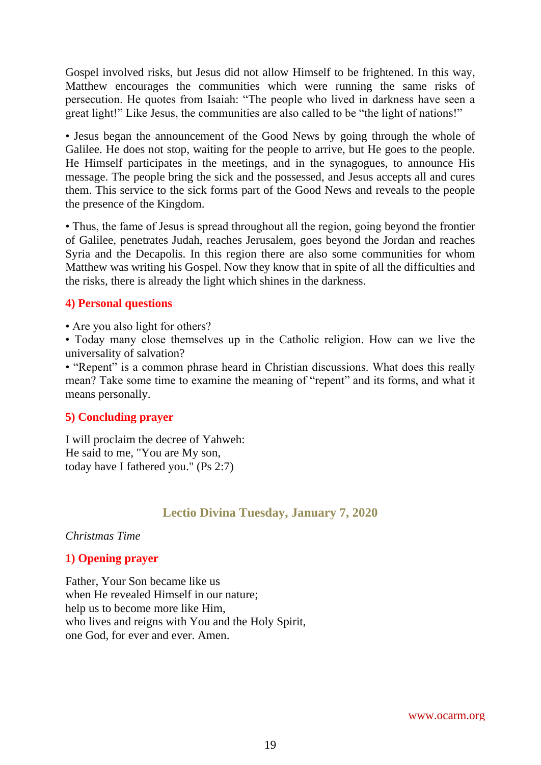Gospel involved risks, but Jesus did not allow Himself to be frightened. In this way, Matthew encourages the communities which were running the same risks of persecution. He quotes from Isaiah: "The people who lived in darkness have seen a great light!" Like Jesus, the communities are also called to be "the light of nations!"

• Jesus began the announcement of the Good News by going through the whole of Galilee. He does not stop, waiting for the people to arrive, but He goes to the people. He Himself participates in the meetings, and in the synagogues, to announce His message. The people bring the sick and the possessed, and Jesus accepts all and cures them. This service to the sick forms part of the Good News and reveals to the people the presence of the Kingdom.

• Thus, the fame of Jesus is spread throughout all the region, going beyond the frontier of Galilee, penetrates Judah, reaches Jerusalem, goes beyond the Jordan and reaches Syria and the Decapolis. In this region there are also some communities for whom Matthew was writing his Gospel. Now they know that in spite of all the difficulties and the risks, there is already the light which shines in the darkness.

### 4) Personal questions

• Are you also light for others?
• Today many close themselves up in the Catholic religion. How can we live the universality of salvation?
• "Repent" is a common phrase heard in Christian discussions. What does this really mean? Take some time to examine the meaning of "repent" and its forms, and what it means personally.

### 5) Concluding prayer

I will proclaim the decree of Yahweh:
He said to me, "You are My son,
today have I fathered you." (Ps 2:7)

## Lectio Divina Tuesday, January 7, 2020

*Christmas Time*

### 1) Opening prayer

Father, Your Son became like us
when He revealed Himself in our nature;
help us to become more like Him,
who lives and reigns with You and the Holy Spirit,
one God, for ever and ever. Amen.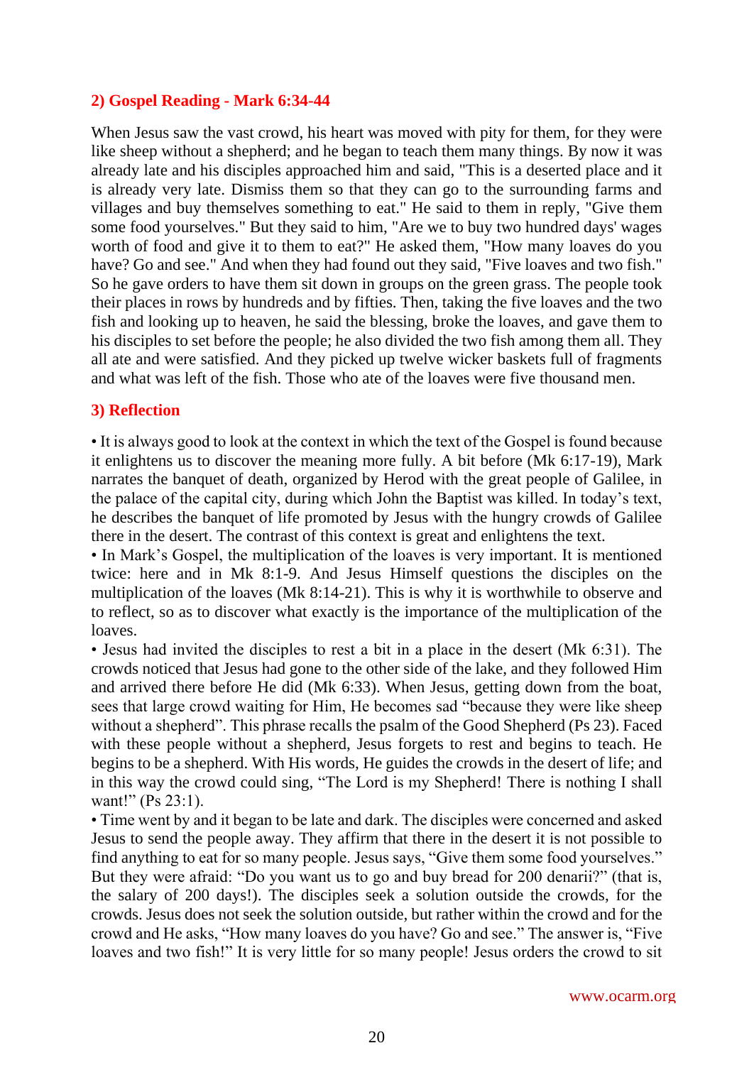## 2) Gospel Reading - Mark 6:34-44

When Jesus saw the vast crowd, his heart was moved with pity for them, for they were like sheep without a shepherd; and he began to teach them many things. By now it was already late and his disciples approached him and said, "This is a deserted place and it is already very late. Dismiss them so that they can go to the surrounding farms and villages and buy themselves something to eat." He said to them in reply, "Give them some food yourselves." But they said to him, "Are we to buy two hundred days' wages worth of food and give it to them to eat?" He asked them, "How many loaves do you have? Go and see." And when they had found out they said, "Five loaves and two fish." So he gave orders to have them sit down in groups on the green grass. The people took their places in rows by hundreds and by fifties. Then, taking the five loaves and the two fish and looking up to heaven, he said the blessing, broke the loaves, and gave them to his disciples to set before the people; he also divided the two fish among them all. They all ate and were satisfied. And they picked up twelve wicker baskets full of fragments and what was left of the fish. Those who ate of the loaves were five thousand men.

## 3) Reflection

• It is always good to look at the context in which the text of the Gospel is found because it enlightens us to discover the meaning more fully. A bit before (Mk 6:17-19), Mark narrates the banquet of death, organized by Herod with the great people of Galilee, in the palace of the capital city, during which John the Baptist was killed. In today's text, he describes the banquet of life promoted by Jesus with the hungry crowds of Galilee there in the desert. The contrast of this context is great and enlightens the text.

• In Mark's Gospel, the multiplication of the loaves is very important. It is mentioned twice: here and in Mk 8:1-9. And Jesus Himself questions the disciples on the multiplication of the loaves (Mk 8:14-21). This is why it is worthwhile to observe and to reflect, so as to discover what exactly is the importance of the multiplication of the loaves.

• Jesus had invited the disciples to rest a bit in a place in the desert (Mk 6:31). The crowds noticed that Jesus had gone to the other side of the lake, and they followed Him and arrived there before He did (Mk 6:33). When Jesus, getting down from the boat, sees that large crowd waiting for Him, He becomes sad "because they were like sheep without a shepherd". This phrase recalls the psalm of the Good Shepherd (Ps 23). Faced with these people without a shepherd, Jesus forgets to rest and begins to teach. He begins to be a shepherd. With His words, He guides the crowds in the desert of life; and in this way the crowd could sing, "The Lord is my Shepherd! There is nothing I shall want!" (Ps 23:1).

• Time went by and it began to be late and dark. The disciples were concerned and asked Jesus to send the people away. They affirm that there in the desert it is not possible to find anything to eat for so many people. Jesus says, "Give them some food yourselves." But they were afraid: "Do you want us to go and buy bread for 200 denarii?" (that is, the salary of 200 days!). The disciples seek a solution outside the crowds, for the crowds. Jesus does not seek the solution outside, but rather within the crowd and for the crowd and He asks, "How many loaves do you have? Go and see." The answer is, "Five loaves and two fish!" It is very little for so many people! Jesus orders the crowd to sit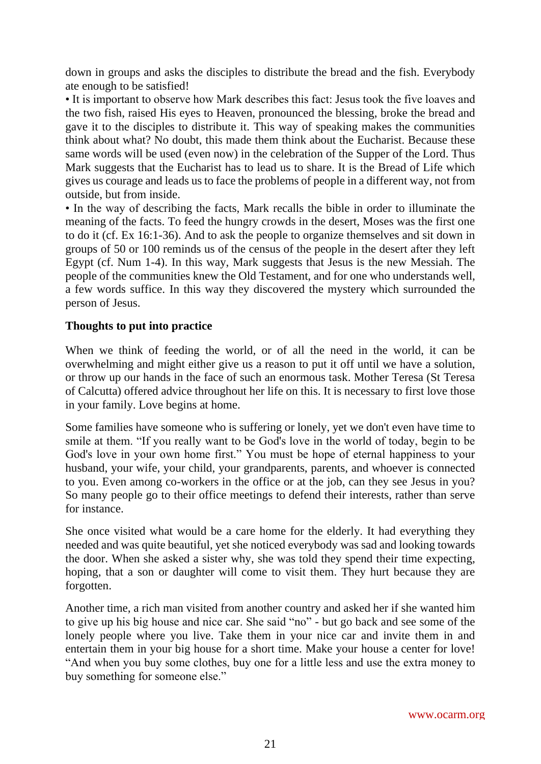down in groups and asks the disciples to distribute the bread and the fish. Everybody ate enough to be satisfied!

• It is important to observe how Mark describes this fact: Jesus took the five loaves and the two fish, raised His eyes to Heaven, pronounced the blessing, broke the bread and gave it to the disciples to distribute it. This way of speaking makes the communities think about what? No doubt, this made them think about the Eucharist. Because these same words will be used (even now) in the celebration of the Supper of the Lord. Thus Mark suggests that the Eucharist has to lead us to share. It is the Bread of Life which gives us courage and leads us to face the problems of people in a different way, not from outside, but from inside.

• In the way of describing the facts, Mark recalls the bible in order to illuminate the meaning of the facts. To feed the hungry crowds in the desert, Moses was the first one to do it (cf. Ex 16:1-36). And to ask the people to organize themselves and sit down in groups of 50 or 100 reminds us of the census of the people in the desert after they left Egypt (cf. Num 1-4). In this way, Mark suggests that Jesus is the new Messiah. The people of the communities knew the Old Testament, and for one who understands well, a few words suffice. In this way they discovered the mystery which surrounded the person of Jesus.

**Thoughts to put into practice**

When we think of feeding the world, or of all the need in the world, it can be overwhelming and might either give us a reason to put it off until we have a solution, or throw up our hands in the face of such an enormous task. Mother Teresa (St Teresa of Calcutta) offered advice throughout her life on this. It is necessary to first love those in your family. Love begins at home.

Some families have someone who is suffering or lonely, yet we don't even have time to smile at them. "If you really want to be God's love in the world of today, begin to be God's love in your own home first." You must be hope of eternal happiness to your husband, your wife, your child, your grandparents, parents, and whoever is connected to you. Even among co-workers in the office or at the job, can they see Jesus in you? So many people go to their office meetings to defend their interests, rather than serve for instance.

She once visited what would be a care home for the elderly. It had everything they needed and was quite beautiful, yet she noticed everybody was sad and looking towards the door. When she asked a sister why, she was told they spend their time expecting, hoping, that a son or daughter will come to visit them. They hurt because they are forgotten.

Another time, a rich man visited from another country and asked her if she wanted him to give up his big house and nice car. She said "no" - but go back and see some of the lonely people where you live. Take them in your nice car and invite them in and entertain them in your big house for a short time. Make your house a center for love! "And when you buy some clothes, buy one for a little less and use the extra money to buy something for someone else."

www.ocarm.org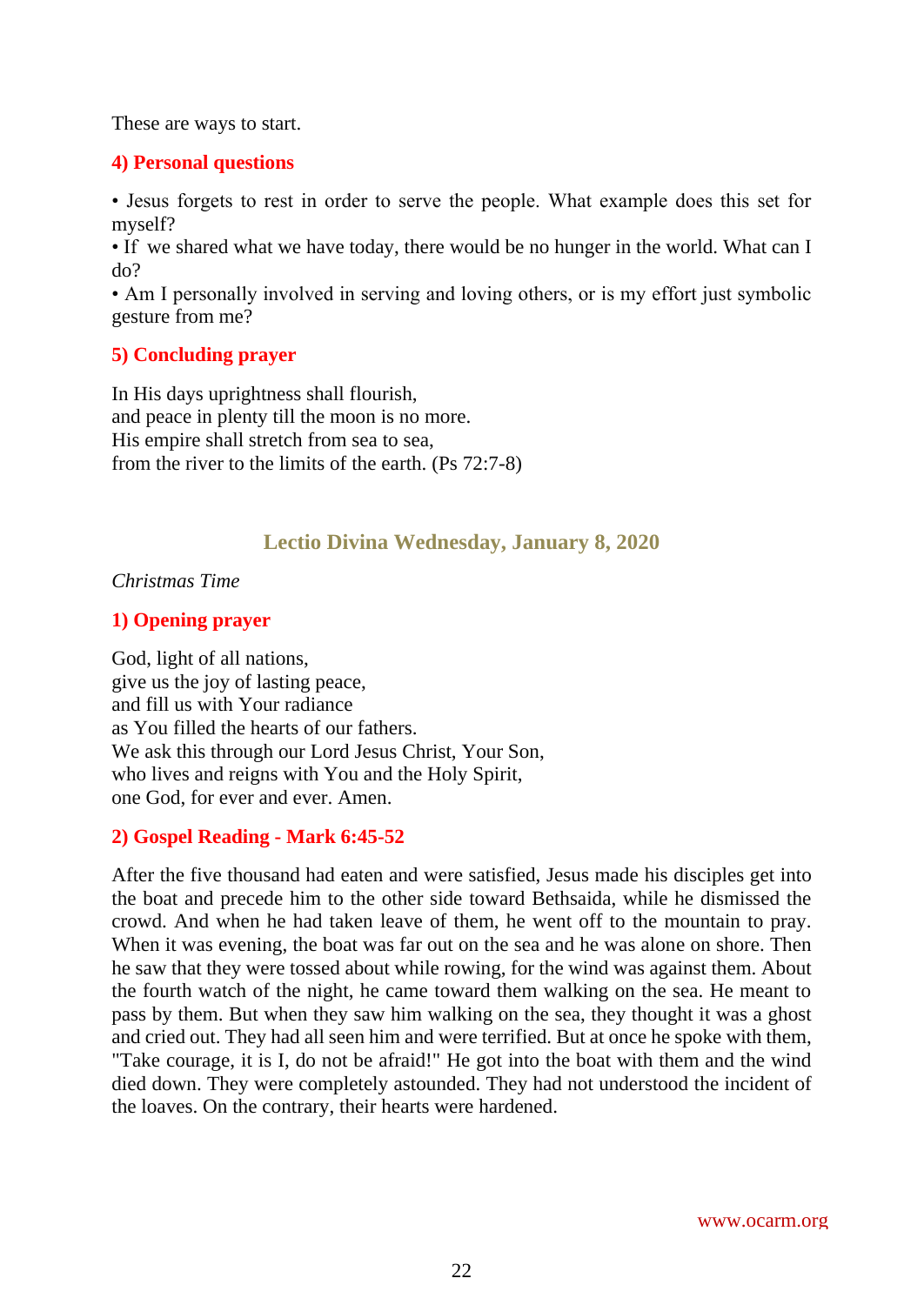These are ways to start.

### 4) Personal questions

• Jesus forgets to rest in order to serve the people. What example does this set for myself?
• If we shared what we have today, there would be no hunger in the world. What can I do?
• Am I personally involved in serving and loving others, or is my effort just symbolic gesture from me?

### 5) Concluding prayer

In His days uprightness shall flourish,
and peace in plenty till the moon is no more.
His empire shall stretch from sea to sea,
from the river to the limits of the earth. (Ps 72:7-8)

## Lectio Divina Wednesday, January 8, 2020

*Christmas Time*

### 1) Opening prayer

God, light of all nations,
give us the joy of lasting peace,
and fill us with Your radiance
as You filled the hearts of our fathers.
We ask this through our Lord Jesus Christ, Your Son,
who lives and reigns with You and the Holy Spirit,
one God, for ever and ever. Amen.

### 2) Gospel Reading - Mark 6:45-52

After the five thousand had eaten and were satisfied, Jesus made his disciples get into the boat and precede him to the other side toward Bethsaida, while he dismissed the crowd. And when he had taken leave of them, he went off to the mountain to pray. When it was evening, the boat was far out on the sea and he was alone on shore. Then he saw that they were tossed about while rowing, for the wind was against them. About the fourth watch of the night, he came toward them walking on the sea. He meant to pass by them. But when they saw him walking on the sea, they thought it was a ghost and cried out. They had all seen him and were terrified. But at once he spoke with them, "Take courage, it is I, do not be afraid!" He got into the boat with them and the wind died down. They were completely astounded. They had not understood the incident of the loaves. On the contrary, their hearts were hardened.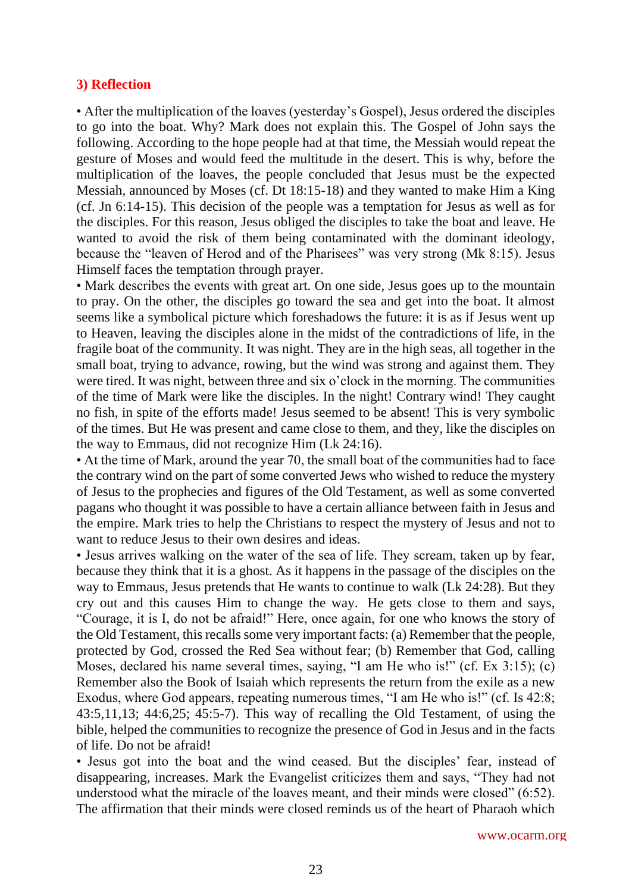### 3) Reflection

• After the multiplication of the loaves (yesterday's Gospel), Jesus ordered the disciples to go into the boat. Why? Mark does not explain this. The Gospel of John says the following. According to the hope people had at that time, the Messiah would repeat the gesture of Moses and would feed the multitude in the desert. This is why, before the multiplication of the loaves, the people concluded that Jesus must be the expected Messiah, announced by Moses (cf. Dt 18:15-18) and they wanted to make Him a King (cf. Jn 6:14-15). This decision of the people was a temptation for Jesus as well as for the disciples. For this reason, Jesus obliged the disciples to take the boat and leave. He wanted to avoid the risk of them being contaminated with the dominant ideology, because the "leaven of Herod and of the Pharisees" was very strong (Mk 8:15). Jesus Himself faces the temptation through prayer.

• Mark describes the events with great art. On one side, Jesus goes up to the mountain to pray. On the other, the disciples go toward the sea and get into the boat. It almost seems like a symbolical picture which foreshadows the future: it is as if Jesus went up to Heaven, leaving the disciples alone in the midst of the contradictions of life, in the fragile boat of the community. It was night. They are in the high seas, all together in the small boat, trying to advance, rowing, but the wind was strong and against them. They were tired. It was night, between three and six o'clock in the morning. The communities of the time of Mark were like the disciples. In the night! Contrary wind! They caught no fish, in spite of the efforts made! Jesus seemed to be absent! This is very symbolic of the times. But He was present and came close to them, and they, like the disciples on the way to Emmaus, did not recognize Him (Lk 24:16).

• At the time of Mark, around the year 70, the small boat of the communities had to face the contrary wind on the part of some converted Jews who wished to reduce the mystery of Jesus to the prophecies and figures of the Old Testament, as well as some converted pagans who thought it was possible to have a certain alliance between faith in Jesus and the empire. Mark tries to help the Christians to respect the mystery of Jesus and not to want to reduce Jesus to their own desires and ideas.

• Jesus arrives walking on the water of the sea of life. They scream, taken up by fear, because they think that it is a ghost. As it happens in the passage of the disciples on the way to Emmaus, Jesus pretends that He wants to continue to walk (Lk 24:28). But they cry out and this causes Him to change the way. He gets close to them and says, "Courage, it is I, do not be afraid!" Here, once again, for one who knows the story of the Old Testament, this recalls some very important facts: (a) Remember that the people, protected by God, crossed the Red Sea without fear; (b) Remember that God, calling Moses, declared his name several times, saying, "I am He who is!" (cf. Ex 3:15); (c) Remember also the Book of Isaiah which represents the return from the exile as a new Exodus, where God appears, repeating numerous times, "I am He who is!" (cf. Is 42:8; 43:5,11,13; 44:6,25; 45:5-7). This way of recalling the Old Testament, of using the bible, helped the communities to recognize the presence of God in Jesus and in the facts of life. Do not be afraid!

• Jesus got into the boat and the wind ceased. But the disciples' fear, instead of disappearing, increases. Mark the Evangelist criticizes them and says, "They had not understood what the miracle of the loaves meant, and their minds were closed" (6:52). The affirmation that their minds were closed reminds us of the heart of Pharaoh which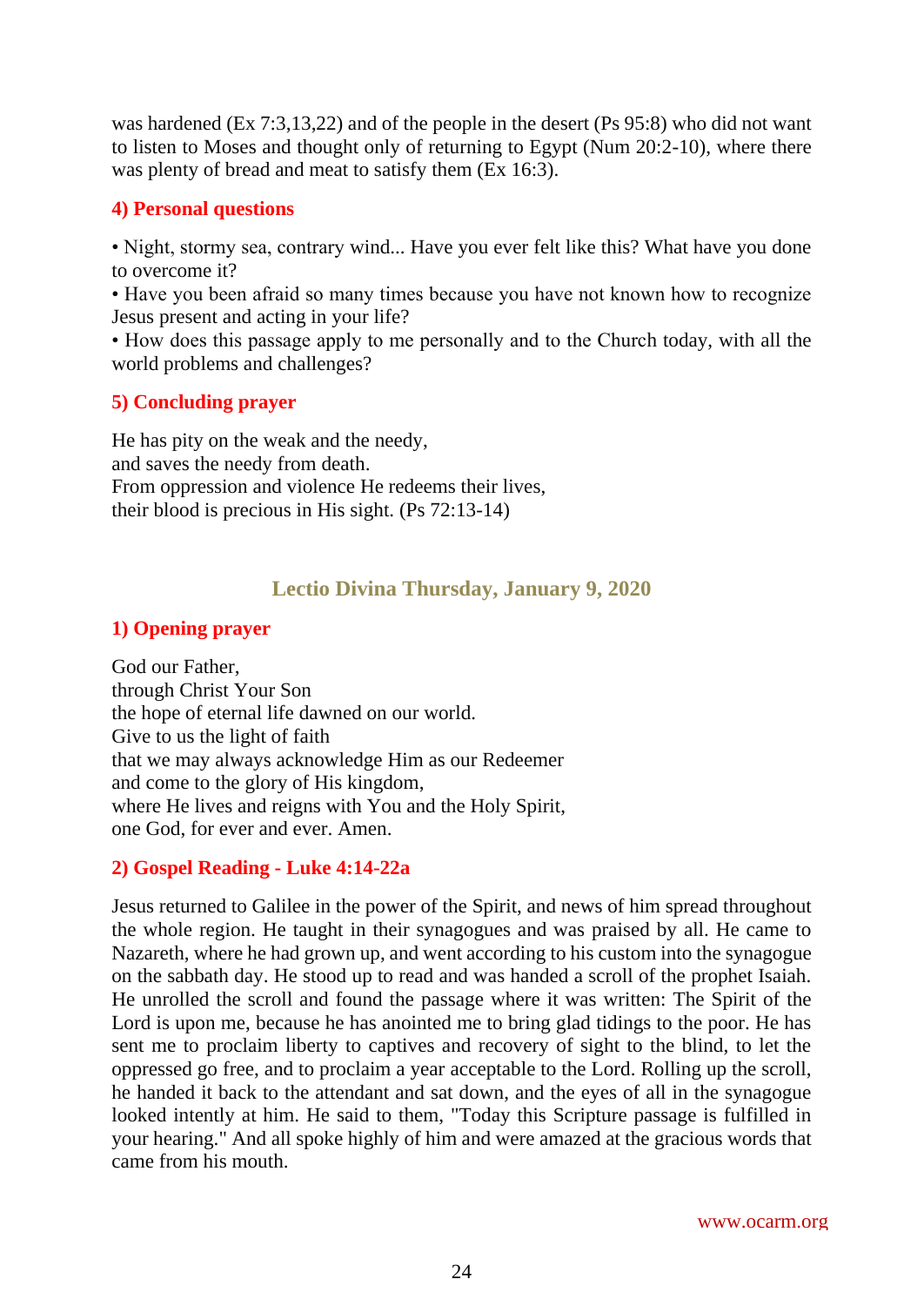was hardened (Ex 7:3,13,22) and of the people in the desert (Ps 95:8) who did not want to listen to Moses and thought only of returning to Egypt (Num 20:2-10), where there was plenty of bread and meat to satisfy them (Ex 16:3).

### 4) Personal questions

• Night, stormy sea, contrary wind... Have you ever felt like this? What have you done to overcome it?
• Have you been afraid so many times because you have not known how to recognize Jesus present and acting in your life?
• How does this passage apply to me personally and to the Church today, with all the world problems and challenges?

### 5) Concluding prayer

He has pity on the weak and the needy,
and saves the needy from death.
From oppression and violence He redeems their lives,
their blood is precious in His sight. (Ps 72:13-14)

## Lectio Divina Thursday, January 9, 2020

### 1) Opening prayer

God our Father,
through Christ Your Son
the hope of eternal life dawned on our world.
Give to us the light of faith
that we may always acknowledge Him as our Redeemer
and come to the glory of His kingdom,
where He lives and reigns with You and the Holy Spirit,
one God, for ever and ever. Amen.

### 2) Gospel Reading - Luke 4:14-22a

Jesus returned to Galilee in the power of the Spirit, and news of him spread throughout the whole region. He taught in their synagogues and was praised by all. He came to Nazareth, where he had grown up, and went according to his custom into the synagogue on the sabbath day. He stood up to read and was handed a scroll of the prophet Isaiah. He unrolled the scroll and found the passage where it was written: The Spirit of the Lord is upon me, because he has anointed me to bring glad tidings to the poor. He has sent me to proclaim liberty to captives and recovery of sight to the blind, to let the oppressed go free, and to proclaim a year acceptable to the Lord. Rolling up the scroll, he handed it back to the attendant and sat down, and the eyes of all in the synagogue looked intently at him. He said to them, "Today this Scripture passage is fulfilled in your hearing." And all spoke highly of him and were amazed at the gracious words that came from his mouth.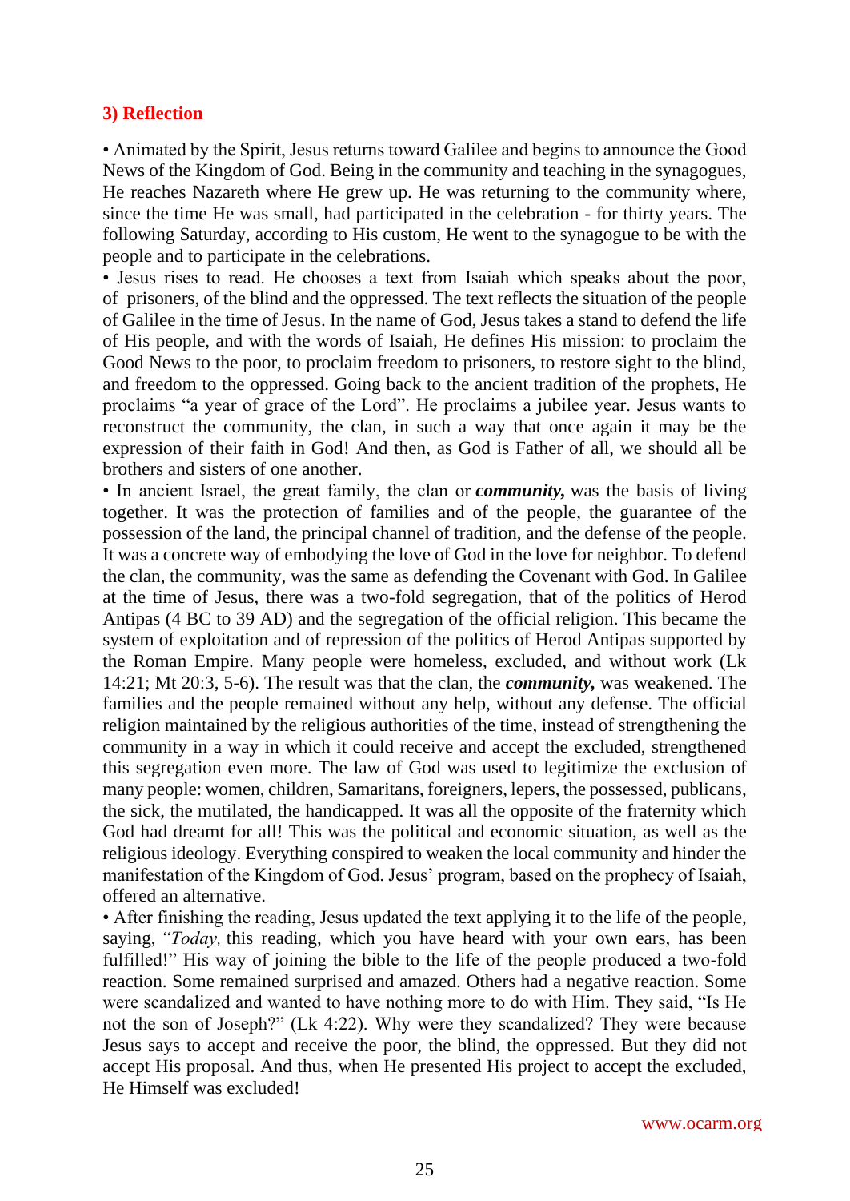### 3) Reflection

• Animated by the Spirit, Jesus returns toward Galilee and begins to announce the Good News of the Kingdom of God. Being in the community and teaching in the synagogues, He reaches Nazareth where He grew up. He was returning to the community where, since the time He was small, had participated in the celebration - for thirty years. The following Saturday, according to His custom, He went to the synagogue to be with the people and to participate in the celebrations.

• Jesus rises to read. He chooses a text from Isaiah which speaks about the poor, of prisoners, of the blind and the oppressed. The text reflects the situation of the people of Galilee in the time of Jesus. In the name of God, Jesus takes a stand to defend the life of His people, and with the words of Isaiah, He defines His mission: to proclaim the Good News to the poor, to proclaim freedom to prisoners, to restore sight to the blind, and freedom to the oppressed. Going back to the ancient tradition of the prophets, He proclaims "a year of grace of the Lord". He proclaims a jubilee year. Jesus wants to reconstruct the community, the clan, in such a way that once again it may be the expression of their faith in God! And then, as God is Father of all, we should all be brothers and sisters of one another.

• In ancient Israel, the great family, the clan or ***community,*** was the basis of living together. It was the protection of families and of the people, the guarantee of the possession of the land, the principal channel of tradition, and the defense of the people. It was a concrete way of embodying the love of God in the love for neighbor. To defend the clan, the community, was the same as defending the Covenant with God. In Galilee at the time of Jesus, there was a two-fold segregation, that of the politics of Herod Antipas (4 BC to 39 AD) and the segregation of the official religion. This became the system of exploitation and of repression of the politics of Herod Antipas supported by the Roman Empire. Many people were homeless, excluded, and without work (Lk 14:21; Mt 20:3, 5-6). The result was that the clan, the ***community,*** was weakened. The families and the people remained without any help, without any defense. The official religion maintained by the religious authorities of the time, instead of strengthening the community in a way in which it could receive and accept the excluded, strengthened this segregation even more. The law of God was used to legitimize the exclusion of many people: women, children, Samaritans, foreigners, lepers, the possessed, publicans, the sick, the mutilated, the handicapped. It was all the opposite of the fraternity which God had dreamt for all! This was the political and economic situation, as well as the religious ideology. Everything conspired to weaken the local community and hinder the manifestation of the Kingdom of God. Jesus' program, based on the prophecy of Isaiah, offered an alternative.

• After finishing the reading, Jesus updated the text applying it to the life of the people, saying, *"Today,* this reading, which you have heard with your own ears, has been fulfilled!" His way of joining the bible to the life of the people produced a two-fold reaction. Some remained surprised and amazed. Others had a negative reaction. Some were scandalized and wanted to have nothing more to do with Him. They said, "Is He not the son of Joseph?" (Lk 4:22). Why were they scandalized? They were because Jesus says to accept and receive the poor, the blind, the oppressed. But they did not accept His proposal. And thus, when He presented His project to accept the excluded, He Himself was excluded!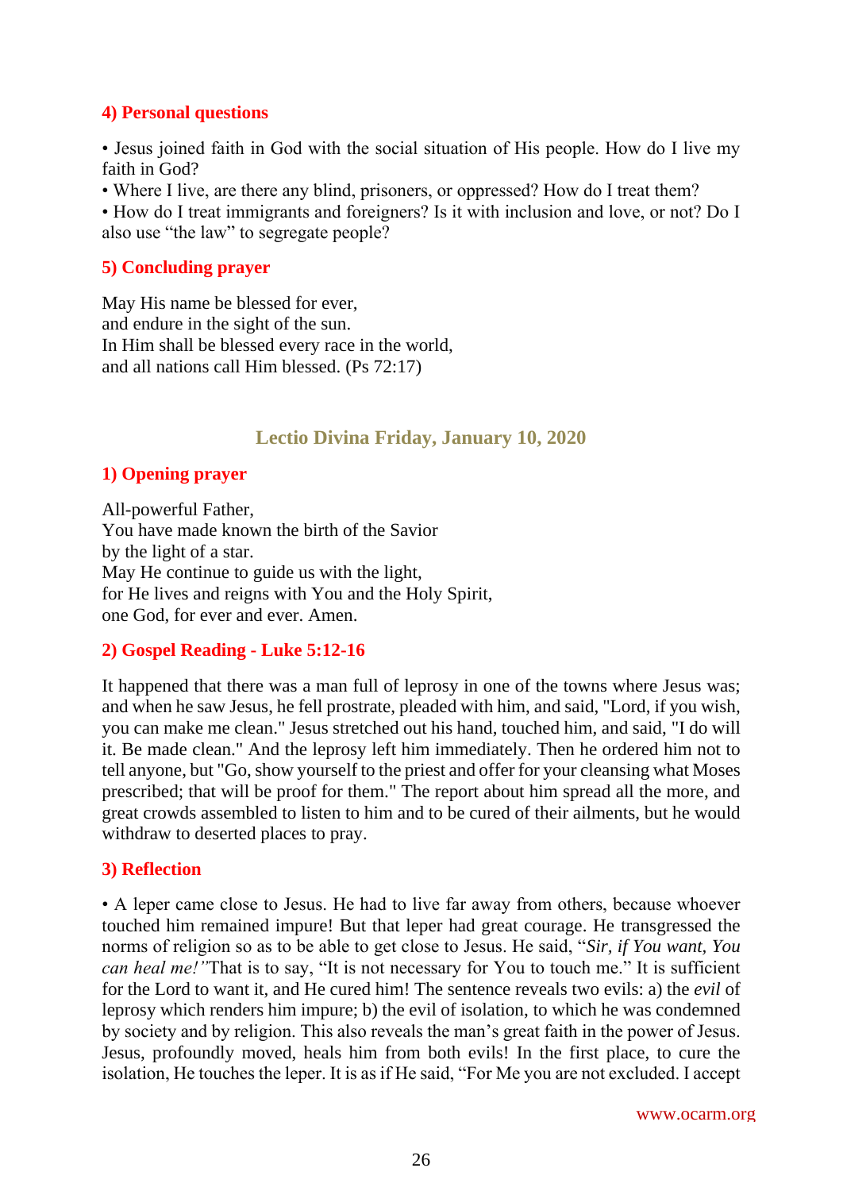### 4) Personal questions

• Jesus joined faith in God with the social situation of His people. How do I live my faith in God?
• Where I live, are there any blind, prisoners, or oppressed? How do I treat them?
• How do I treat immigrants and foreigners? Is it with inclusion and love, or not? Do I also use "the law" to segregate people?

### 5) Concluding prayer

May His name be blessed for ever,
and endure in the sight of the sun.
In Him shall be blessed every race in the world,
and all nations call Him blessed. (Ps 72:17)

## Lectio Divina Friday, January 10, 2020

### 1) Opening prayer

All-powerful Father,
You have made known the birth of the Savior
by the light of a star.
May He continue to guide us with the light,
for He lives and reigns with You and the Holy Spirit,
one God, for ever and ever. Amen.

### 2) Gospel Reading - Luke 5:12-16

It happened that there was a man full of leprosy in one of the towns where Jesus was; and when he saw Jesus, he fell prostrate, pleaded with him, and said, "Lord, if you wish, you can make me clean." Jesus stretched out his hand, touched him, and said, "I do will it. Be made clean." And the leprosy left him immediately. Then he ordered him not to tell anyone, but "Go, show yourself to the priest and offer for your cleansing what Moses prescribed; that will be proof for them." The report about him spread all the more, and great crowds assembled to listen to him and to be cured of their ailments, but he would withdraw to deserted places to pray.

### 3) Reflection

• A leper came close to Jesus. He had to live far away from others, because whoever touched him remained impure! But that leper had great courage. He transgressed the norms of religion so as to be able to get close to Jesus. He said, "*Sir, if You want, You can heal me!"*That is to say, "It is not necessary for You to touch me." It is sufficient for the Lord to want it, and He cured him! The sentence reveals two evils: a) the *evil* of leprosy which renders him impure; b) the evil of isolation, to which he was condemned by society and by religion. This also reveals the man's great faith in the power of Jesus. Jesus, profoundly moved, heals him from both evils! In the first place, to cure the isolation, He touches the leper. It is as if He said, "For Me you are not excluded. I accept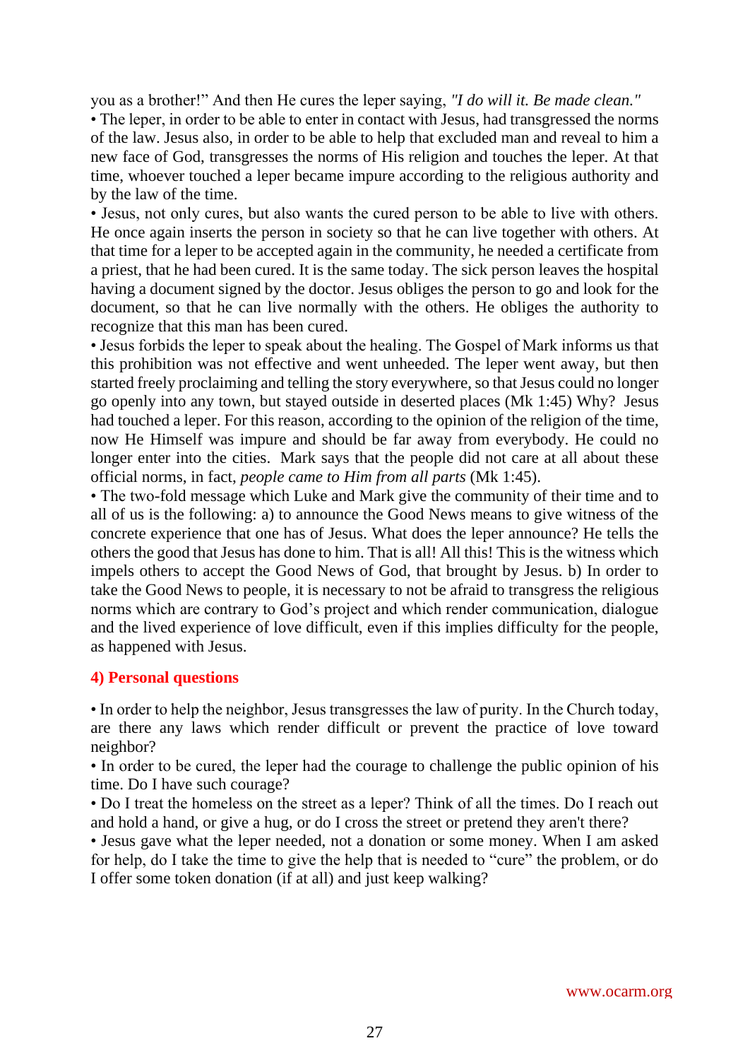you as a brother!" And then He cures the leper saying, *"I do will it. Be made clean."*

• The leper, in order to be able to enter in contact with Jesus, had transgressed the norms of the law. Jesus also, in order to be able to help that excluded man and reveal to him a new face of God, transgresses the norms of His religion and touches the leper. At that time, whoever touched a leper became impure according to the religious authority and by the law of the time.

• Jesus, not only cures, but also wants the cured person to be able to live with others. He once again inserts the person in society so that he can live together with others. At that time for a leper to be accepted again in the community, he needed a certificate from a priest, that he had been cured. It is the same today. The sick person leaves the hospital having a document signed by the doctor. Jesus obliges the person to go and look for the document, so that he can live normally with the others. He obliges the authority to recognize that this man has been cured.

• Jesus forbids the leper to speak about the healing. The Gospel of Mark informs us that this prohibition was not effective and went unheeded. The leper went away, but then started freely proclaiming and telling the story everywhere, so that Jesus could no longer go openly into any town, but stayed outside in deserted places (Mk 1:45) Why? Jesus had touched a leper. For this reason, according to the opinion of the religion of the time, now He Himself was impure and should be far away from everybody. He could no longer enter into the cities. Mark says that the people did not care at all about these official norms, in fact, *people came to Him from all parts* (Mk 1:45).

• The two-fold message which Luke and Mark give the community of their time and to all of us is the following: a) to announce the Good News means to give witness of the concrete experience that one has of Jesus. What does the leper announce? He tells the others the good that Jesus has done to him. That is all! All this! This is the witness which impels others to accept the Good News of God, that brought by Jesus. b) In order to take the Good News to people, it is necessary to not be afraid to transgress the religious norms which are contrary to God's project and which render communication, dialogue and the lived experience of love difficult, even if this implies difficulty for the people, as happened with Jesus.

### 4) Personal questions

• In order to help the neighbor, Jesus transgresses the law of purity. In the Church today, are there any laws which render difficult or prevent the practice of love toward neighbor?

• In order to be cured, the leper had the courage to challenge the public opinion of his time. Do I have such courage?

• Do I treat the homeless on the street as a leper? Think of all the times. Do I reach out and hold a hand, or give a hug, or do I cross the street or pretend they aren't there?

• Jesus gave what the leper needed, not a donation or some money. When I am asked for help, do I take the time to give the help that is needed to "cure" the problem, or do I offer some token donation (if at all) and just keep walking?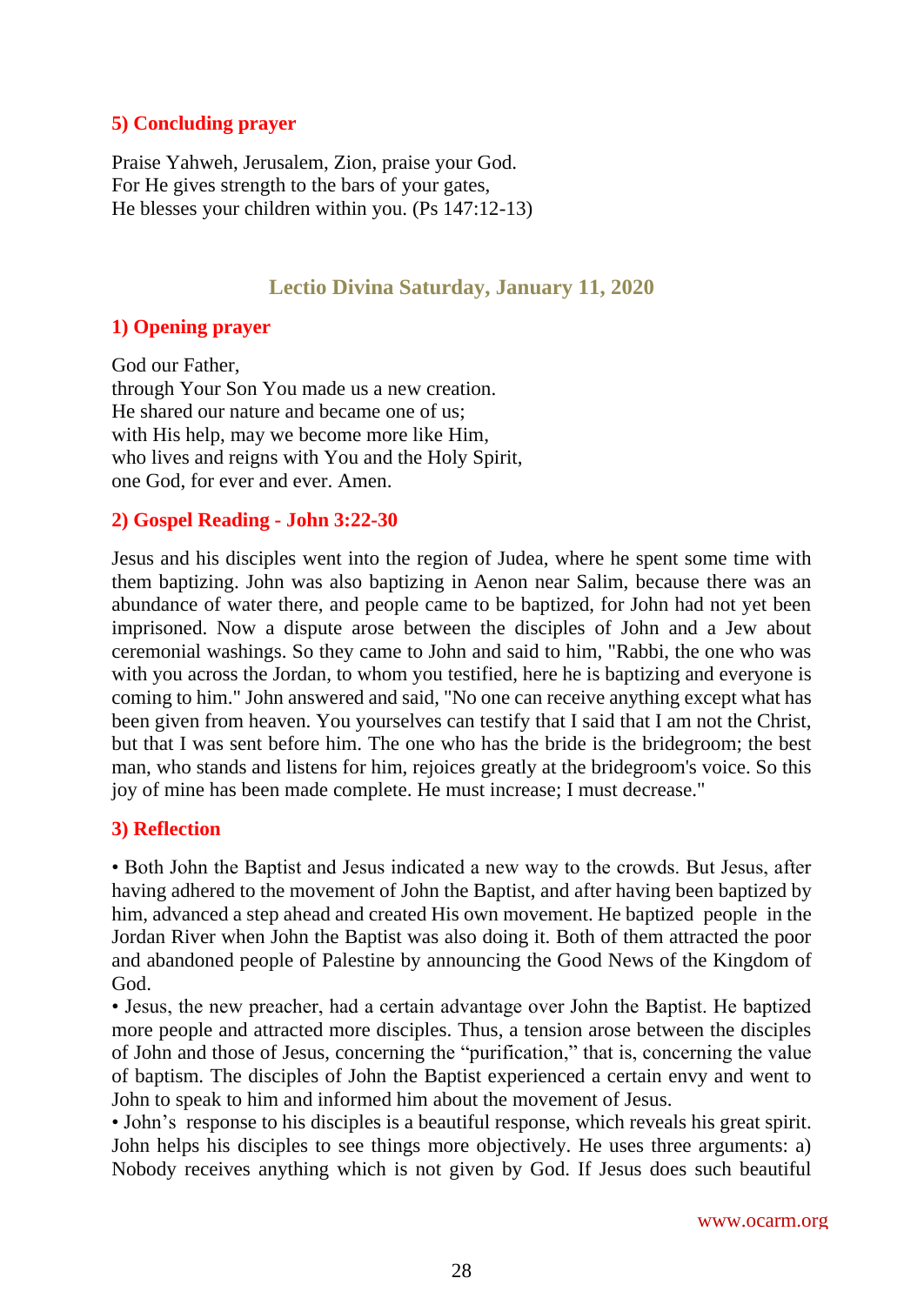### 5) Concluding prayer

Praise Yahweh, Jerusalem, Zion, praise your God.
For He gives strength to the bars of your gates,
He blesses your children within you. (Ps 147:12-13)

## Lectio Divina Saturday, January 11, 2020

### 1) Opening prayer

God our Father,
through Your Son You made us a new creation.
He shared our nature and became one of us;
with His help, may we become more like Him,
who lives and reigns with You and the Holy Spirit,
one God, for ever and ever. Amen.

### 2) Gospel Reading - John 3:22-30

Jesus and his disciples went into the region of Judea, where he spent some time with them baptizing. John was also baptizing in Aenon near Salim, because there was an abundance of water there, and people came to be baptized, for John had not yet been imprisoned. Now a dispute arose between the disciples of John and a Jew about ceremonial washings. So they came to John and said to him, "Rabbi, the one who was with you across the Jordan, to whom you testified, here he is baptizing and everyone is coming to him." John answered and said, "No one can receive anything except what has been given from heaven. You yourselves can testify that I said that I am not the Christ, but that I was sent before him. The one who has the bride is the bridegroom; the best man, who stands and listens for him, rejoices greatly at the bridegroom's voice. So this joy of mine has been made complete. He must increase; I must decrease."

### 3) Reflection

• Both John the Baptist and Jesus indicated a new way to the crowds. But Jesus, after having adhered to the movement of John the Baptist, and after having been baptized by him, advanced a step ahead and created His own movement. He baptized people in the Jordan River when John the Baptist was also doing it. Both of them attracted the poor and abandoned people of Palestine by announcing the Good News of the Kingdom of God.

• Jesus, the new preacher, had a certain advantage over John the Baptist. He baptized more people and attracted more disciples. Thus, a tension arose between the disciples of John and those of Jesus, concerning the "purification," that is, concerning the value of baptism. The disciples of John the Baptist experienced a certain envy and went to John to speak to him and informed him about the movement of Jesus.

• John's response to his disciples is a beautiful response, which reveals his great spirit. John helps his disciples to see things more objectively. He uses three arguments: a) Nobody receives anything which is not given by God. If Jesus does such beautiful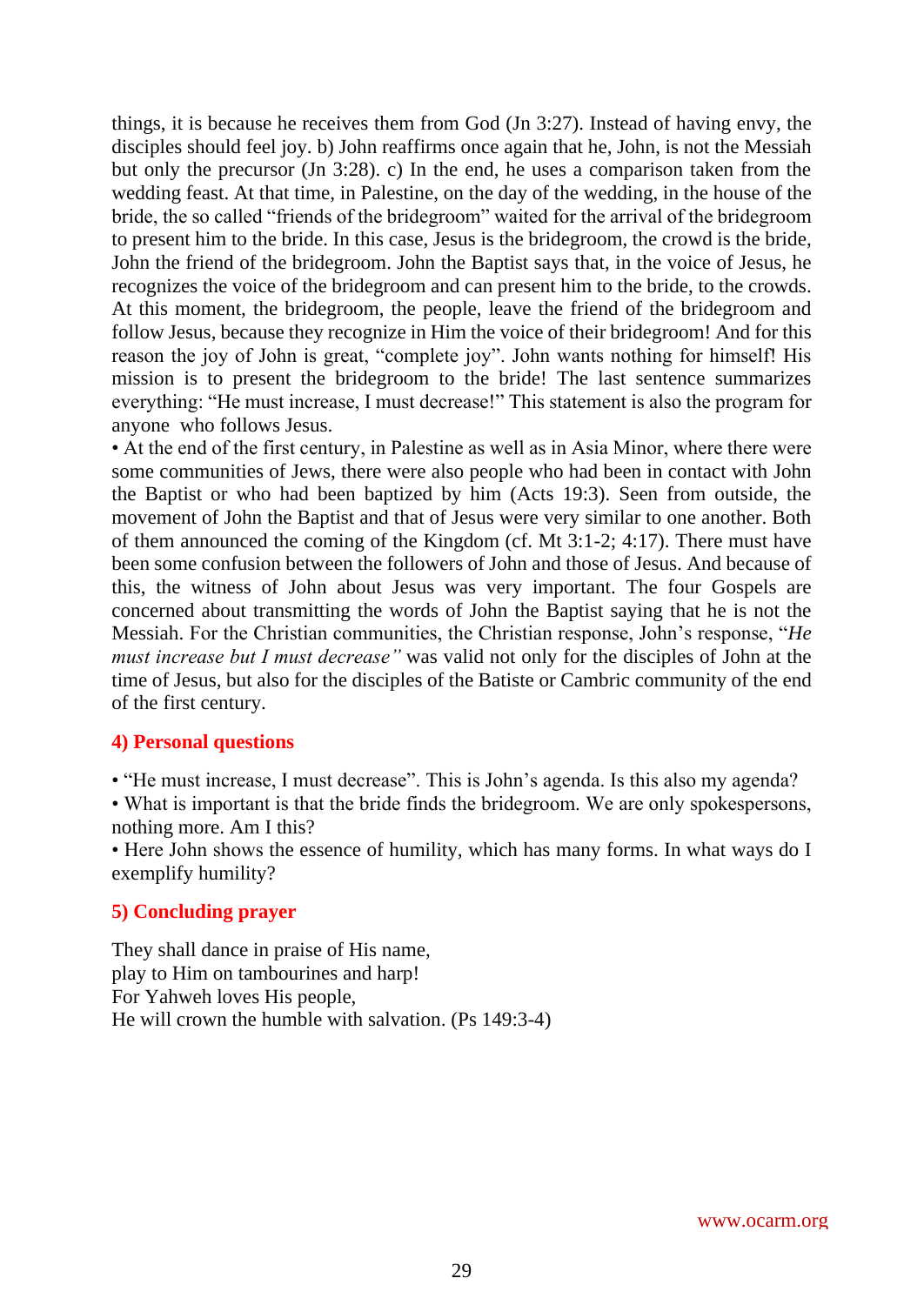things, it is because he receives them from God (Jn 3:27). Instead of having envy, the disciples should feel joy. b) John reaffirms once again that he, John, is not the Messiah but only the precursor (Jn 3:28). c) In the end, he uses a comparison taken from the wedding feast. At that time, in Palestine, on the day of the wedding, in the house of the bride, the so called "friends of the bridegroom" waited for the arrival of the bridegroom to present him to the bride. In this case, Jesus is the bridegroom, the crowd is the bride, John the friend of the bridegroom. John the Baptist says that, in the voice of Jesus, he recognizes the voice of the bridegroom and can present him to the bride, to the crowds. At this moment, the bridegroom, the people, leave the friend of the bridegroom and follow Jesus, because they recognize in Him the voice of their bridegroom! And for this reason the joy of John is great, "complete joy". John wants nothing for himself! His mission is to present the bridegroom to the bride! The last sentence summarizes everything: "He must increase, I must decrease!" This statement is also the program for anyone who follows Jesus.

• At the end of the first century, in Palestine as well as in Asia Minor, where there were some communities of Jews, there were also people who had been in contact with John the Baptist or who had been baptized by him (Acts 19:3). Seen from outside, the movement of John the Baptist and that of Jesus were very similar to one another. Both of them announced the coming of the Kingdom (cf. Mt 3:1-2; 4:17). There must have been some confusion between the followers of John and those of Jesus. And because of this, the witness of John about Jesus was very important. The four Gospels are concerned about transmitting the words of John the Baptist saying that he is not the Messiah. For the Christian communities, the Christian response, John's response, "*He must increase but I must decrease"* was valid not only for the disciples of John at the time of Jesus, but also for the disciples of the Batiste or Cambric community of the end of the first century.

## 4) Personal questions

• "He must increase, I must decrease". This is John's agenda. Is this also my agenda?
• What is important is that the bride finds the bridegroom. We are only spokespersons, nothing more. Am I this?
• Here John shows the essence of humility, which has many forms. In what ways do I exemplify humility?

## 5) Concluding prayer

They shall dance in praise of His name,
play to Him on tambourines and harp!
For Yahweh loves His people,
He will crown the humble with salvation. (Ps 149:3-4)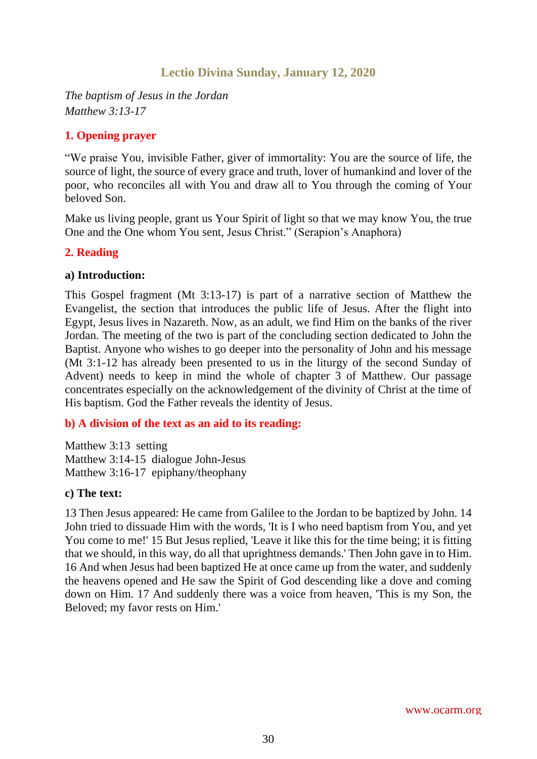## Lectio Divina Sunday, January 12, 2020

*The baptism of Jesus in the Jordan*
*Matthew 3:13-17*

### 1. Opening prayer

“We praise You, invisible Father, giver of immortality: You are the source of life, the source of light, the source of every grace and truth, lover of humankind and lover of the poor, who reconciles all with You and draw all to You through the coming of Your beloved Son.

Make us living people, grant us Your Spirit of light so that we may know You, the true One and the One whom You sent, Jesus Christ.” (Serapion’s Anaphora)

### 2. Reading

**a) Introduction:**

This Gospel fragment (Mt 3:13-17) is part of a narrative section of Matthew the Evangelist, the section that introduces the public life of Jesus. After the flight into Egypt, Jesus lives in Nazareth. Now, as an adult, we find Him on the banks of the river Jordan. The meeting of the two is part of the concluding section dedicated to John the Baptist. Anyone who wishes to go deeper into the personality of John and his message (Mt 3:1-12 has already been presented to us in the liturgy of the second Sunday of Advent) needs to keep in mind the whole of chapter 3 of Matthew. Our passage concentrates especially on the acknowledgement of the divinity of Christ at the time of His baptism. God the Father reveals the identity of Jesus.

**b) A division of the text as an aid to its reading:**

Matthew 3:13 setting
Matthew 3:14-15 dialogue John-Jesus
Matthew 3:16-17 epiphany/theophany

**c) The text:**

13 Then Jesus appeared: He came from Galilee to the Jordan to be baptized by John. 14 John tried to dissuade Him with the words, 'It is I who need baptism from You, and yet You come to me!' 15 But Jesus replied, 'Leave it like this for the time being; it is fitting that we should, in this way, do all that uprightness demands.' Then John gave in to Him. 16 And when Jesus had been baptized He at once came up from the water, and suddenly the heavens opened and He saw the Spirit of God descending like a dove and coming down on Him. 17 And suddenly there was a voice from heaven, 'This is my Son, the Beloved; my favor rests on Him.'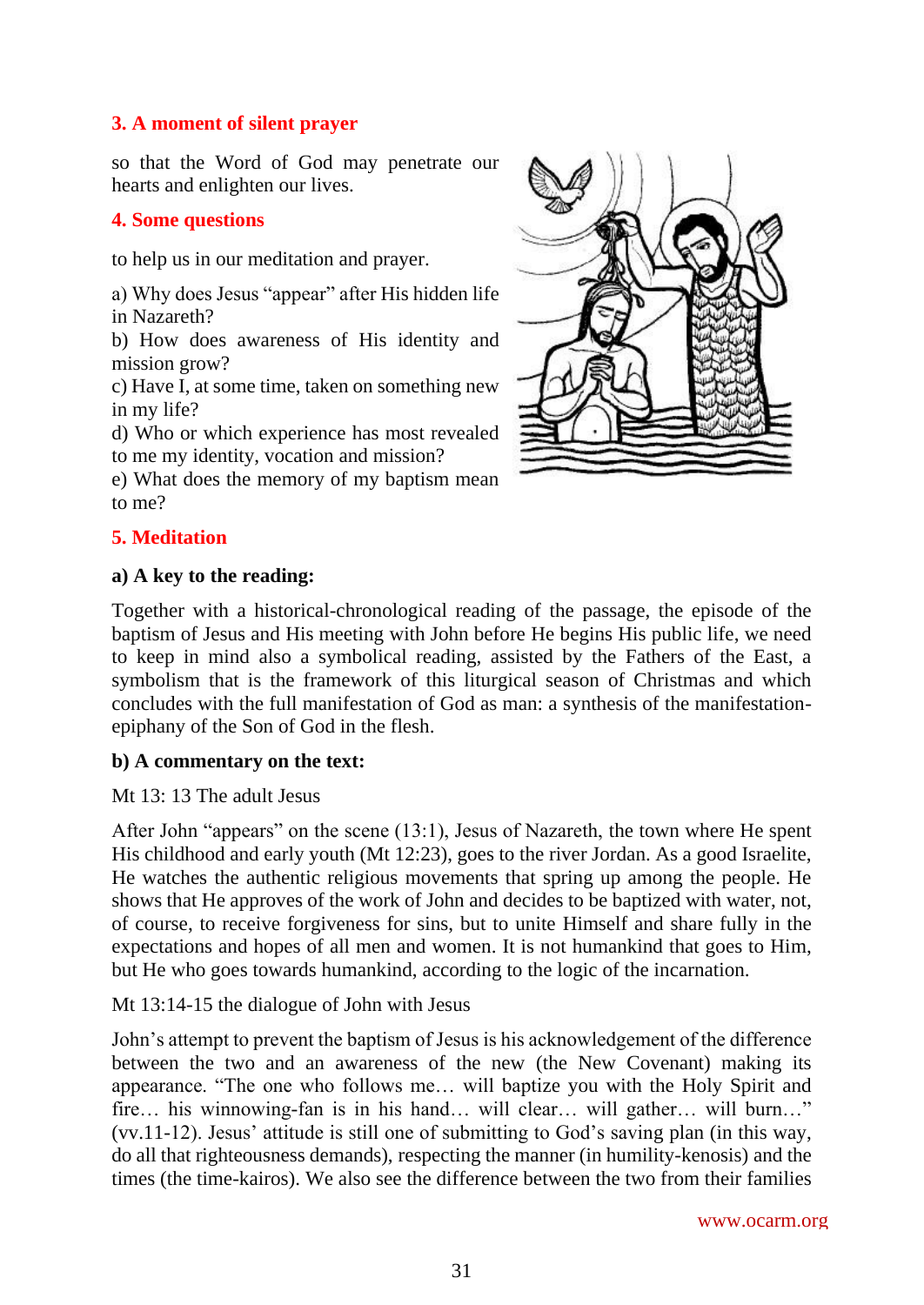## 3. A moment of silent prayer

so that the Word of God may penetrate our hearts and enlighten our lives.

## 4. Some questions

to help us in our meditation and prayer.

a) Why does Jesus "appear" after His hidden life in Nazareth?
b) How does awareness of His identity and mission grow?
c) Have I, at some time, taken on something new in my life?
d) Who or which experience has most revealed to me my identity, vocation and mission?
e) What does the memory of my baptism mean to me?

## 5. Meditation

**a) A key to the reading:**

Together with a historical-chronological reading of the passage, the episode of the baptism of Jesus and His meeting with John before He begins His public life, we need to keep in mind also a symbolical reading, assisted by the Fathers of the East, a symbolism that is the framework of this liturgical season of Christmas and which concludes with the full manifestation of God as man: a synthesis of the manifestation-epiphany of the Son of God in the flesh.

**b) A commentary on the text:**

Mt 13: 13 The adult Jesus

After John "appears" on the scene (13:1), Jesus of Nazareth, the town where He spent His childhood and early youth (Mt 12:23), goes to the river Jordan. As a good Israelite, He watches the authentic religious movements that spring up among the people. He shows that He approves of the work of John and decides to be baptized with water, not, of course, to receive forgiveness for sins, but to unite Himself and share fully in the expectations and hopes of all men and women. It is not humankind that goes to Him, but He who goes towards humankind, according to the logic of the incarnation.

Mt 13:14-15 the dialogue of John with Jesus

John's attempt to prevent the baptism of Jesus is his acknowledgement of the difference between the two and an awareness of the new (the New Covenant) making its appearance. "The one who follows me… will baptize you with the Holy Spirit and fire… his winnowing-fan is in his hand… will clear… will gather… will burn…" (vv.11-12). Jesus' attitude is still one of submitting to God's saving plan (in this way, do all that righteousness demands), respecting the manner (in humility-kenosis) and the times (the time-kairos). We also see the difference between the two from their families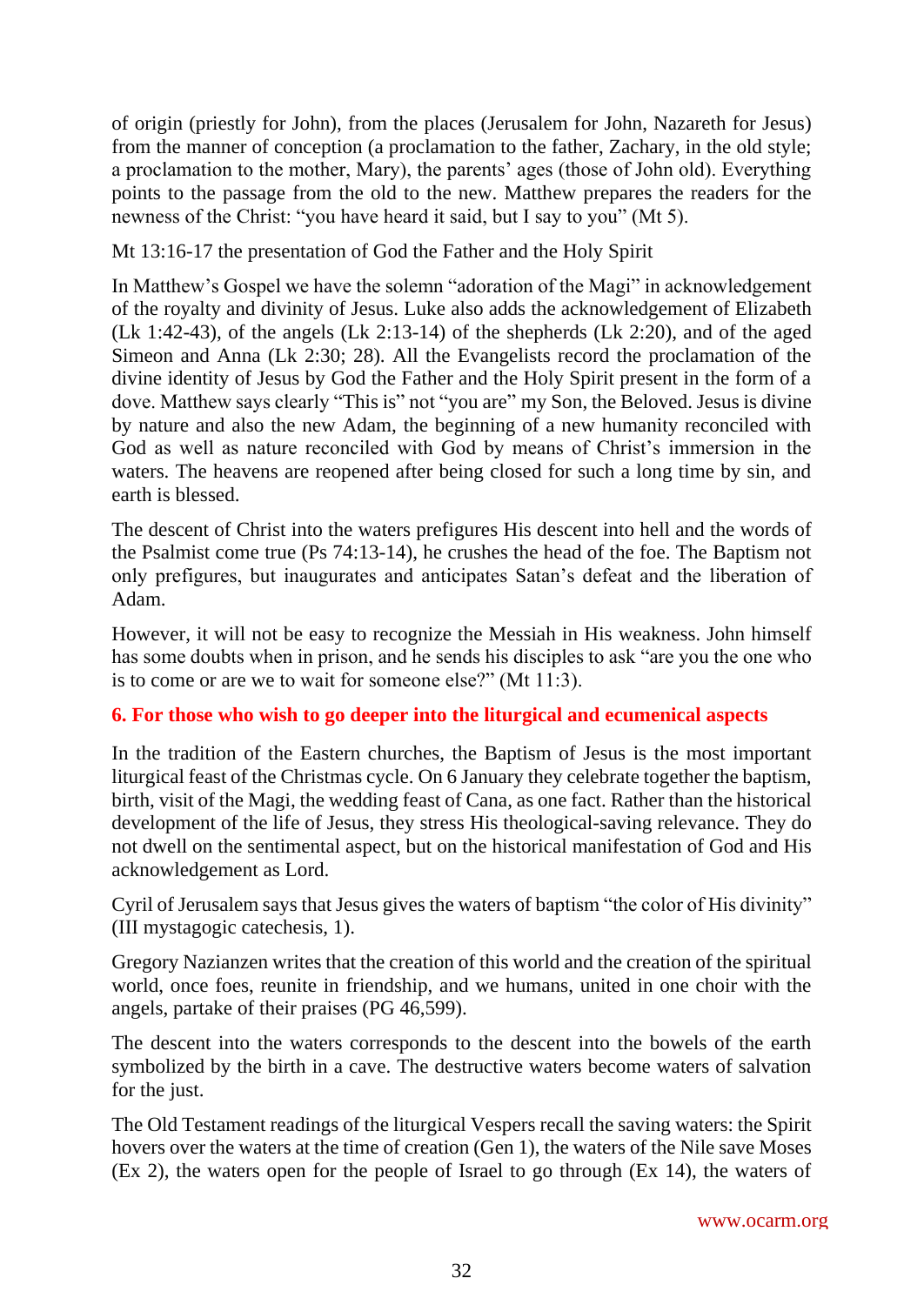of origin (priestly for John), from the places (Jerusalem for John, Nazareth for Jesus) from the manner of conception (a proclamation to the father, Zachary, in the old style; a proclamation to the mother, Mary), the parents' ages (those of John old). Everything points to the passage from the old to the new. Matthew prepares the readers for the newness of the Christ: "you have heard it said, but I say to you" (Mt 5).

Mt 13:16-17 the presentation of God the Father and the Holy Spirit

In Matthew's Gospel we have the solemn "adoration of the Magi" in acknowledgement of the royalty and divinity of Jesus. Luke also adds the acknowledgement of Elizabeth (Lk 1:42-43), of the angels (Lk 2:13-14) of the shepherds (Lk 2:20), and of the aged Simeon and Anna (Lk 2:30; 28). All the Evangelists record the proclamation of the divine identity of Jesus by God the Father and the Holy Spirit present in the form of a dove. Matthew says clearly "This is" not "you are" my Son, the Beloved. Jesus is divine by nature and also the new Adam, the beginning of a new humanity reconciled with God as well as nature reconciled with God by means of Christ's immersion in the waters. The heavens are reopened after being closed for such a long time by sin, and earth is blessed.

The descent of Christ into the waters prefigures His descent into hell and the words of the Psalmist come true (Ps 74:13-14), he crushes the head of the foe. The Baptism not only prefigures, but inaugurates and anticipates Satan's defeat and the liberation of Adam.

However, it will not be easy to recognize the Messiah in His weakness. John himself has some doubts when in prison, and he sends his disciples to ask "are you the one who is to come or are we to wait for someone else?" (Mt 11:3).

## 6. For those who wish to go deeper into the liturgical and ecumenical aspects

In the tradition of the Eastern churches, the Baptism of Jesus is the most important liturgical feast of the Christmas cycle. On 6 January they celebrate together the baptism, birth, visit of the Magi, the wedding feast of Cana, as one fact. Rather than the historical development of the life of Jesus, they stress His theological-saving relevance. They do not dwell on the sentimental aspect, but on the historical manifestation of God and His acknowledgement as Lord.

Cyril of Jerusalem says that Jesus gives the waters of baptism "the color of His divinity" (III mystagogic catechesis, 1).

Gregory Nazianzen writes that the creation of this world and the creation of the spiritual world, once foes, reunite in friendship, and we humans, united in one choir with the angels, partake of their praises (PG 46,599).

The descent into the waters corresponds to the descent into the bowels of the earth symbolized by the birth in a cave. The destructive waters become waters of salvation for the just.

The Old Testament readings of the liturgical Vespers recall the saving waters: the Spirit hovers over the waters at the time of creation (Gen 1), the waters of the Nile save Moses (Ex 2), the waters open for the people of Israel to go through (Ex 14), the waters of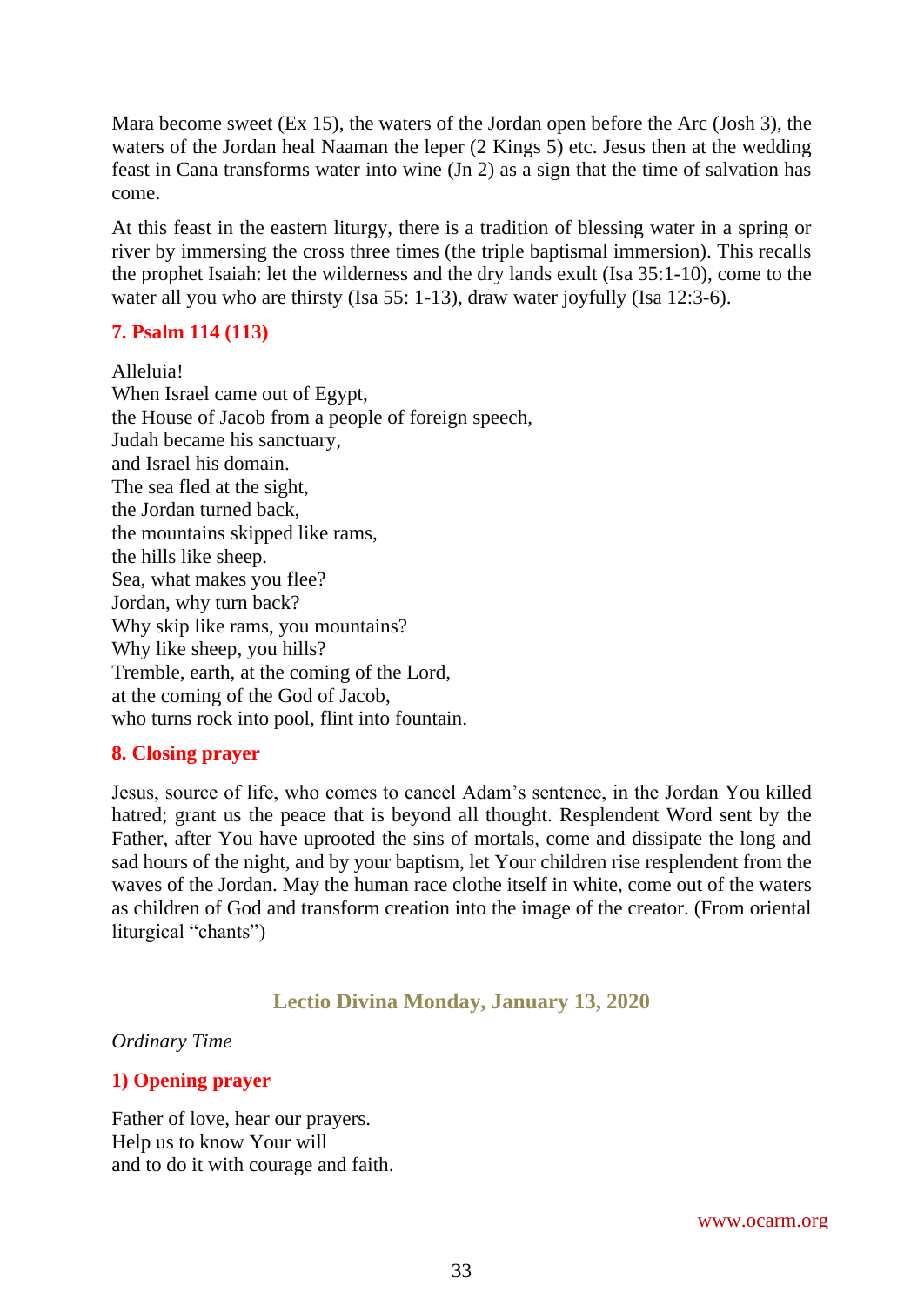Mara become sweet (Ex 15), the waters of the Jordan open before the Arc (Josh 3), the waters of the Jordan heal Naaman the leper (2 Kings 5) etc. Jesus then at the wedding feast in Cana transforms water into wine (Jn 2) as a sign that the time of salvation has come.

At this feast in the eastern liturgy, there is a tradition of blessing water in a spring or river by immersing the cross three times (the triple baptismal immersion). This recalls the prophet Isaiah: let the wilderness and the dry lands exult (Isa 35:1-10), come to the water all you who are thirsty (Isa 55: 1-13), draw water joyfully (Isa 12:3-6).

### 7. Psalm 114 (113)

Alleluia!
When Israel came out of Egypt,
the House of Jacob from a people of foreign speech,
Judah became his sanctuary,
and Israel his domain.
The sea fled at the sight,
the Jordan turned back,
the mountains skipped like rams,
the hills like sheep.
Sea, what makes you flee?
Jordan, why turn back?
Why skip like rams, you mountains?
Why like sheep, you hills?
Tremble, earth, at the coming of the Lord,
at the coming of the God of Jacob,
who turns rock into pool, flint into fountain.

### 8. Closing prayer

Jesus, source of life, who comes to cancel Adam's sentence, in the Jordan You killed hatred; grant us the peace that is beyond all thought. Resplendent Word sent by the Father, after You have uprooted the sins of mortals, come and dissipate the long and sad hours of the night, and by your baptism, let Your children rise resplendent from the waves of the Jordan. May the human race clothe itself in white, come out of the waters as children of God and transform creation into the image of the creator. (From oriental liturgical "chants")

## Lectio Divina Monday, January 13, 2020

*Ordinary Time*

### 1) Opening prayer

Father of love, hear our prayers.
Help us to know Your will
and to do it with courage and faith.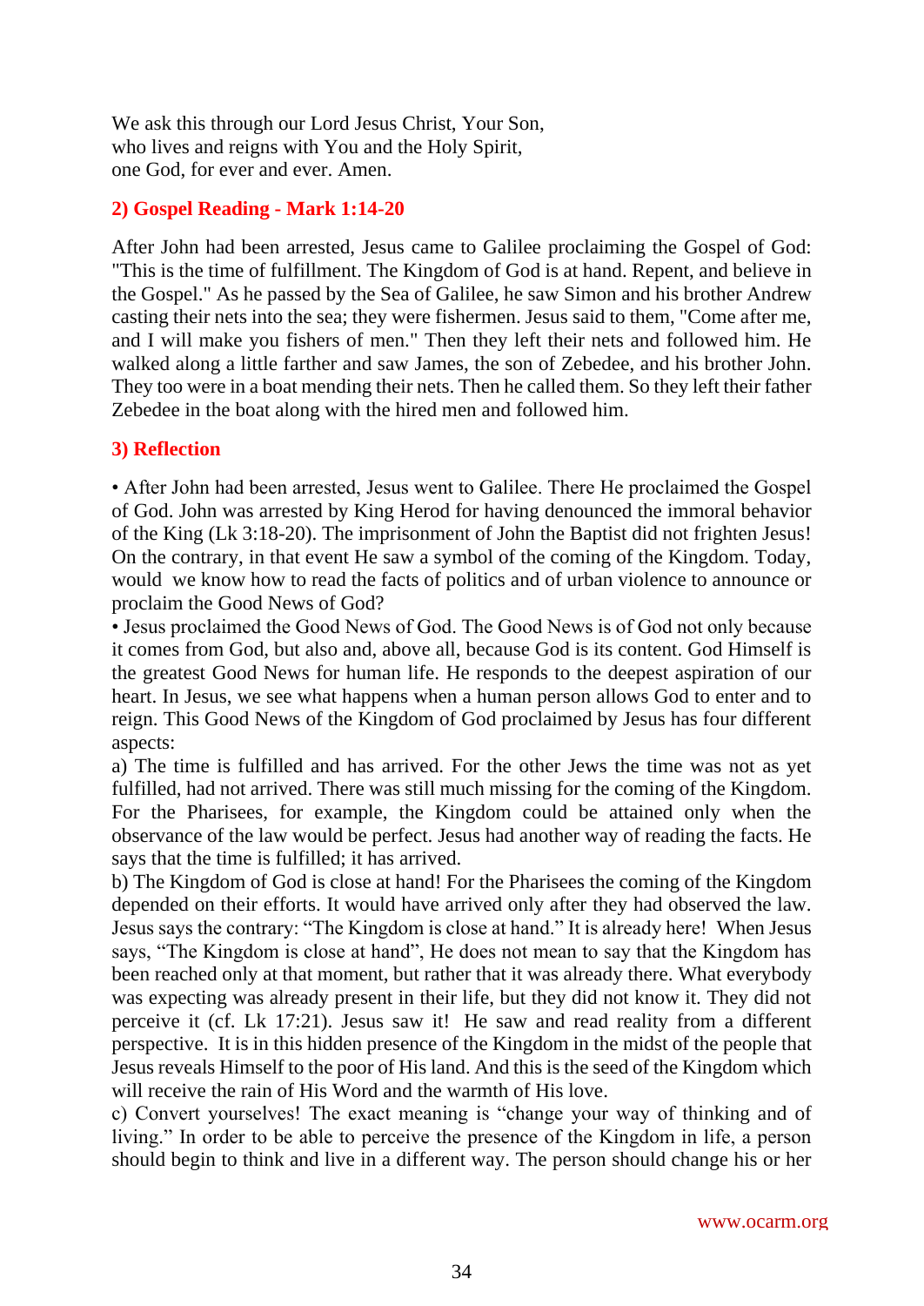We ask this through our Lord Jesus Christ, Your Son,
who lives and reigns with You and the Holy Spirit,
one God, for ever and ever. Amen.

## 2) Gospel Reading - Mark 1:14-20

After John had been arrested, Jesus came to Galilee proclaiming the Gospel of God: "This is the time of fulfillment. The Kingdom of God is at hand. Repent, and believe in the Gospel." As he passed by the Sea of Galilee, he saw Simon and his brother Andrew casting their nets into the sea; they were fishermen. Jesus said to them, "Come after me, and I will make you fishers of men." Then they left their nets and followed him. He walked along a little farther and saw James, the son of Zebedee, and his brother John. They too were in a boat mending their nets. Then he called them. So they left their father Zebedee in the boat along with the hired men and followed him.

## 3) Reflection

• After John had been arrested, Jesus went to Galilee. There He proclaimed the Gospel of God. John was arrested by King Herod for having denounced the immoral behavior of the King (Lk 3:18-20). The imprisonment of John the Baptist did not frighten Jesus! On the contrary, in that event He saw a symbol of the coming of the Kingdom. Today, would we know how to read the facts of politics and of urban violence to announce or proclaim the Good News of God?

• Jesus proclaimed the Good News of God. The Good News is of God not only because it comes from God, but also and, above all, because God is its content. God Himself is the greatest Good News for human life. He responds to the deepest aspiration of our heart. In Jesus, we see what happens when a human person allows God to enter and to reign. This Good News of the Kingdom of God proclaimed by Jesus has four different aspects:

a) The time is fulfilled and has arrived. For the other Jews the time was not as yet fulfilled, had not arrived. There was still much missing for the coming of the Kingdom. For the Pharisees, for example, the Kingdom could be attained only when the observance of the law would be perfect. Jesus had another way of reading the facts. He says that the time is fulfilled; it has arrived.

b) The Kingdom of God is close at hand! For the Pharisees the coming of the Kingdom depended on their efforts. It would have arrived only after they had observed the law. Jesus says the contrary: "The Kingdom is close at hand." It is already here! When Jesus says, "The Kingdom is close at hand", He does not mean to say that the Kingdom has been reached only at that moment, but rather that it was already there. What everybody was expecting was already present in their life, but they did not know it. They did not perceive it (cf. Lk 17:21). Jesus saw it! He saw and read reality from a different perspective. It is in this hidden presence of the Kingdom in the midst of the people that Jesus reveals Himself to the poor of His land. And this is the seed of the Kingdom which will receive the rain of His Word and the warmth of His love.

c) Convert yourselves! The exact meaning is "change your way of thinking and of living." In order to be able to perceive the presence of the Kingdom in life, a person should begin to think and live in a different way. The person should change his or her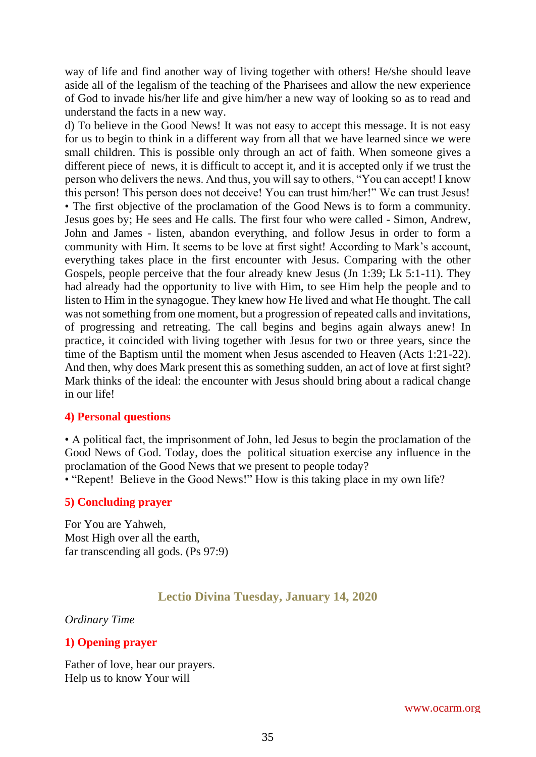way of life and find another way of living together with others! He/she should leave aside all of the legalism of the teaching of the Pharisees and allow the new experience of God to invade his/her life and give him/her a new way of looking so as to read and understand the facts in a new way.

d) To believe in the Good News! It was not easy to accept this message. It is not easy for us to begin to think in a different way from all that we have learned since we were small children. This is possible only through an act of faith. When someone gives a different piece of news, it is difficult to accept it, and it is accepted only if we trust the person who delivers the news. And thus, you will say to others, "You can accept! I know this person! This person does not deceive! You can trust him/her!" We can trust Jesus!

• The first objective of the proclamation of the Good News is to form a community. Jesus goes by; He sees and He calls. The first four who were called - Simon, Andrew, John and James - listen, abandon everything, and follow Jesus in order to form a community with Him. It seems to be love at first sight! According to Mark's account, everything takes place in the first encounter with Jesus. Comparing with the other Gospels, people perceive that the four already knew Jesus (Jn 1:39; Lk 5:1-11). They had already had the opportunity to live with Him, to see Him help the people and to listen to Him in the synagogue. They knew how He lived and what He thought. The call was not something from one moment, but a progression of repeated calls and invitations, of progressing and retreating. The call begins and begins again always anew! In practice, it coincided with living together with Jesus for two or three years, since the time of the Baptism until the moment when Jesus ascended to Heaven (Acts 1:21-22). And then, why does Mark present this as something sudden, an act of love at first sight? Mark thinks of the ideal: the encounter with Jesus should bring about a radical change in our life!

## 4) Personal questions

• A political fact, the imprisonment of John, led Jesus to begin the proclamation of the Good News of God. Today, does the political situation exercise any influence in the proclamation of the Good News that we present to people today?

• "Repent! Believe in the Good News!" How is this taking place in my own life?

## 5) Concluding prayer

For You are Yahweh,
Most High over all the earth,
far transcending all gods. (Ps 97:9)

# Lectio Divina Tuesday, January 14, 2020

*Ordinary Time*

## 1) Opening prayer

Father of love, hear our prayers.
Help us to know Your will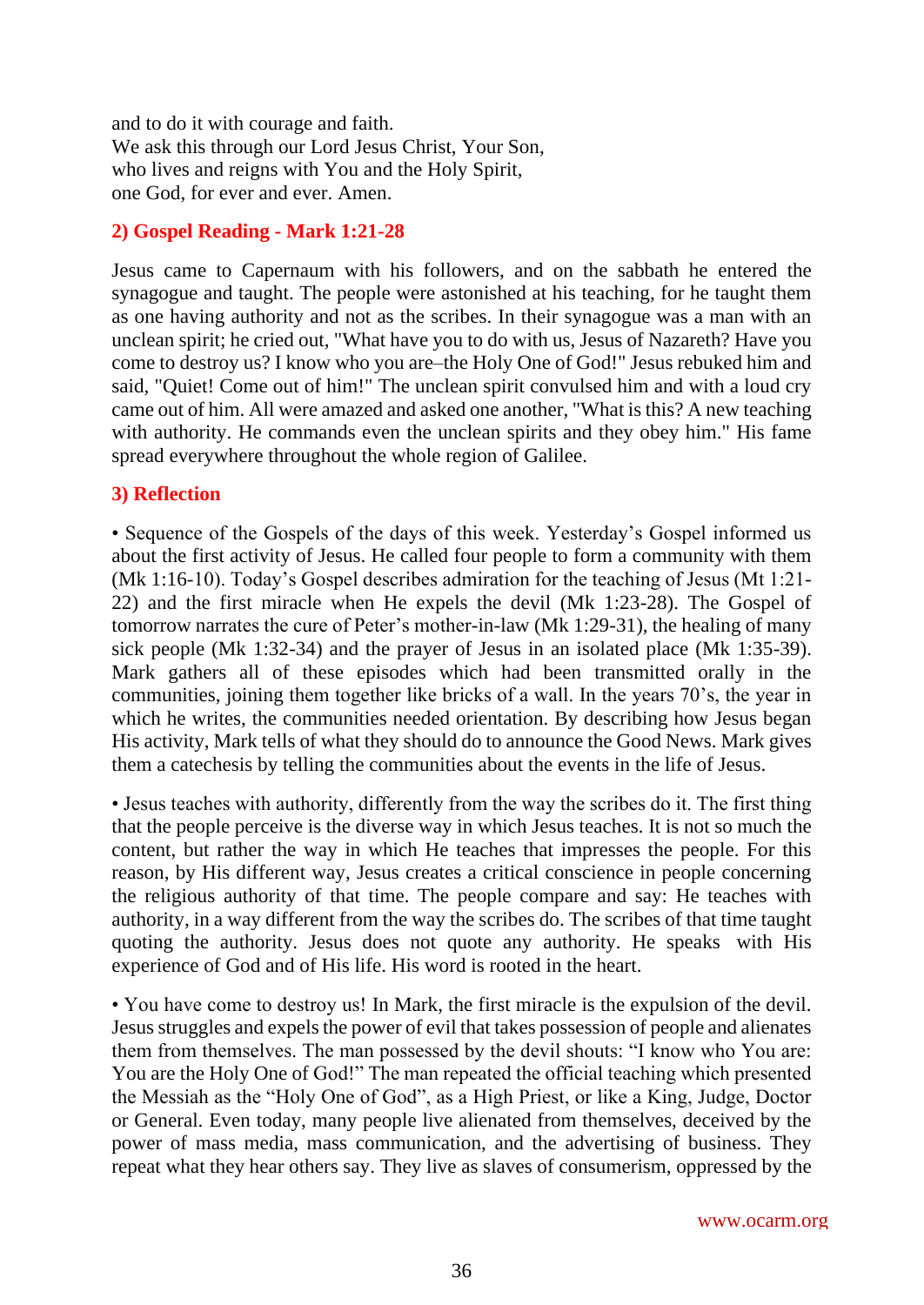and to do it with courage and faith.
We ask this through our Lord Jesus Christ, Your Son,
who lives and reigns with You and the Holy Spirit,
one God, for ever and ever. Amen.

## 2) Gospel Reading - Mark 1:21-28

Jesus came to Capernaum with his followers, and on the sabbath he entered the synagogue and taught. The people were astonished at his teaching, for he taught them as one having authority and not as the scribes. In their synagogue was a man with an unclean spirit; he cried out, "What have you to do with us, Jesus of Nazareth? Have you come to destroy us? I know who you are–the Holy One of God!" Jesus rebuked him and said, "Quiet! Come out of him!" The unclean spirit convulsed him and with a loud cry came out of him. All were amazed and asked one another, "What is this? A new teaching with authority. He commands even the unclean spirits and they obey him." His fame spread everywhere throughout the whole region of Galilee.

## 3) Reflection

• Sequence of the Gospels of the days of this week. Yesterday's Gospel informed us about the first activity of Jesus. He called four people to form a community with them (Mk 1:16-10). Today's Gospel describes admiration for the teaching of Jesus (Mt 1:21-22) and the first miracle when He expels the devil (Mk 1:23-28). The Gospel of tomorrow narrates the cure of Peter's mother-in-law (Mk 1:29-31), the healing of many sick people (Mk 1:32-34) and the prayer of Jesus in an isolated place (Mk 1:35-39). Mark gathers all of these episodes which had been transmitted orally in the communities, joining them together like bricks of a wall. In the years 70's, the year in which he writes, the communities needed orientation. By describing how Jesus began His activity, Mark tells of what they should do to announce the Good News. Mark gives them a catechesis by telling the communities about the events in the life of Jesus.

• Jesus teaches with authority, differently from the way the scribes do it. The first thing that the people perceive is the diverse way in which Jesus teaches. It is not so much the content, but rather the way in which He teaches that impresses the people. For this reason, by His different way, Jesus creates a critical conscience in people concerning the religious authority of that time. The people compare and say: He teaches with authority, in a way different from the way the scribes do. The scribes of that time taught quoting the authority. Jesus does not quote any authority. He speaks with His experience of God and of His life. His word is rooted in the heart.

• You have come to destroy us! In Mark, the first miracle is the expulsion of the devil. Jesus struggles and expels the power of evil that takes possession of people and alienates them from themselves. The man possessed by the devil shouts: "I know who You are: You are the Holy One of God!" The man repeated the official teaching which presented the Messiah as the "Holy One of God", as a High Priest, or like a King, Judge, Doctor or General. Even today, many people live alienated from themselves, deceived by the power of mass media, mass communication, and the advertising of business. They repeat what they hear others say. They live as slaves of consumerism, oppressed by the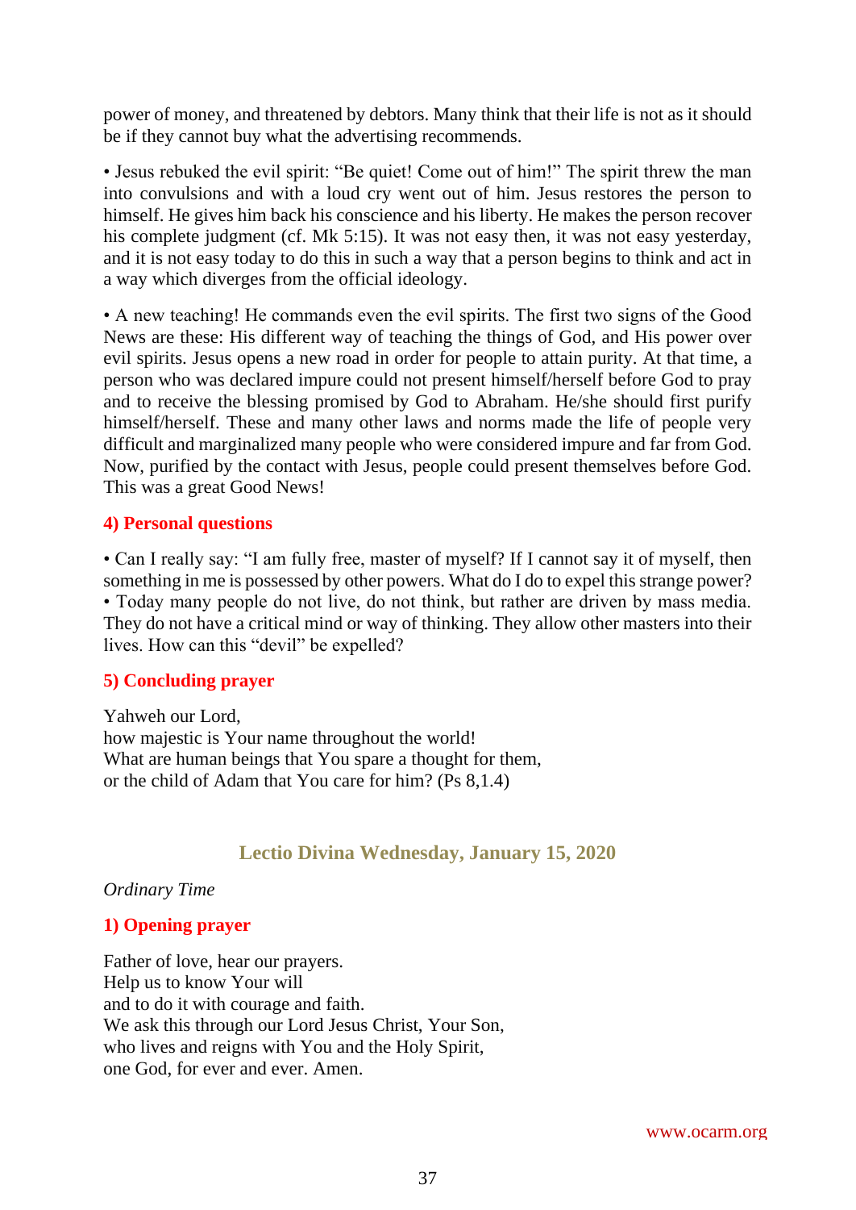power of money, and threatened by debtors. Many think that their life is not as it should be if they cannot buy what the advertising recommends.

• Jesus rebuked the evil spirit: "Be quiet! Come out of him!" The spirit threw the man into convulsions and with a loud cry went out of him. Jesus restores the person to himself. He gives him back his conscience and his liberty. He makes the person recover his complete judgment (cf. Mk 5:15). It was not easy then, it was not easy yesterday, and it is not easy today to do this in such a way that a person begins to think and act in a way which diverges from the official ideology.

• A new teaching! He commands even the evil spirits. The first two signs of the Good News are these: His different way of teaching the things of God, and His power over evil spirits. Jesus opens a new road in order for people to attain purity. At that time, a person who was declared impure could not present himself/herself before God to pray and to receive the blessing promised by God to Abraham. He/she should first purify himself/herself. These and many other laws and norms made the life of people very difficult and marginalized many people who were considered impure and far from God. Now, purified by the contact with Jesus, people could present themselves before God. This was a great Good News!

#### 4) Personal questions

• Can I really say: "I am fully free, master of myself? If I cannot say it of myself, then something in me is possessed by other powers. What do I do to expel this strange power?
• Today many people do not live, do not think, but rather are driven by mass media. They do not have a critical mind or way of thinking. They allow other masters into their lives. How can this "devil" be expelled?

#### 5) Concluding prayer

Yahweh our Lord,
how majestic is Your name throughout the world!
What are human beings that You spare a thought for them,
or the child of Adam that You care for him? (Ps 8,1.4)

## Lectio Divina Wednesday, January 15, 2020

*Ordinary Time*

#### 1) Opening prayer

Father of love, hear our prayers.
Help us to know Your will
and to do it with courage and faith.
We ask this through our Lord Jesus Christ, Your Son,
who lives and reigns with You and the Holy Spirit,
one God, for ever and ever. Amen.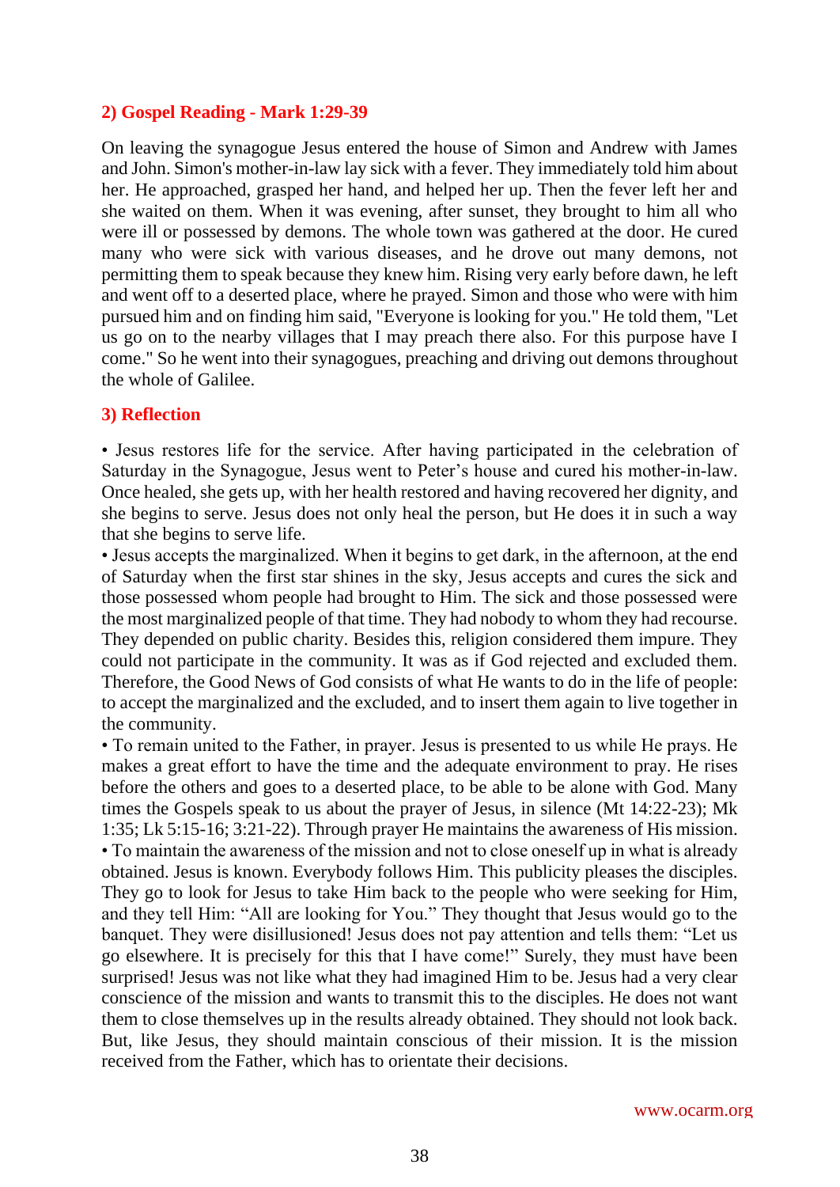## 2) Gospel Reading - Mark 1:29-39

On leaving the synagogue Jesus entered the house of Simon and Andrew with James and John. Simon's mother-in-law lay sick with a fever. They immediately told him about her. He approached, grasped her hand, and helped her up. Then the fever left her and she waited on them. When it was evening, after sunset, they brought to him all who were ill or possessed by demons. The whole town was gathered at the door. He cured many who were sick with various diseases, and he drove out many demons, not permitting them to speak because they knew him. Rising very early before dawn, he left and went off to a deserted place, where he prayed. Simon and those who were with him pursued him and on finding him said, "Everyone is looking for you." He told them, "Let us go on to the nearby villages that I may preach there also. For this purpose have I come." So he went into their synagogues, preaching and driving out demons throughout the whole of Galilee.

## 3) Reflection

• Jesus restores life for the service. After having participated in the celebration of Saturday in the Synagogue, Jesus went to Peter's house and cured his mother-in-law. Once healed, she gets up, with her health restored and having recovered her dignity, and she begins to serve. Jesus does not only heal the person, but He does it in such a way that she begins to serve life.

• Jesus accepts the marginalized. When it begins to get dark, in the afternoon, at the end of Saturday when the first star shines in the sky, Jesus accepts and cures the sick and those possessed whom people had brought to Him. The sick and those possessed were the most marginalized people of that time. They had nobody to whom they had recourse. They depended on public charity. Besides this, religion considered them impure. They could not participate in the community. It was as if God rejected and excluded them. Therefore, the Good News of God consists of what He wants to do in the life of people: to accept the marginalized and the excluded, and to insert them again to live together in the community.

• To remain united to the Father, in prayer. Jesus is presented to us while He prays. He makes a great effort to have the time and the adequate environment to pray. He rises before the others and goes to a deserted place, to be able to be alone with God. Many times the Gospels speak to us about the prayer of Jesus, in silence (Mt 14:22-23); Mk 1:35; Lk 5:15-16; 3:21-22). Through prayer He maintains the awareness of His mission.

• To maintain the awareness of the mission and not to close oneself up in what is already obtained. Jesus is known. Everybody follows Him. This publicity pleases the disciples. They go to look for Jesus to take Him back to the people who were seeking for Him, and they tell Him: "All are looking for You." They thought that Jesus would go to the banquet. They were disillusioned! Jesus does not pay attention and tells them: "Let us go elsewhere. It is precisely for this that I have come!" Surely, they must have been surprised! Jesus was not like what they had imagined Him to be. Jesus had a very clear conscience of the mission and wants to transmit this to the disciples. He does not want them to close themselves up in the results already obtained. They should not look back. But, like Jesus, they should maintain conscious of their mission. It is the mission received from the Father, which has to orientate their decisions.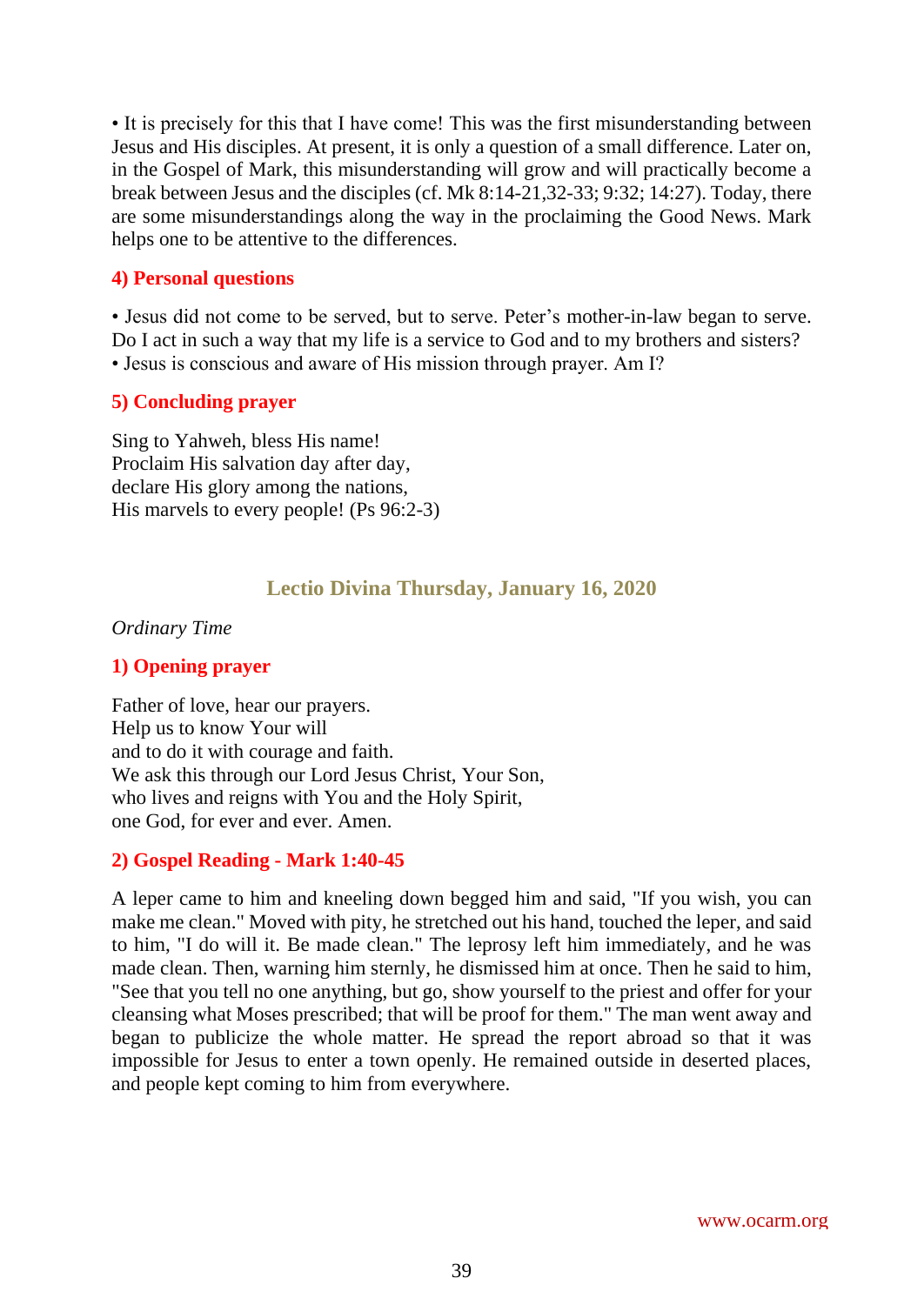• It is precisely for this that I have come! This was the first misunderstanding between Jesus and His disciples. At present, it is only a question of a small difference. Later on, in the Gospel of Mark, this misunderstanding will grow and will practically become a break between Jesus and the disciples (cf. Mk 8:14-21,32-33; 9:32; 14:27). Today, there are some misunderstandings along the way in the proclaiming the Good News. Mark helps one to be attentive to the differences.

### 4) Personal questions

• Jesus did not come to be served, but to serve. Peter's mother-in-law began to serve. Do I act in such a way that my life is a service to God and to my brothers and sisters?
• Jesus is conscious and aware of His mission through prayer. Am I?

### 5) Concluding prayer

Sing to Yahweh, bless His name!
Proclaim His salvation day after day,
declare His glory among the nations,
His marvels to every people! (Ps 96:2-3)

## Lectio Divina Thursday, January 16, 2020

*Ordinary Time*

### 1) Opening prayer

Father of love, hear our prayers.
Help us to know Your will
and to do it with courage and faith.
We ask this through our Lord Jesus Christ, Your Son,
who lives and reigns with You and the Holy Spirit,
one God, for ever and ever. Amen.

### 2) Gospel Reading - Mark 1:40-45

A leper came to him and kneeling down begged him and said, "If you wish, you can make me clean." Moved with pity, he stretched out his hand, touched the leper, and said to him, "I do will it. Be made clean." The leprosy left him immediately, and he was made clean. Then, warning him sternly, he dismissed him at once. Then he said to him, "See that you tell no one anything, but go, show yourself to the priest and offer for your cleansing what Moses prescribed; that will be proof for them." The man went away and began to publicize the whole matter. He spread the report abroad so that it was impossible for Jesus to enter a town openly. He remained outside in deserted places, and people kept coming to him from everywhere.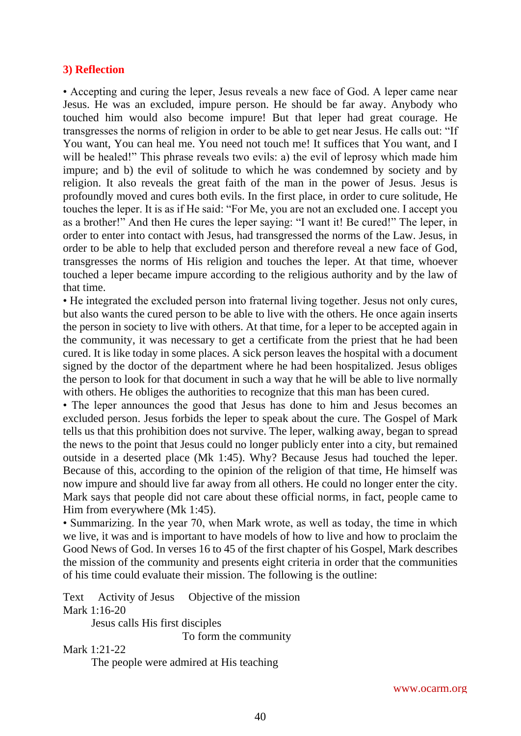### 3) Reflection

• Accepting and curing the leper, Jesus reveals a new face of God. A leper came near Jesus. He was an excluded, impure person. He should be far away. Anybody who touched him would also become impure! But that leper had great courage. He transgresses the norms of religion in order to be able to get near Jesus. He calls out: "If You want, You can heal me. You need not touch me! It suffices that You want, and I will be healed!" This phrase reveals two evils: a) the evil of leprosy which made him impure; and b) the evil of solitude to which he was condemned by society and by religion. It also reveals the great faith of the man in the power of Jesus. Jesus is profoundly moved and cures both evils. In the first place, in order to cure solitude, He touches the leper. It is as if He said: "For Me, you are not an excluded one. I accept you as a brother!" And then He cures the leper saying: "I want it! Be cured!" The leper, in order to enter into contact with Jesus, had transgressed the norms of the Law. Jesus, in order to be able to help that excluded person and therefore reveal a new face of God, transgresses the norms of His religion and touches the leper. At that time, whoever touched a leper became impure according to the religious authority and by the law of that time.

• He integrated the excluded person into fraternal living together. Jesus not only cures, but also wants the cured person to be able to live with the others. He once again inserts the person in society to live with others. At that time, for a leper to be accepted again in the community, it was necessary to get a certificate from the priest that he had been cured. It is like today in some places. A sick person leaves the hospital with a document signed by the doctor of the department where he had been hospitalized. Jesus obliges the person to look for that document in such a way that he will be able to live normally with others. He obliges the authorities to recognize that this man has been cured.

• The leper announces the good that Jesus has done to him and Jesus becomes an excluded person. Jesus forbids the leper to speak about the cure. The Gospel of Mark tells us that this prohibition does not survive. The leper, walking away, began to spread the news to the point that Jesus could no longer publicly enter into a city, but remained outside in a deserted place (Mk 1:45). Why? Because Jesus had touched the leper. Because of this, according to the opinion of the religion of that time, He himself was now impure and should live far away from all others. He could no longer enter the city. Mark says that people did not care about these official norms, in fact, people came to Him from everywhere (Mk 1:45).

• Summarizing. In the year 70, when Mark wrote, as well as today, the time in which we live, it was and is important to have models of how to live and how to proclaim the Good News of God. In verses 16 to 45 of the first chapter of his Gospel, Mark describes the mission of the community and presents eight criteria in order that the communities of his time could evaluate their mission. The following is the outline:

| Text | Activity of Jesus | Objective of the mission |
|---|---|---|
| Mark 1:16-20 | Jesus calls His first disciples | To form the community |
| Mark 1:21-22 | The people were admired at His teaching | |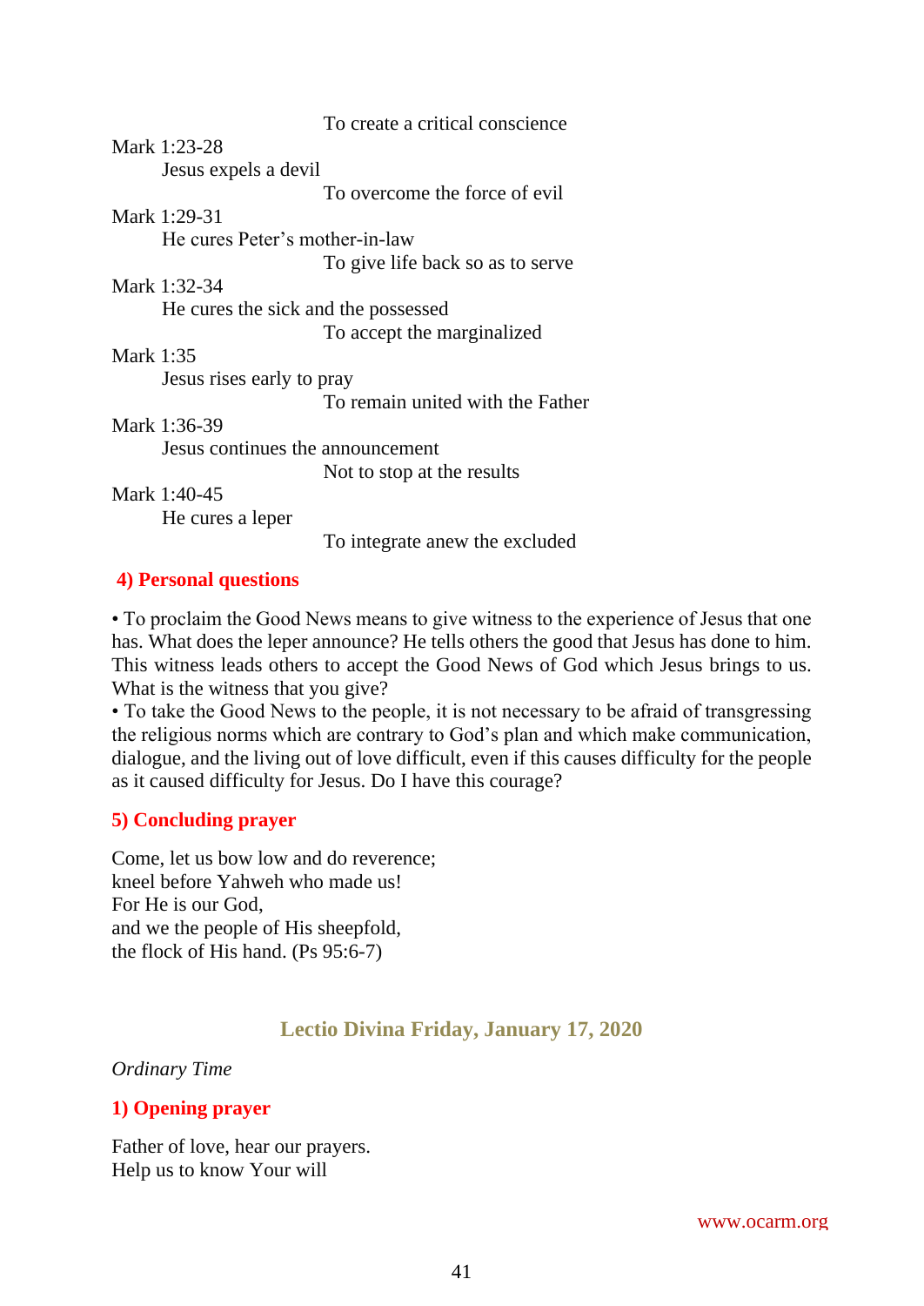To create a critical conscience

Mark 1:23-28

Jesus expels a devil

To overcome the force of evil

Mark 1:29-31

He cures Peter's mother-in-law

To give life back so as to serve

Mark 1:32-34

He cures the sick and the possessed

To accept the marginalized

Mark 1:35

Jesus rises early to pray

To remain united with the Father

Mark 1:36-39

Jesus continues the announcement

Not to stop at the results

Mark 1:40-45

He cures a leper

To integrate anew the excluded

**4) Personal questions**

• To proclaim the Good News means to give witness to the experience of Jesus that one has. What does the leper announce? He tells others the good that Jesus has done to him. This witness leads others to accept the Good News of God which Jesus brings to us. What is the witness that you give?
• To take the Good News to the people, it is not necessary to be afraid of transgressing the religious norms which are contrary to God's plan and which make communication, dialogue, and the living out of love difficult, even if this causes difficulty for the people as it caused difficulty for Jesus. Do I have this courage?

**5) Concluding prayer**

Come, let us bow low and do reverence;
kneel before Yahweh who made us!
For He is our God,
and we the people of His sheepfold,
the flock of His hand. (Ps 95:6-7)

## Lectio Divina Friday, January 17, 2020

*Ordinary Time*

**1) Opening prayer**

Father of love, hear our prayers.
Help us to know Your will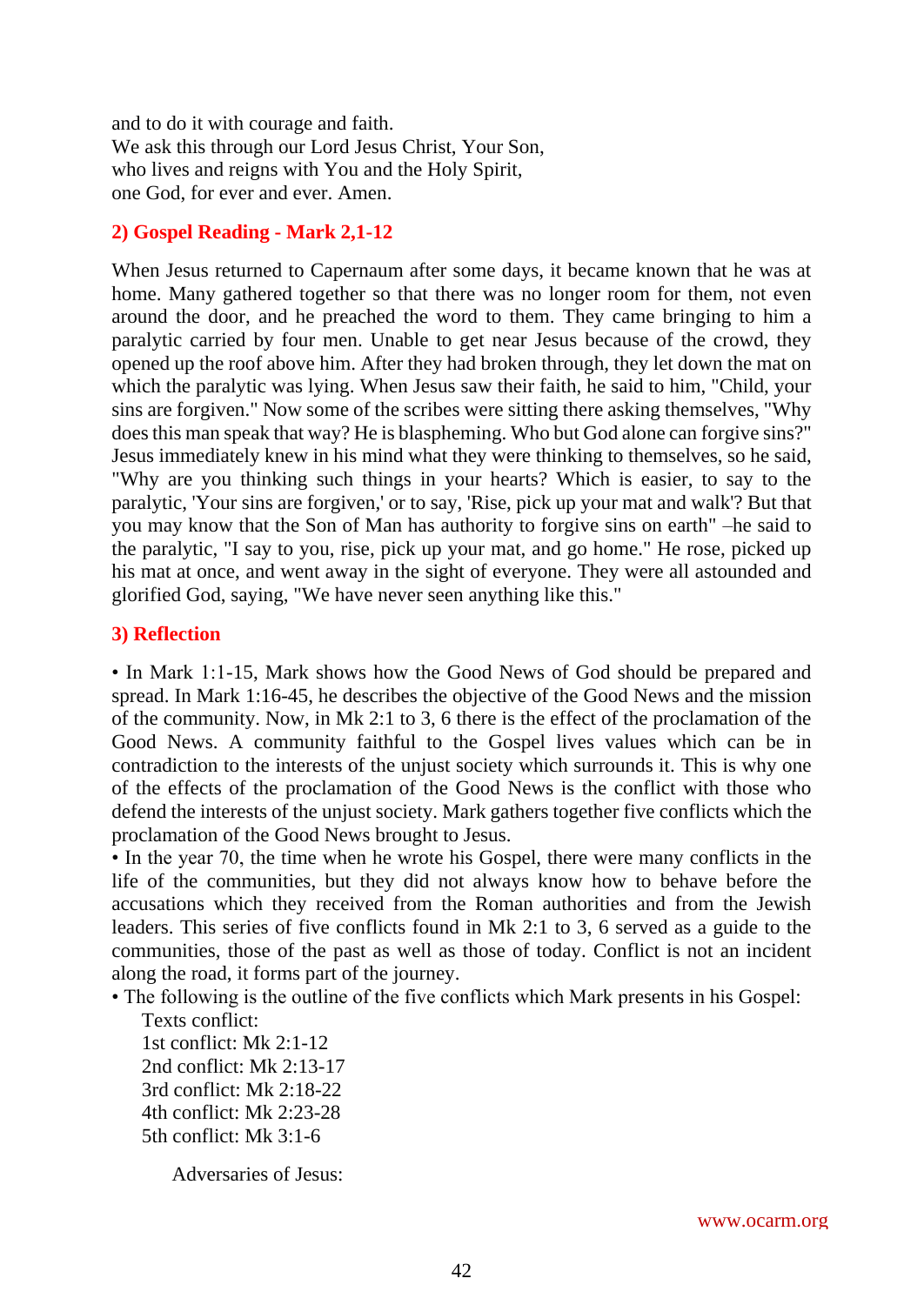and to do it with courage and faith.
We ask this through our Lord Jesus Christ, Your Son,
who lives and reigns with You and the Holy Spirit,
one God, for ever and ever. Amen.

## 2) Gospel Reading - Mark 2,1-12

When Jesus returned to Capernaum after some days, it became known that he was at home. Many gathered together so that there was no longer room for them, not even around the door, and he preached the word to them. They came bringing to him a paralytic carried by four men. Unable to get near Jesus because of the crowd, they opened up the roof above him. After they had broken through, they let down the mat on which the paralytic was lying. When Jesus saw their faith, he said to him, "Child, your sins are forgiven." Now some of the scribes were sitting there asking themselves, "Why does this man speak that way? He is blaspheming. Who but God alone can forgive sins?" Jesus immediately knew in his mind what they were thinking to themselves, so he said, "Why are you thinking such things in your hearts? Which is easier, to say to the paralytic, 'Your sins are forgiven,' or to say, 'Rise, pick up your mat and walk'? But that you may know that the Son of Man has authority to forgive sins on earth" –he said to the paralytic, "I say to you, rise, pick up your mat, and go home." He rose, picked up his mat at once, and went away in the sight of everyone. They were all astounded and glorified God, saying, "We have never seen anything like this."

## 3) Reflection

• In Mark 1:1-15, Mark shows how the Good News of God should be prepared and spread. In Mark 1:16-45, he describes the objective of the Good News and the mission of the community. Now, in Mk 2:1 to 3, 6 there is the effect of the proclamation of the Good News. A community faithful to the Gospel lives values which can be in contradiction to the interests of the unjust society which surrounds it. This is why one of the effects of the proclamation of the Good News is the conflict with those who defend the interests of the unjust society. Mark gathers together five conflicts which the proclamation of the Good News brought to Jesus.

• In the year 70, the time when he wrote his Gospel, there were many conflicts in the life of the communities, but they did not always know how to behave before the accusations which they received from the Roman authorities and from the Jewish leaders. This series of five conflicts found in Mk 2:1 to 3, 6 served as a guide to the communities, those of the past as well as those of today. Conflict is not an incident along the road, it forms part of the journey.

• The following is the outline of the five conflicts which Mark presents in his Gospel:

Texts conflict:
1st conflict: Mk 2:1-12
2nd conflict: Mk 2:13-17
3rd conflict: Mk 2:18-22
4th conflict: Mk 2:23-28
5th conflict: Mk 3:1-6

Adversaries of Jesus: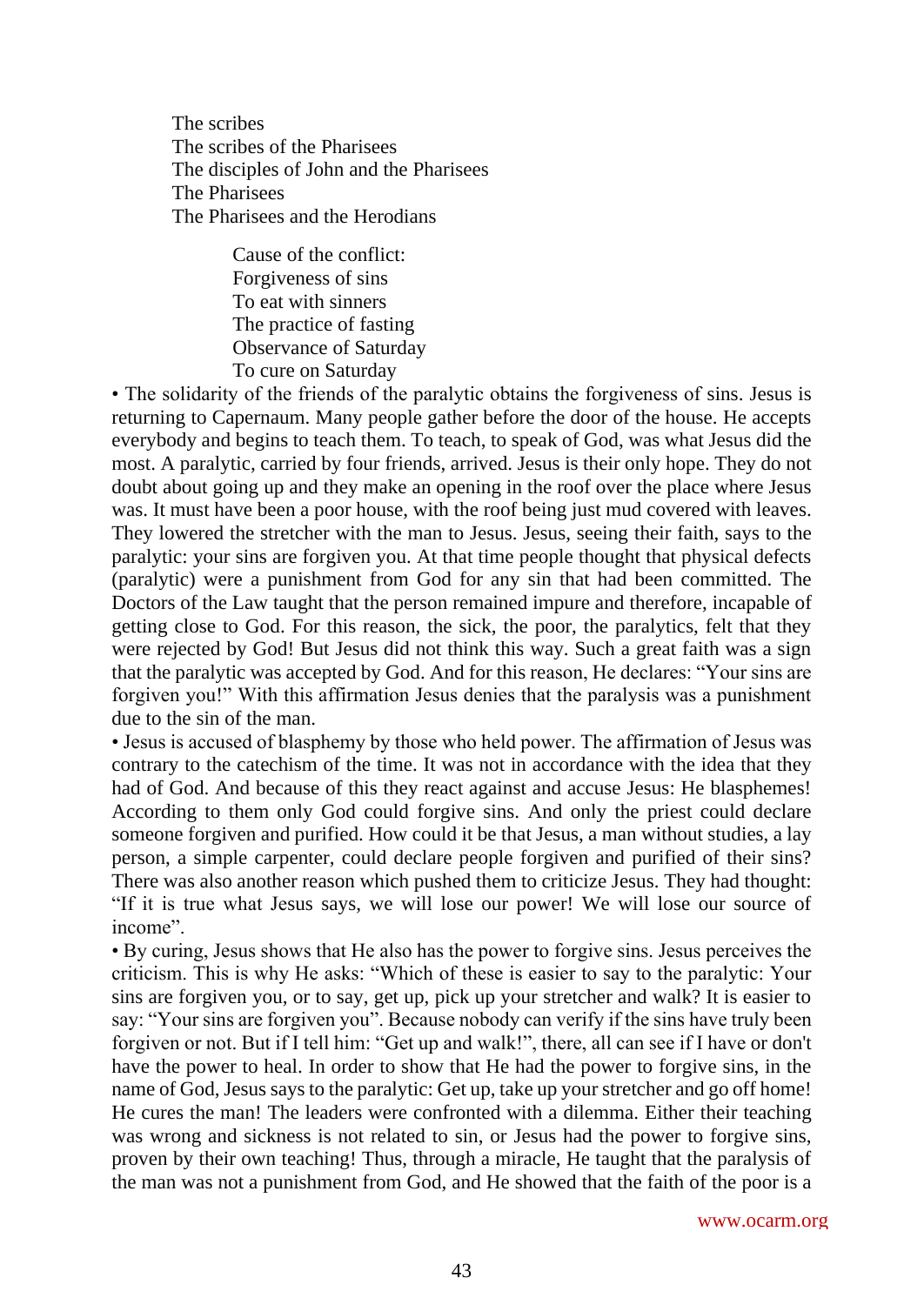The scribes
The scribes of the Pharisees
The disciples of John and the Pharisees
The Pharisees
The Pharisees and the Herodians

Cause of the conflict:
Forgiveness of sins
To eat with sinners
The practice of fasting
Observance of Saturday
To cure on Saturday

• The solidarity of the friends of the paralytic obtains the forgiveness of sins. Jesus is returning to Capernaum. Many people gather before the door of the house. He accepts everybody and begins to teach them. To teach, to speak of God, was what Jesus did the most. A paralytic, carried by four friends, arrived. Jesus is their only hope. They do not doubt about going up and they make an opening in the roof over the place where Jesus was. It must have been a poor house, with the roof being just mud covered with leaves. They lowered the stretcher with the man to Jesus. Jesus, seeing their faith, says to the paralytic: your sins are forgiven you. At that time people thought that physical defects (paralytic) were a punishment from God for any sin that had been committed. The Doctors of the Law taught that the person remained impure and therefore, incapable of getting close to God. For this reason, the sick, the poor, the paralytics, felt that they were rejected by God! But Jesus did not think this way. Such a great faith was a sign that the paralytic was accepted by God. And for this reason, He declares: "Your sins are forgiven you!" With this affirmation Jesus denies that the paralysis was a punishment due to the sin of the man.

• Jesus is accused of blasphemy by those who held power. The affirmation of Jesus was contrary to the catechism of the time. It was not in accordance with the idea that they had of God. And because of this they react against and accuse Jesus: He blasphemes! According to them only God could forgive sins. And only the priest could declare someone forgiven and purified. How could it be that Jesus, a man without studies, a lay person, a simple carpenter, could declare people forgiven and purified of their sins? There was also another reason which pushed them to criticize Jesus. They had thought: "If it is true what Jesus says, we will lose our power! We will lose our source of income".

• By curing, Jesus shows that He also has the power to forgive sins. Jesus perceives the criticism. This is why He asks: "Which of these is easier to say to the paralytic: Your sins are forgiven you, or to say, get up, pick up your stretcher and walk? It is easier to say: "Your sins are forgiven you". Because nobody can verify if the sins have truly been forgiven or not. But if I tell him: "Get up and walk!", there, all can see if I have or don't have the power to heal. In order to show that He had the power to forgive sins, in the name of God, Jesus says to the paralytic: Get up, take up your stretcher and go off home! He cures the man! The leaders were confronted with a dilemma. Either their teaching was wrong and sickness is not related to sin, or Jesus had the power to forgive sins, proven by their own teaching! Thus, through a miracle, He taught that the paralysis of the man was not a punishment from God, and He showed that the faith of the poor is a

www.ocarm.org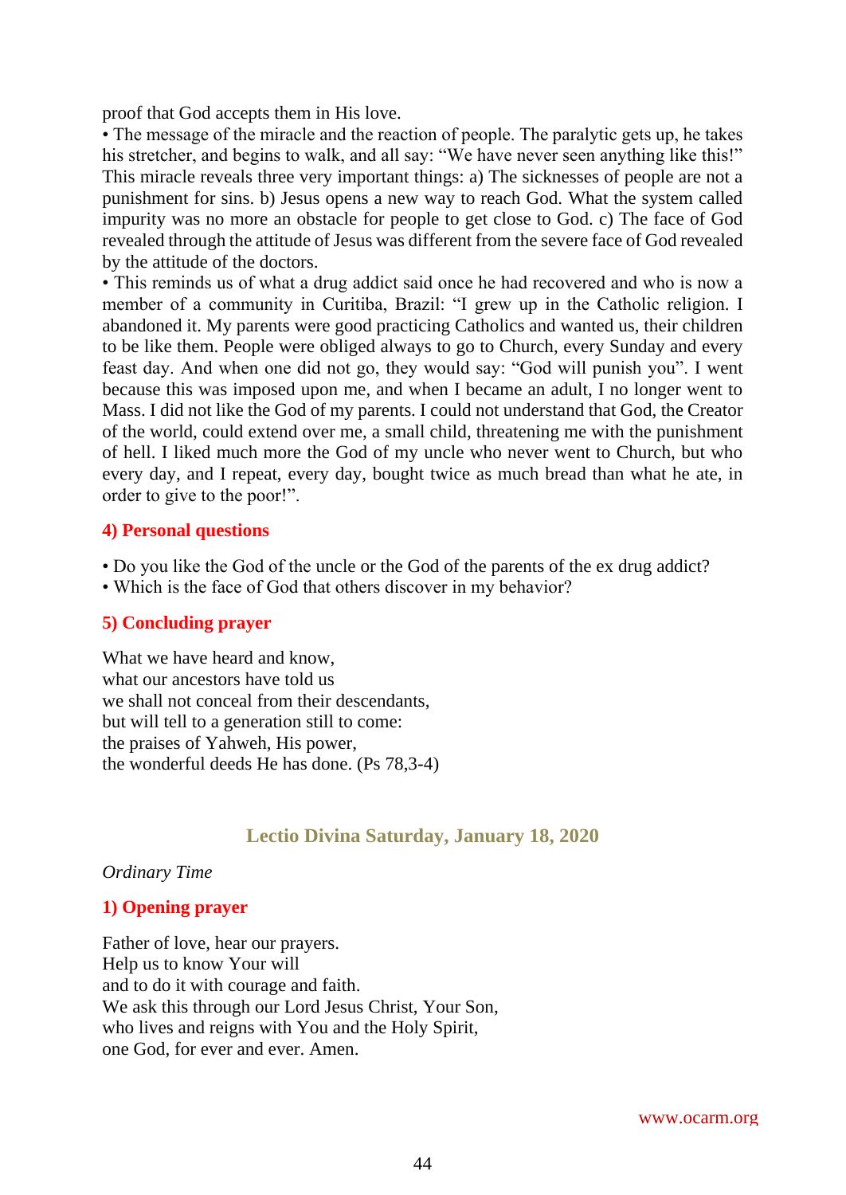proof that God accepts them in His love.

• The message of the miracle and the reaction of people. The paralytic gets up, he takes his stretcher, and begins to walk, and all say: "We have never seen anything like this!" This miracle reveals three very important things: a) The sicknesses of people are not a punishment for sins. b) Jesus opens a new way to reach God. What the system called impurity was no more an obstacle for people to get close to God. c) The face of God revealed through the attitude of Jesus was different from the severe face of God revealed by the attitude of the doctors.

• This reminds us of what a drug addict said once he had recovered and who is now a member of a community in Curitiba, Brazil: "I grew up in the Catholic religion. I abandoned it. My parents were good practicing Catholics and wanted us, their children to be like them. People were obliged always to go to Church, every Sunday and every feast day. And when one did not go, they would say: "God will punish you". I went because this was imposed upon me, and when I became an adult, I no longer went to Mass. I did not like the God of my parents. I could not understand that God, the Creator of the world, could extend over me, a small child, threatening me with the punishment of hell. I liked much more the God of my uncle who never went to Church, but who every day, and I repeat, every day, bought twice as much bread than what he ate, in order to give to the poor!".

### 4) Personal questions

• Do you like the God of the uncle or the God of the parents of the ex drug addict?
• Which is the face of God that others discover in my behavior?

### 5) Concluding prayer

What we have heard and know,
what our ancestors have told us
we shall not conceal from their descendants,
but will tell to a generation still to come:
the praises of Yahweh, His power,
the wonderful deeds He has done. (Ps 78,3-4)

## Lectio Divina Saturday, January 18, 2020

*Ordinary Time*

### 1) Opening prayer

Father of love, hear our prayers.
Help us to know Your will
and to do it with courage and faith.
We ask this through our Lord Jesus Christ, Your Son,
who lives and reigns with You and the Holy Spirit,
one God, for ever and ever. Amen.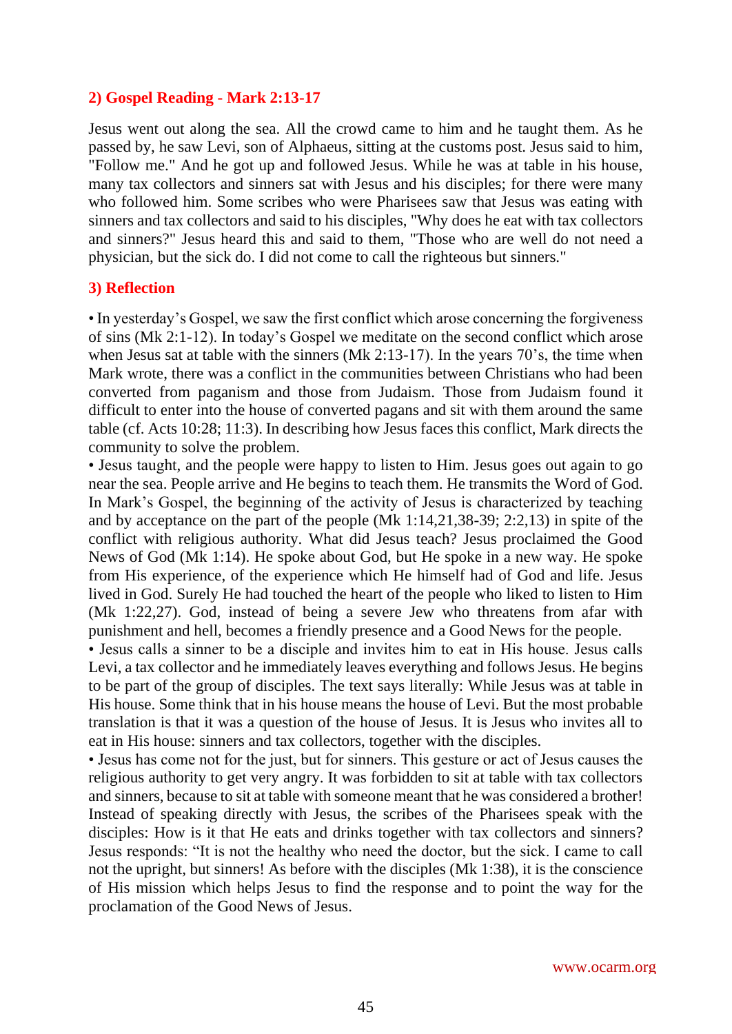## 2) Gospel Reading - Mark 2:13-17

Jesus went out along the sea. All the crowd came to him and he taught them. As he passed by, he saw Levi, son of Alphaeus, sitting at the customs post. Jesus said to him, "Follow me." And he got up and followed Jesus. While he was at table in his house, many tax collectors and sinners sat with Jesus and his disciples; for there were many who followed him. Some scribes who were Pharisees saw that Jesus was eating with sinners and tax collectors and said to his disciples, "Why does he eat with tax collectors and sinners?" Jesus heard this and said to them, "Those who are well do not need a physician, but the sick do. I did not come to call the righteous but sinners."

## 3) Reflection

• In yesterday's Gospel, we saw the first conflict which arose concerning the forgiveness of sins (Mk 2:1-12). In today's Gospel we meditate on the second conflict which arose when Jesus sat at table with the sinners (Mk 2:13-17). In the years 70's, the time when Mark wrote, there was a conflict in the communities between Christians who had been converted from paganism and those from Judaism. Those from Judaism found it difficult to enter into the house of converted pagans and sit with them around the same table (cf. Acts 10:28; 11:3). In describing how Jesus faces this conflict, Mark directs the community to solve the problem.

• Jesus taught, and the people were happy to listen to Him. Jesus goes out again to go near the sea. People arrive and He begins to teach them. He transmits the Word of God. In Mark's Gospel, the beginning of the activity of Jesus is characterized by teaching and by acceptance on the part of the people (Mk 1:14,21,38-39; 2:2,13) in spite of the conflict with religious authority. What did Jesus teach? Jesus proclaimed the Good News of God (Mk 1:14). He spoke about God, but He spoke in a new way. He spoke from His experience, of the experience which He himself had of God and life. Jesus lived in God. Surely He had touched the heart of the people who liked to listen to Him (Mk 1:22,27). God, instead of being a severe Jew who threatens from afar with punishment and hell, becomes a friendly presence and a Good News for the people.

• Jesus calls a sinner to be a disciple and invites him to eat in His house. Jesus calls Levi, a tax collector and he immediately leaves everything and follows Jesus. He begins to be part of the group of disciples. The text says literally: While Jesus was at table in His house. Some think that in his house means the house of Levi. But the most probable translation is that it was a question of the house of Jesus. It is Jesus who invites all to eat in His house: sinners and tax collectors, together with the disciples.

• Jesus has come not for the just, but for sinners. This gesture or act of Jesus causes the religious authority to get very angry. It was forbidden to sit at table with tax collectors and sinners, because to sit at table with someone meant that he was considered a brother! Instead of speaking directly with Jesus, the scribes of the Pharisees speak with the disciples: How is it that He eats and drinks together with tax collectors and sinners? Jesus responds: "It is not the healthy who need the doctor, but the sick. I came to call not the upright, but sinners! As before with the disciples (Mk 1:38), it is the conscience of His mission which helps Jesus to find the response and to point the way for the proclamation of the Good News of Jesus.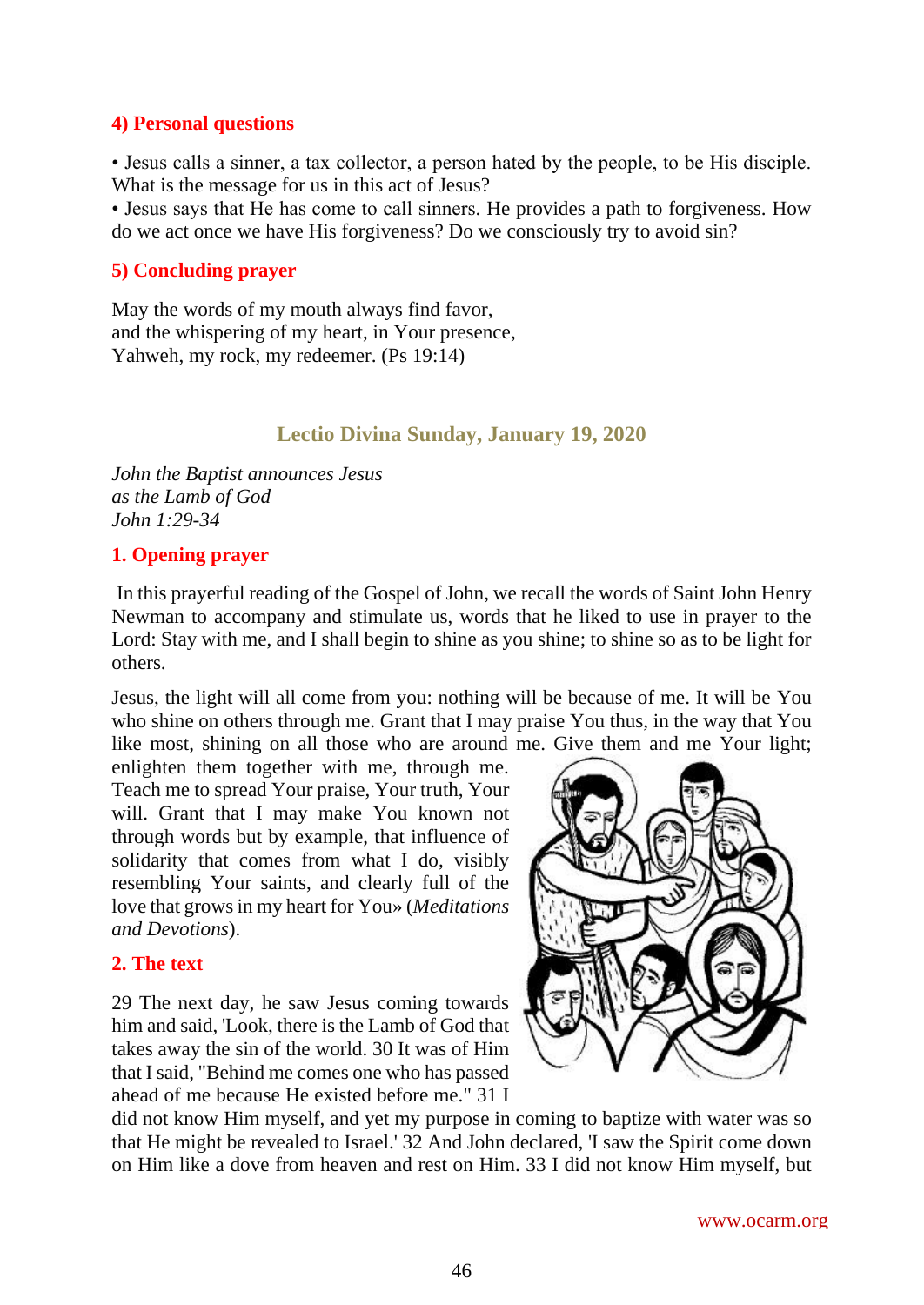#### 4) Personal questions

• Jesus calls a sinner, a tax collector, a person hated by the people, to be His disciple. What is the message for us in this act of Jesus?
• Jesus says that He has come to call sinners. He provides a path to forgiveness. How do we act once we have His forgiveness? Do we consciously try to avoid sin?

#### 5) Concluding prayer

May the words of my mouth always find favor,
and the whispering of my heart, in Your presence,
Yahweh, my rock, my redeemer. (Ps 19:14)

## Lectio Divina Sunday, January 19, 2020

*John the Baptist announces Jesus*
*as the Lamb of God*
*John 1:29-34*

#### 1. Opening prayer

In this prayerful reading of the Gospel of John, we recall the words of Saint John Henry Newman to accompany and stimulate us, words that he liked to use in prayer to the Lord: Stay with me, and I shall begin to shine as you shine; to shine so as to be light for others.

Jesus, the light will all come from you: nothing will be because of me. It will be You who shine on others through me. Grant that I may praise You thus, in the way that You like most, shining on all those who are around me. Give them and me Your light; enlighten them together with me, through me. Teach me to spread Your praise, Your truth, Your will. Grant that I may make You known not through words but by example, that influence of solidarity that comes from what I do, visibly resembling Your saints, and clearly full of the love that grows in my heart for You» (*Meditations and Devotions*).

#### 2. The text

29 The next day, he saw Jesus coming towards him and said, 'Look, there is the Lamb of God that takes away the sin of the world. 30 It was of Him that I said, "Behind me comes one who has passed ahead of me because He existed before me." 31 I did not know Him myself, and yet my purpose in coming to baptize with water was so that He might be revealed to Israel.' 32 And John declared, 'I saw the Spirit come down on Him like a dove from heaven and rest on Him. 33 I did not know Him myself, but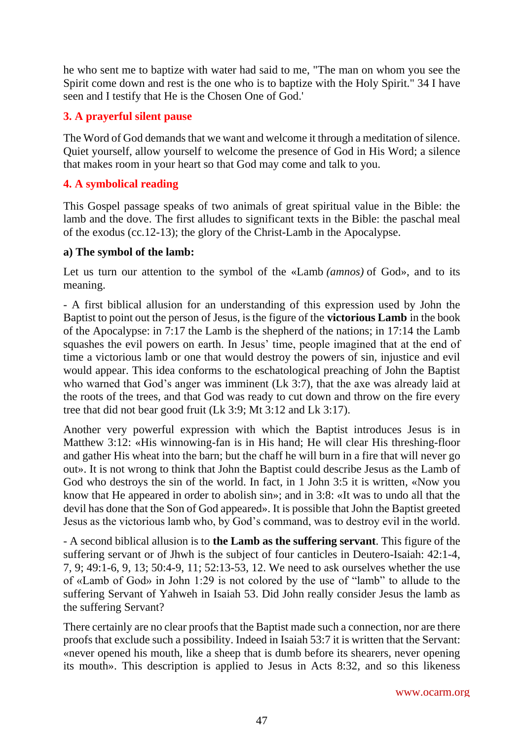he who sent me to baptize with water had said to me, "The man on whom you see the Spirit come down and rest is the one who is to baptize with the Holy Spirit." 34 I have seen and I testify that He is the Chosen One of God.'

## 3. A prayerful silent pause

The Word of God demands that we want and welcome it through a meditation of silence. Quiet yourself, allow yourself to welcome the presence of God in His Word; a silence that makes room in your heart so that God may come and talk to you.

## 4. A symbolical reading

This Gospel passage speaks of two animals of great spiritual value in the Bible: the lamb and the dove. The first alludes to significant texts in the Bible: the paschal meal of the exodus (cc.12-13); the glory of the Christ-Lamb in the Apocalypse.

### a) The symbol of the lamb:

Let us turn our attention to the symbol of the «Lamb *(amnos)* of God», and to its meaning.

- A first biblical allusion for an understanding of this expression used by John the Baptist to point out the person of Jesus, is the figure of the **victorious Lamb** in the book of the Apocalypse: in 7:17 the Lamb is the shepherd of the nations; in 17:14 the Lamb squashes the evil powers on earth. In Jesus' time, people imagined that at the end of time a victorious lamb or one that would destroy the powers of sin, injustice and evil would appear. This idea conforms to the eschatological preaching of John the Baptist who warned that God's anger was imminent (Lk 3:7), that the axe was already laid at the roots of the trees, and that God was ready to cut down and throw on the fire every tree that did not bear good fruit (Lk 3:9; Mt 3:12 and Lk 3:17).

Another very powerful expression with which the Baptist introduces Jesus is in Matthew 3:12: «His winnowing-fan is in His hand; He will clear His threshing-floor and gather His wheat into the barn; but the chaff he will burn in a fire that will never go out». It is not wrong to think that John the Baptist could describe Jesus as the Lamb of God who destroys the sin of the world. In fact, in 1 John 3:5 it is written, «Now you know that He appeared in order to abolish sin»; and in 3:8: «It was to undo all that the devil has done that the Son of God appeared». It is possible that John the Baptist greeted Jesus as the victorious lamb who, by God's command, was to destroy evil in the world.

- A second biblical allusion is to **the Lamb as the suffering servant**. This figure of the suffering servant or of Jhwh is the subject of four canticles in Deutero-Isaiah: 42:1-4, 7, 9; 49:1-6, 9, 13; 50:4-9, 11; 52:13-53, 12. We need to ask ourselves whether the use of «Lamb of God» in John 1:29 is not colored by the use of "lamb" to allude to the suffering Servant of Yahweh in Isaiah 53. Did John really consider Jesus the lamb as the suffering Servant?

There certainly are no clear proofs that the Baptist made such a connection, nor are there proofs that exclude such a possibility. Indeed in Isaiah 53:7 it is written that the Servant: «never opened his mouth, like a sheep that is dumb before its shearers, never opening its mouth». This description is applied to Jesus in Acts 8:32, and so this likeness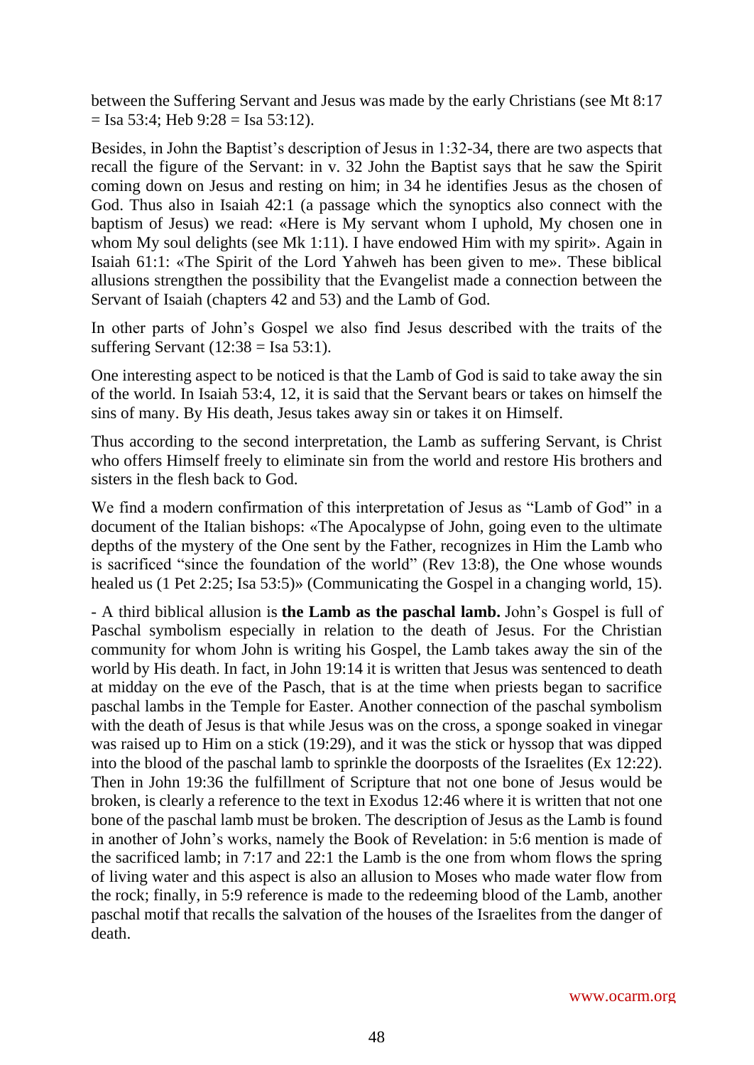between the Suffering Servant and Jesus was made by the early Christians (see Mt 8:17 = Isa 53:4; Heb 9:28 = Isa 53:12).

Besides, in John the Baptist's description of Jesus in 1:32-34, there are two aspects that recall the figure of the Servant: in v. 32 John the Baptist says that he saw the Spirit coming down on Jesus and resting on him; in 34 he identifies Jesus as the chosen of God. Thus also in Isaiah 42:1 (a passage which the synoptics also connect with the baptism of Jesus) we read: «Here is My servant whom I uphold, My chosen one in whom My soul delights (see Mk 1:11). I have endowed Him with my spirit». Again in Isaiah 61:1: «The Spirit of the Lord Yahweh has been given to me». These biblical allusions strengthen the possibility that the Evangelist made a connection between the Servant of Isaiah (chapters 42 and 53) and the Lamb of God.

In other parts of John's Gospel we also find Jesus described with the traits of the suffering Servant (12:38 = Isa 53:1).

One interesting aspect to be noticed is that the Lamb of God is said to take away the sin of the world. In Isaiah 53:4, 12, it is said that the Servant bears or takes on himself the sins of many. By His death, Jesus takes away sin or takes it on Himself.

Thus according to the second interpretation, the Lamb as suffering Servant, is Christ who offers Himself freely to eliminate sin from the world and restore His brothers and sisters in the flesh back to God.

We find a modern confirmation of this interpretation of Jesus as "Lamb of God" in a document of the Italian bishops: «The Apocalypse of John, going even to the ultimate depths of the mystery of the One sent by the Father, recognizes in Him the Lamb who is sacrificed "since the foundation of the world" (Rev 13:8), the One whose wounds healed us (1 Pet 2:25; Isa 53:5)» (Communicating the Gospel in a changing world, 15).

- A third biblical allusion is **the Lamb as the paschal lamb.** John's Gospel is full of Paschal symbolism especially in relation to the death of Jesus. For the Christian community for whom John is writing his Gospel, the Lamb takes away the sin of the world by His death. In fact, in John 19:14 it is written that Jesus was sentenced to death at midday on the eve of the Pasch, that is at the time when priests began to sacrifice paschal lambs in the Temple for Easter. Another connection of the paschal symbolism with the death of Jesus is that while Jesus was on the cross, a sponge soaked in vinegar was raised up to Him on a stick (19:29), and it was the stick or hyssop that was dipped into the blood of the paschal lamb to sprinkle the doorposts of the Israelites (Ex 12:22). Then in John 19:36 the fulfillment of Scripture that not one bone of Jesus would be broken, is clearly a reference to the text in Exodus 12:46 where it is written that not one bone of the paschal lamb must be broken. The description of Jesus as the Lamb is found in another of John's works, namely the Book of Revelation: in 5:6 mention is made of the sacrificed lamb; in 7:17 and 22:1 the Lamb is the one from whom flows the spring of living water and this aspect is also an allusion to Moses who made water flow from the rock; finally, in 5:9 reference is made to the redeeming blood of the Lamb, another paschal motif that recalls the salvation of the houses of the Israelites from the danger of death.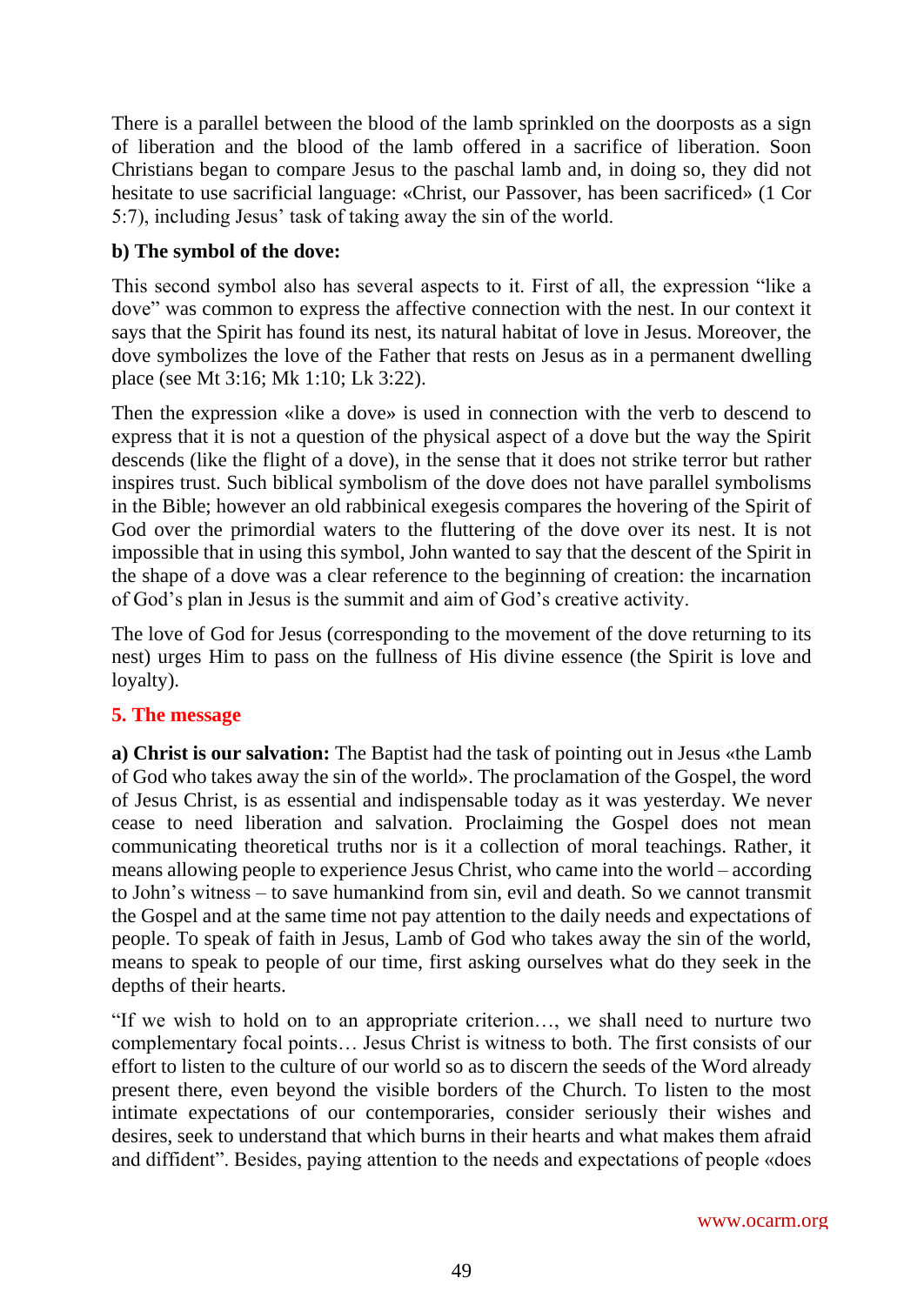There is a parallel between the blood of the lamb sprinkled on the doorposts as a sign of liberation and the blood of the lamb offered in a sacrifice of liberation. Soon Christians began to compare Jesus to the paschal lamb and, in doing so, they did not hesitate to use sacrificial language: «Christ, our Passover, has been sacrificed» (1 Cor 5:7), including Jesus' task of taking away the sin of the world.

**b) The symbol of the dove:**

This second symbol also has several aspects to it. First of all, the expression "like a dove" was common to express the affective connection with the nest. In our context it says that the Spirit has found its nest, its natural habitat of love in Jesus. Moreover, the dove symbolizes the love of the Father that rests on Jesus as in a permanent dwelling place (see Mt 3:16; Mk 1:10; Lk 3:22).

Then the expression «like a dove» is used in connection with the verb to descend to express that it is not a question of the physical aspect of a dove but the way the Spirit descends (like the flight of a dove), in the sense that it does not strike terror but rather inspires trust. Such biblical symbolism of the dove does not have parallel symbolisms in the Bible; however an old rabbinical exegesis compares the hovering of the Spirit of God over the primordial waters to the fluttering of the dove over its nest. It is not impossible that in using this symbol, John wanted to say that the descent of the Spirit in the shape of a dove was a clear reference to the beginning of creation: the incarnation of God's plan in Jesus is the summit and aim of God's creative activity.

The love of God for Jesus (corresponding to the movement of the dove returning to its nest) urges Him to pass on the fullness of His divine essence (the Spirit is love and loyalty).

## 5. The message

**a) Christ is our salvation:** The Baptist had the task of pointing out in Jesus «the Lamb of God who takes away the sin of the world». The proclamation of the Gospel, the word of Jesus Christ, is as essential and indispensable today as it was yesterday. We never cease to need liberation and salvation. Proclaiming the Gospel does not mean communicating theoretical truths nor is it a collection of moral teachings. Rather, it means allowing people to experience Jesus Christ, who came into the world – according to John's witness – to save humankind from sin, evil and death. So we cannot transmit the Gospel and at the same time not pay attention to the daily needs and expectations of people. To speak of faith in Jesus, Lamb of God who takes away the sin of the world, means to speak to people of our time, first asking ourselves what do they seek in the depths of their hearts.

"If we wish to hold on to an appropriate criterion…, we shall need to nurture two complementary focal points… Jesus Christ is witness to both. The first consists of our effort to listen to the culture of our world so as to discern the seeds of the Word already present there, even beyond the visible borders of the Church. To listen to the most intimate expectations of our contemporaries, consider seriously their wishes and desires, seek to understand that which burns in their hearts and what makes them afraid and diffident". Besides, paying attention to the needs and expectations of people «does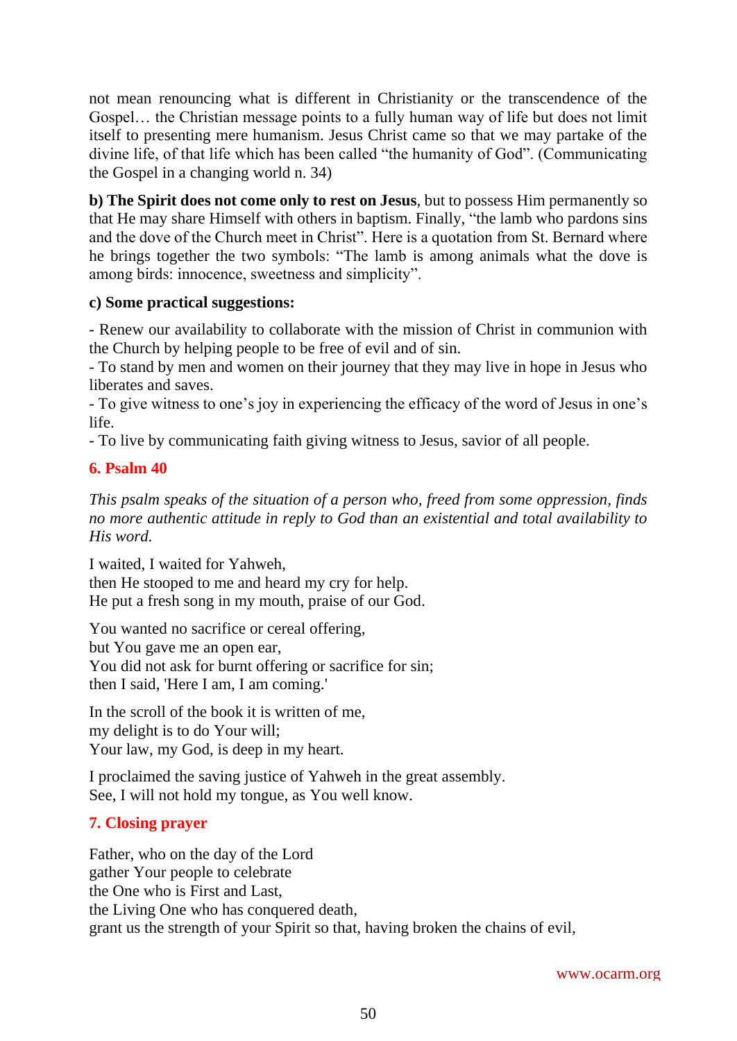not mean renouncing what is different in Christianity or the transcendence of the Gospel… the Christian message points to a fully human way of life but does not limit itself to presenting mere humanism. Jesus Christ came so that we may partake of the divine life, of that life which has been called "the humanity of God". (Communicating the Gospel in a changing world n. 34)

**b) The Spirit does not come only to rest on Jesus**, but to possess Him permanently so that He may share Himself with others in baptism. Finally, "the lamb who pardons sins and the dove of the Church meet in Christ". Here is a quotation from St. Bernard where he brings together the two symbols: "The lamb is among animals what the dove is among birds: innocence, sweetness and simplicity".

**c) Some practical suggestions:**

- Renew our availability to collaborate with the mission of Christ in communion with the Church by helping people to be free of evil and of sin.
- To stand by men and women on their journey that they may live in hope in Jesus who liberates and saves.
- To give witness to one's joy in experiencing the efficacy of the word of Jesus in one's life.
- To live by communicating faith giving witness to Jesus, savior of all people.

## 6. Psalm 40

*This psalm speaks of the situation of a person who, freed from some oppression, finds no more authentic attitude in reply to God than an existential and total availability to His word.*

I waited, I waited for Yahweh,
then He stooped to me and heard my cry for help.
He put a fresh song in my mouth, praise of our God.

You wanted no sacrifice or cereal offering,
but You gave me an open ear,
You did not ask for burnt offering or sacrifice for sin;
then I said, 'Here I am, I am coming.'

In the scroll of the book it is written of me,
my delight is to do Your will;
Your law, my God, is deep in my heart.

I proclaimed the saving justice of Yahweh in the great assembly.
See, I will not hold my tongue, as You well know.

## 7. Closing prayer

Father, who on the day of the Lord
gather Your people to celebrate
the One who is First and Last,
the Living One who has conquered death,
grant us the strength of your Spirit so that, having broken the chains of evil,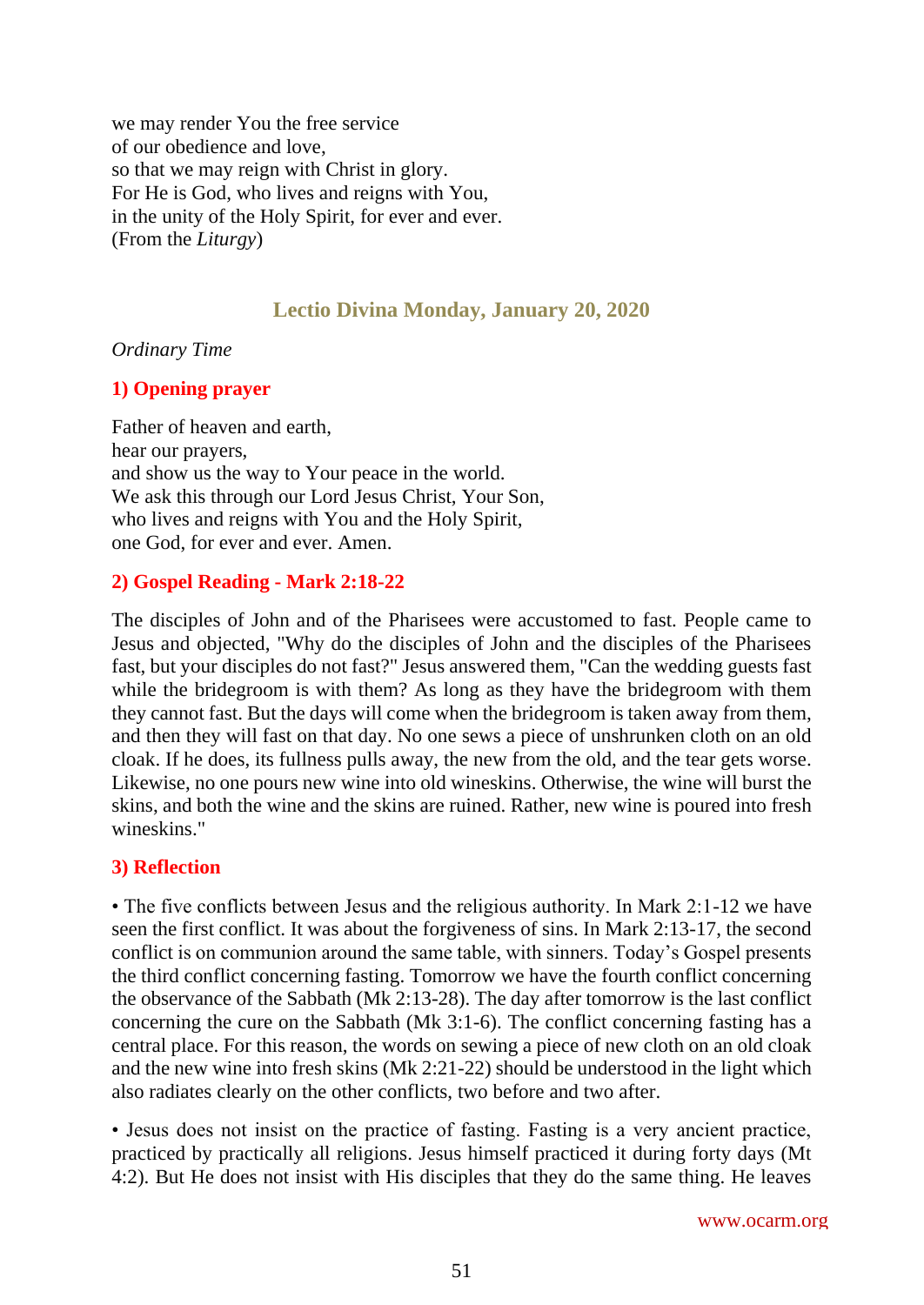we may render You the free service
of our obedience and love,
so that we may reign with Christ in glory.
For He is God, who lives and reigns with You,
in the unity of the Holy Spirit, for ever and ever.
(From the *Liturgy*)

## Lectio Divina Monday, January 20, 2020

*Ordinary Time*

### 1) Opening prayer

Father of heaven and earth,
hear our prayers,
and show us the way to Your peace in the world.
We ask this through our Lord Jesus Christ, Your Son,
who lives and reigns with You and the Holy Spirit,
one God, for ever and ever. Amen.

### 2) Gospel Reading - Mark 2:18-22

The disciples of John and of the Pharisees were accustomed to fast. People came to Jesus and objected, "Why do the disciples of John and the disciples of the Pharisees fast, but your disciples do not fast?" Jesus answered them, "Can the wedding guests fast while the bridegroom is with them? As long as they have the bridegroom with them they cannot fast. But the days will come when the bridegroom is taken away from them, and then they will fast on that day. No one sews a piece of unshrunken cloth on an old cloak. If he does, its fullness pulls away, the new from the old, and the tear gets worse. Likewise, no one pours new wine into old wineskins. Otherwise, the wine will burst the skins, and both the wine and the skins are ruined. Rather, new wine is poured into fresh wineskins."

### 3) Reflection

• The five conflicts between Jesus and the religious authority. In Mark 2:1-12 we have seen the first conflict. It was about the forgiveness of sins. In Mark 2:13-17, the second conflict is on communion around the same table, with sinners. Today's Gospel presents the third conflict concerning fasting. Tomorrow we have the fourth conflict concerning the observance of the Sabbath (Mk 2:13-28). The day after tomorrow is the last conflict concerning the cure on the Sabbath (Mk 3:1-6). The conflict concerning fasting has a central place. For this reason, the words on sewing a piece of new cloth on an old cloak and the new wine into fresh skins (Mk 2:21-22) should be understood in the light which also radiates clearly on the other conflicts, two before and two after.

• Jesus does not insist on the practice of fasting. Fasting is a very ancient practice, practiced by practically all religions. Jesus himself practiced it during forty days (Mt 4:2). But He does not insist with His disciples that they do the same thing. He leaves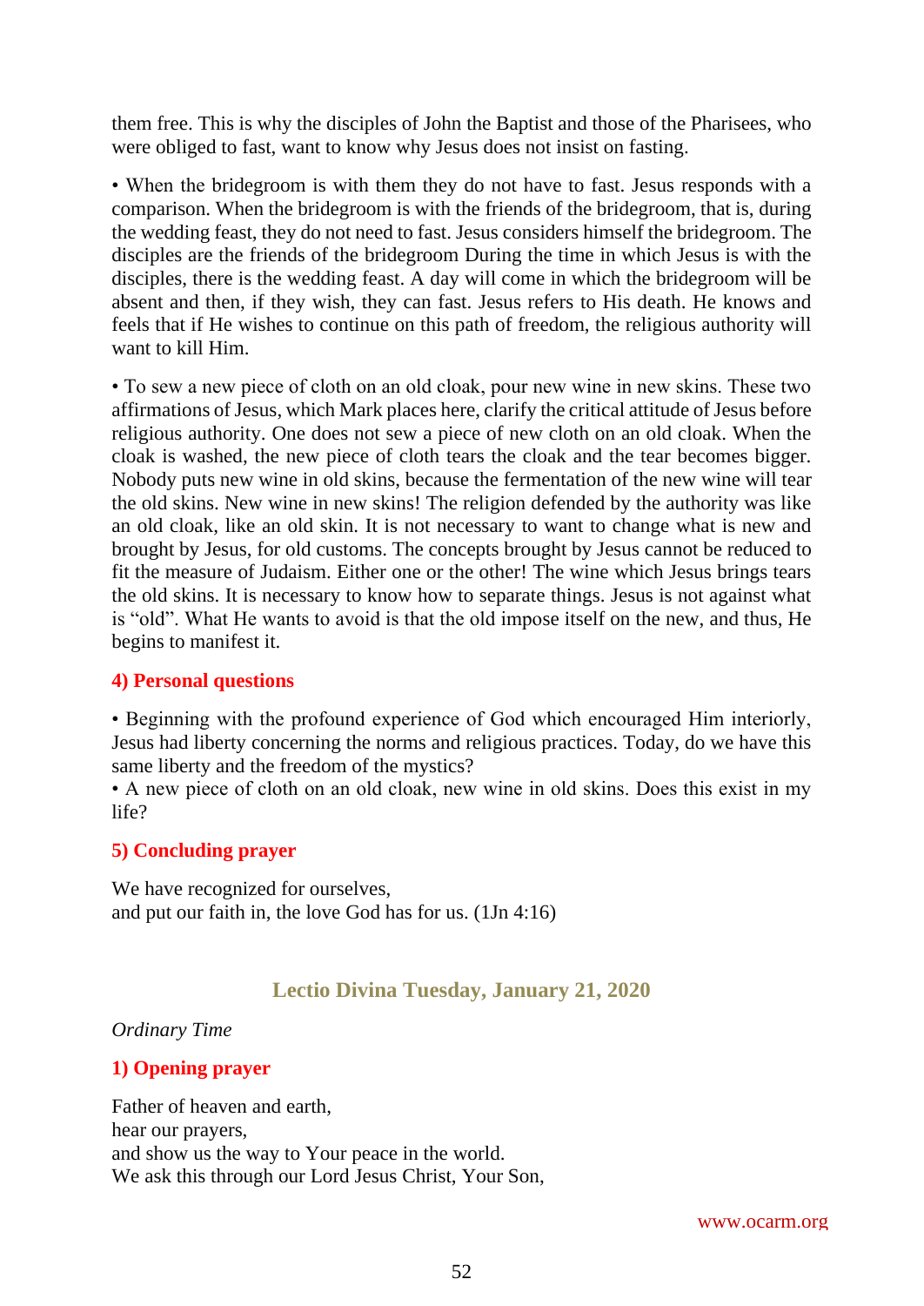them free. This is why the disciples of John the Baptist and those of the Pharisees, who were obliged to fast, want to know why Jesus does not insist on fasting.

• When the bridegroom is with them they do not have to fast. Jesus responds with a comparison. When the bridegroom is with the friends of the bridegroom, that is, during the wedding feast, they do not need to fast. Jesus considers himself the bridegroom. The disciples are the friends of the bridegroom During the time in which Jesus is with the disciples, there is the wedding feast. A day will come in which the bridegroom will be absent and then, if they wish, they can fast. Jesus refers to His death. He knows and feels that if He wishes to continue on this path of freedom, the religious authority will want to kill Him.

• To sew a new piece of cloth on an old cloak, pour new wine in new skins. These two affirmations of Jesus, which Mark places here, clarify the critical attitude of Jesus before religious authority. One does not sew a piece of new cloth on an old cloak. When the cloak is washed, the new piece of cloth tears the cloak and the tear becomes bigger. Nobody puts new wine in old skins, because the fermentation of the new wine will tear the old skins. New wine in new skins! The religion defended by the authority was like an old cloak, like an old skin. It is not necessary to want to change what is new and brought by Jesus, for old customs. The concepts brought by Jesus cannot be reduced to fit the measure of Judaism. Either one or the other! The wine which Jesus brings tears the old skins. It is necessary to know how to separate things. Jesus is not against what is "old". What He wants to avoid is that the old impose itself on the new, and thus, He begins to manifest it.

### 4) Personal questions

• Beginning with the profound experience of God which encouraged Him interiorly, Jesus had liberty concerning the norms and religious practices. Today, do we have this same liberty and the freedom of the mystics?
• A new piece of cloth on an old cloak, new wine in old skins. Does this exist in my life?

### 5) Concluding prayer

We have recognized for ourselves,
and put our faith in, the love God has for us. (1Jn 4:16)

## Lectio Divina Tuesday, January 21, 2020

*Ordinary Time*

### 1) Opening prayer

Father of heaven and earth,
hear our prayers,
and show us the way to Your peace in the world.
We ask this through our Lord Jesus Christ, Your Son,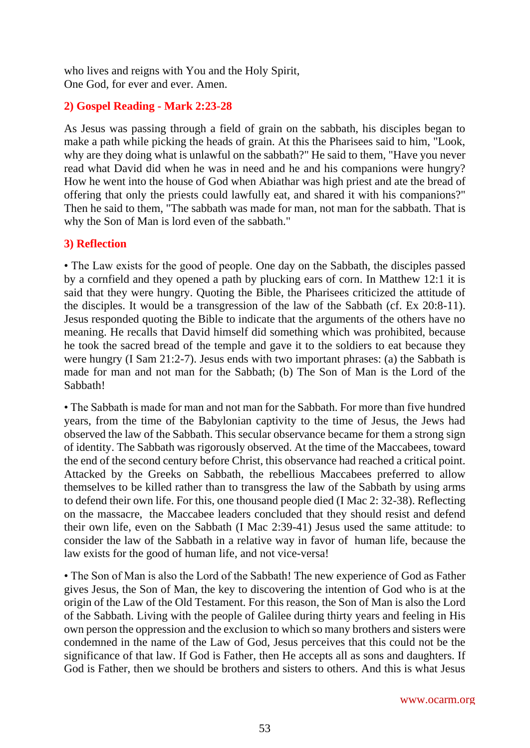who lives and reigns with You and the Holy Spirit,
One God, for ever and ever. Amen.

## 2) Gospel Reading - Mark 2:23-28

As Jesus was passing through a field of grain on the sabbath, his disciples began to make a path while picking the heads of grain. At this the Pharisees said to him, "Look, why are they doing what is unlawful on the sabbath?" He said to them, "Have you never read what David did when he was in need and he and his companions were hungry? How he went into the house of God when Abiathar was high priest and ate the bread of offering that only the priests could lawfully eat, and shared it with his companions?" Then he said to them, "The sabbath was made for man, not man for the sabbath. That is why the Son of Man is lord even of the sabbath."

## 3) Reflection

• The Law exists for the good of people. One day on the Sabbath, the disciples passed by a cornfield and they opened a path by plucking ears of corn. In Matthew 12:1 it is said that they were hungry. Quoting the Bible, the Pharisees criticized the attitude of the disciples. It would be a transgression of the law of the Sabbath (cf. Ex 20:8-11). Jesus responded quoting the Bible to indicate that the arguments of the others have no meaning. He recalls that David himself did something which was prohibited, because he took the sacred bread of the temple and gave it to the soldiers to eat because they were hungry (I Sam 21:2-7). Jesus ends with two important phrases: (a) the Sabbath is made for man and not man for the Sabbath; (b) The Son of Man is the Lord of the Sabbath!

• The Sabbath is made for man and not man for the Sabbath. For more than five hundred years, from the time of the Babylonian captivity to the time of Jesus, the Jews had observed the law of the Sabbath. This secular observance became for them a strong sign of identity. The Sabbath was rigorously observed. At the time of the Maccabees, toward the end of the second century before Christ, this observance had reached a critical point. Attacked by the Greeks on Sabbath, the rebellious Maccabees preferred to allow themselves to be killed rather than to transgress the law of the Sabbath by using arms to defend their own life. For this, one thousand people died (I Mac 2: 32-38). Reflecting on the massacre, the Maccabee leaders concluded that they should resist and defend their own life, even on the Sabbath (I Mac 2:39-41) Jesus used the same attitude: to consider the law of the Sabbath in a relative way in favor of human life, because the law exists for the good of human life, and not vice-versa!

• The Son of Man is also the Lord of the Sabbath! The new experience of God as Father gives Jesus, the Son of Man, the key to discovering the intention of God who is at the origin of the Law of the Old Testament. For this reason, the Son of Man is also the Lord of the Sabbath. Living with the people of Galilee during thirty years and feeling in His own person the oppression and the exclusion to which so many brothers and sisters were condemned in the name of the Law of God, Jesus perceives that this could not be the significance of that law. If God is Father, then He accepts all as sons and daughters. If God is Father, then we should be brothers and sisters to others. And this is what Jesus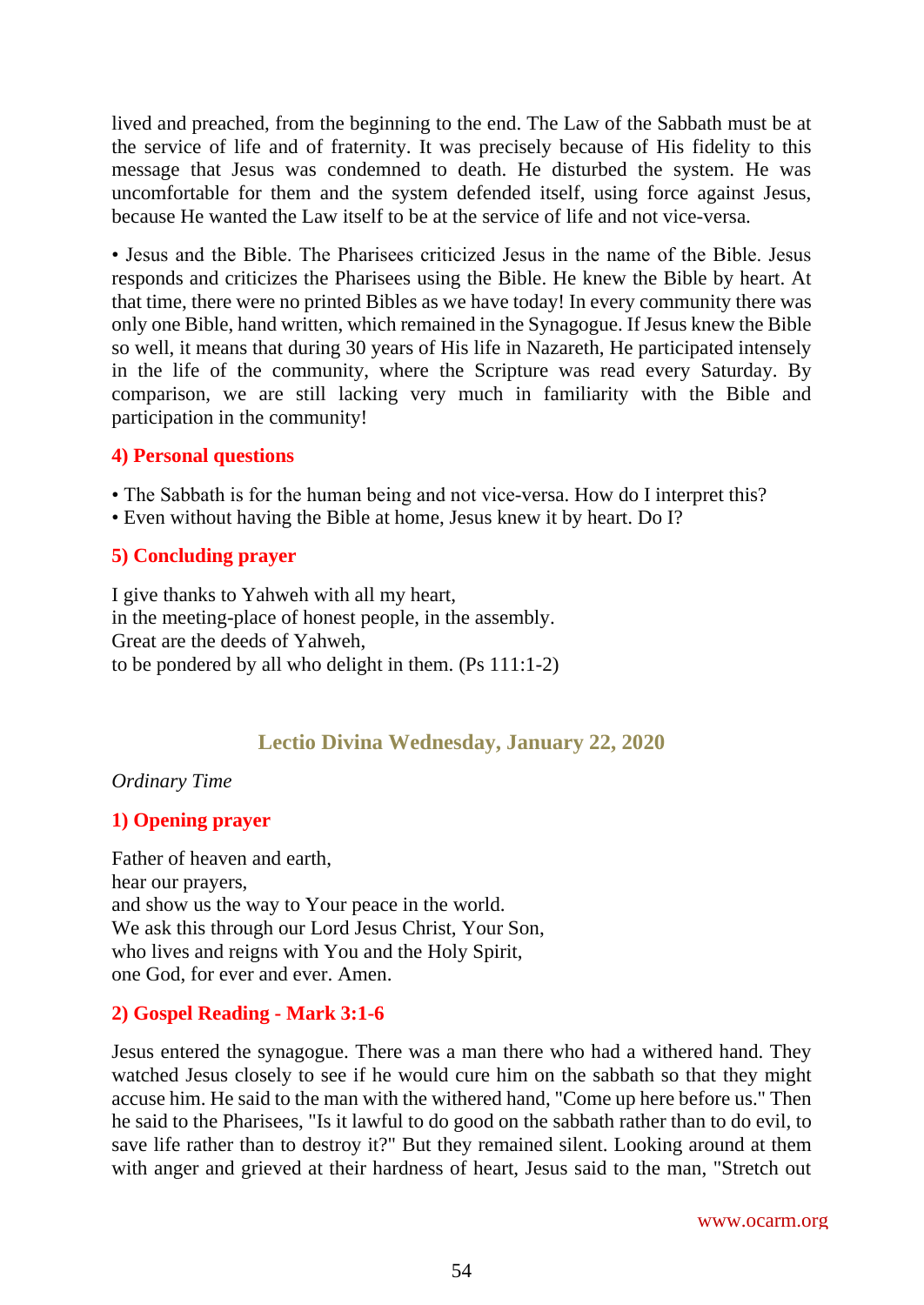lived and preached, from the beginning to the end. The Law of the Sabbath must be at the service of life and of fraternity. It was precisely because of His fidelity to this message that Jesus was condemned to death. He disturbed the system. He was uncomfortable for them and the system defended itself, using force against Jesus, because He wanted the Law itself to be at the service of life and not vice-versa.

• Jesus and the Bible. The Pharisees criticized Jesus in the name of the Bible. Jesus responds and criticizes the Pharisees using the Bible. He knew the Bible by heart. At that time, there were no printed Bibles as we have today! In every community there was only one Bible, hand written, which remained in the Synagogue. If Jesus knew the Bible so well, it means that during 30 years of His life in Nazareth, He participated intensely in the life of the community, where the Scripture was read every Saturday. By comparison, we are still lacking very much in familiarity with the Bible and participation in the community!

### 4) Personal questions

• The Sabbath is for the human being and not vice-versa. How do I interpret this?
• Even without having the Bible at home, Jesus knew it by heart. Do I?

### 5) Concluding prayer

I give thanks to Yahweh with all my heart,
in the meeting-place of honest people, in the assembly.
Great are the deeds of Yahweh,
to be pondered by all who delight in them. (Ps 111:1-2)

## Lectio Divina Wednesday, January 22, 2020

*Ordinary Time*

### 1) Opening prayer

Father of heaven and earth,
hear our prayers,
and show us the way to Your peace in the world.
We ask this through our Lord Jesus Christ, Your Son,
who lives and reigns with You and the Holy Spirit,
one God, for ever and ever. Amen.

### 2) Gospel Reading - Mark 3:1-6

Jesus entered the synagogue. There was a man there who had a withered hand. They watched Jesus closely to see if he would cure him on the sabbath so that they might accuse him. He said to the man with the withered hand, "Come up here before us." Then he said to the Pharisees, "Is it lawful to do good on the sabbath rather than to do evil, to save life rather than to destroy it?" But they remained silent. Looking around at them with anger and grieved at their hardness of heart, Jesus said to the man, "Stretch out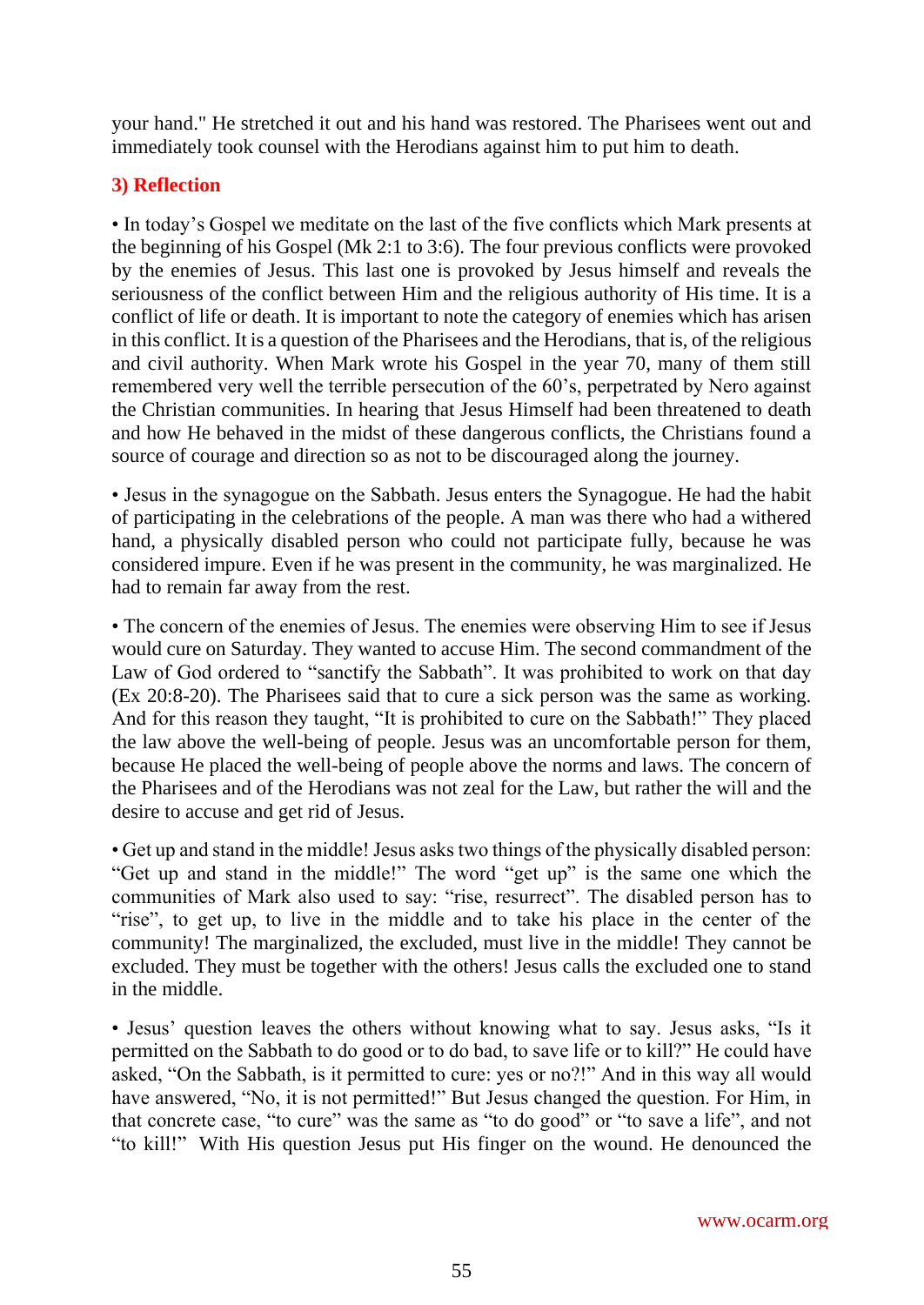your hand." He stretched it out and his hand was restored. The Pharisees went out and immediately took counsel with the Herodians against him to put him to death.

### 3) Reflection

• In today's Gospel we meditate on the last of the five conflicts which Mark presents at the beginning of his Gospel (Mk 2:1 to 3:6). The four previous conflicts were provoked by the enemies of Jesus. This last one is provoked by Jesus himself and reveals the seriousness of the conflict between Him and the religious authority of His time. It is a conflict of life or death. It is important to note the category of enemies which has arisen in this conflict. It is a question of the Pharisees and the Herodians, that is, of the religious and civil authority. When Mark wrote his Gospel in the year 70, many of them still remembered very well the terrible persecution of the 60's, perpetrated by Nero against the Christian communities. In hearing that Jesus Himself had been threatened to death and how He behaved in the midst of these dangerous conflicts, the Christians found a source of courage and direction so as not to be discouraged along the journey.

• Jesus in the synagogue on the Sabbath. Jesus enters the Synagogue. He had the habit of participating in the celebrations of the people. A man was there who had a withered hand, a physically disabled person who could not participate fully, because he was considered impure. Even if he was present in the community, he was marginalized. He had to remain far away from the rest.

• The concern of the enemies of Jesus. The enemies were observing Him to see if Jesus would cure on Saturday. They wanted to accuse Him. The second commandment of the Law of God ordered to "sanctify the Sabbath". It was prohibited to work on that day (Ex 20:8-20). The Pharisees said that to cure a sick person was the same as working. And for this reason they taught, "It is prohibited to cure on the Sabbath!" They placed the law above the well-being of people. Jesus was an uncomfortable person for them, because He placed the well-being of people above the norms and laws. The concern of the Pharisees and of the Herodians was not zeal for the Law, but rather the will and the desire to accuse and get rid of Jesus.

• Get up and stand in the middle! Jesus asks two things of the physically disabled person: "Get up and stand in the middle!" The word "get up" is the same one which the communities of Mark also used to say: "rise, resurrect". The disabled person has to "rise", to get up, to live in the middle and to take his place in the center of the community! The marginalized, the excluded, must live in the middle! They cannot be excluded. They must be together with the others! Jesus calls the excluded one to stand in the middle.

• Jesus' question leaves the others without knowing what to say. Jesus asks, "Is it permitted on the Sabbath to do good or to do bad, to save life or to kill?" He could have asked, "On the Sabbath, is it permitted to cure: yes or no?!" And in this way all would have answered, "No, it is not permitted!" But Jesus changed the question. For Him, in that concrete case, "to cure" was the same as "to do good" or "to save a life", and not "to kill!" With His question Jesus put His finger on the wound. He denounced the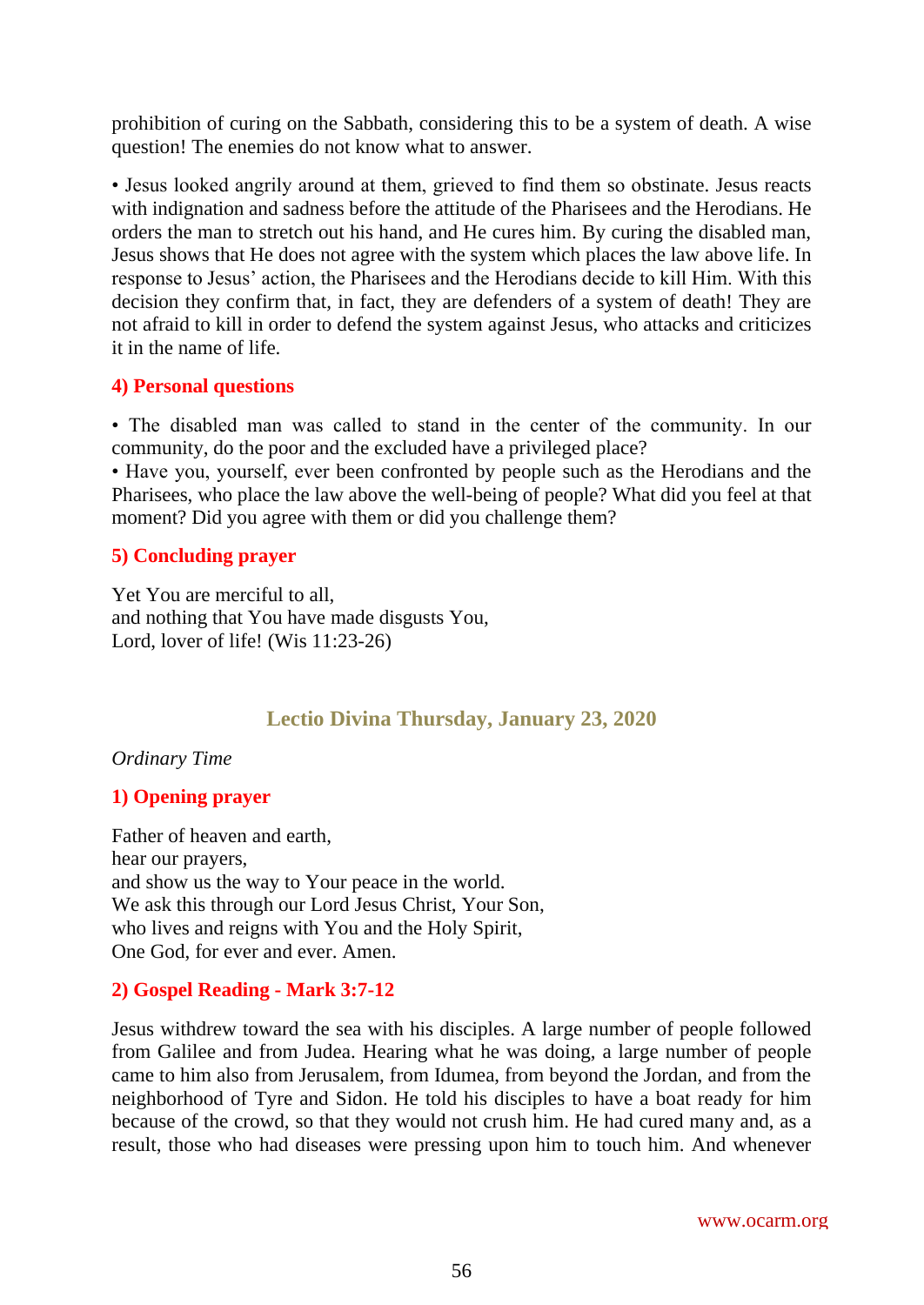prohibition of curing on the Sabbath, considering this to be a system of death. A wise question! The enemies do not know what to answer.

• Jesus looked angrily around at them, grieved to find them so obstinate. Jesus reacts with indignation and sadness before the attitude of the Pharisees and the Herodians. He orders the man to stretch out his hand, and He cures him. By curing the disabled man, Jesus shows that He does not agree with the system which places the law above life. In response to Jesus' action, the Pharisees and the Herodians decide to kill Him. With this decision they confirm that, in fact, they are defenders of a system of death! They are not afraid to kill in order to defend the system against Jesus, who attacks and criticizes it in the name of life.

### 4) Personal questions

• The disabled man was called to stand in the center of the community. In our community, do the poor and the excluded have a privileged place?
• Have you, yourself, ever been confronted by people such as the Herodians and the Pharisees, who place the law above the well-being of people? What did you feel at that moment? Did you agree with them or did you challenge them?

### 5) Concluding prayer

Yet You are merciful to all,
and nothing that You have made disgusts You,
Lord, lover of life! (Wis 11:23-26)

## Lectio Divina Thursday, January 23, 2020

*Ordinary Time*

### 1) Opening prayer

Father of heaven and earth,
hear our prayers,
and show us the way to Your peace in the world.
We ask this through our Lord Jesus Christ, Your Son,
who lives and reigns with You and the Holy Spirit,
One God, for ever and ever. Amen.

### 2) Gospel Reading - Mark 3:7-12

Jesus withdrew toward the sea with his disciples. A large number of people followed from Galilee and from Judea. Hearing what he was doing, a large number of people came to him also from Jerusalem, from Idumea, from beyond the Jordan, and from the neighborhood of Tyre and Sidon. He told his disciples to have a boat ready for him because of the crowd, so that they would not crush him. He had cured many and, as a result, those who had diseases were pressing upon him to touch him. And whenever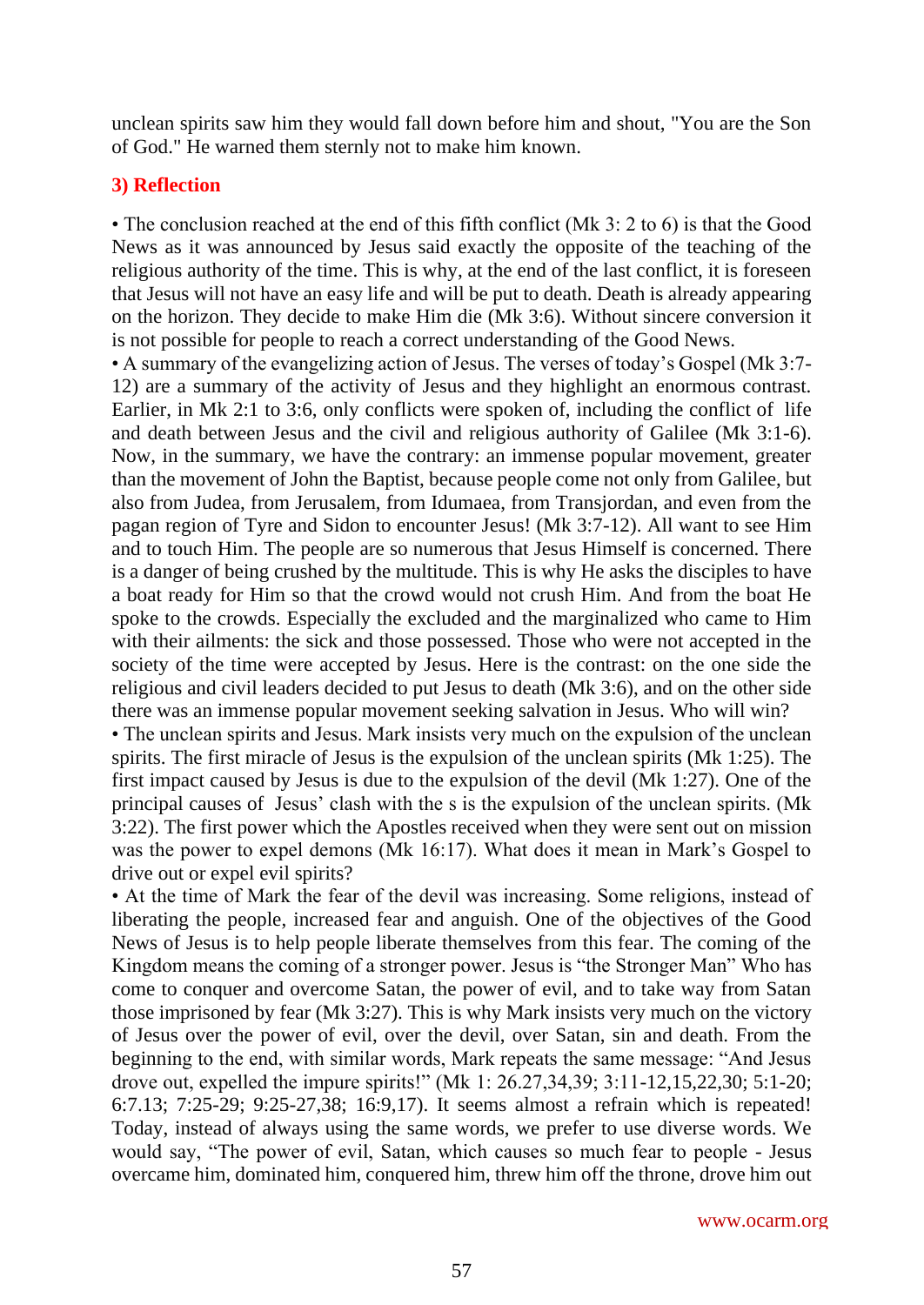unclean spirits saw him they would fall down before him and shout, "You are the Son of God." He warned them sternly not to make him known.

### 3) Reflection

• The conclusion reached at the end of this fifth conflict (Mk 3: 2 to 6) is that the Good News as it was announced by Jesus said exactly the opposite of the teaching of the religious authority of the time. This is why, at the end of the last conflict, it is foreseen that Jesus will not have an easy life and will be put to death. Death is already appearing on the horizon. They decide to make Him die (Mk 3:6). Without sincere conversion it is not possible for people to reach a correct understanding of the Good News.

• A summary of the evangelizing action of Jesus. The verses of today's Gospel (Mk 3:7-12) are a summary of the activity of Jesus and they highlight an enormous contrast. Earlier, in Mk 2:1 to 3:6, only conflicts were spoken of, including the conflict of life and death between Jesus and the civil and religious authority of Galilee (Mk 3:1-6). Now, in the summary, we have the contrary: an immense popular movement, greater than the movement of John the Baptist, because people come not only from Galilee, but also from Judea, from Jerusalem, from Idumaea, from Transjordan, and even from the pagan region of Tyre and Sidon to encounter Jesus! (Mk 3:7-12). All want to see Him and to touch Him. The people are so numerous that Jesus Himself is concerned. There is a danger of being crushed by the multitude. This is why He asks the disciples to have a boat ready for Him so that the crowd would not crush Him. And from the boat He spoke to the crowds. Especially the excluded and the marginalized who came to Him with their ailments: the sick and those possessed. Those who were not accepted in the society of the time were accepted by Jesus. Here is the contrast: on the one side the religious and civil leaders decided to put Jesus to death (Mk 3:6), and on the other side there was an immense popular movement seeking salvation in Jesus. Who will win?

• The unclean spirits and Jesus. Mark insists very much on the expulsion of the unclean spirits. The first miracle of Jesus is the expulsion of the unclean spirits (Mk 1:25). The first impact caused by Jesus is due to the expulsion of the devil (Mk 1:27). One of the principal causes of Jesus' clash with the s is the expulsion of the unclean spirits. (Mk 3:22). The first power which the Apostles received when they were sent out on mission was the power to expel demons (Mk 16:17). What does it mean in Mark's Gospel to drive out or expel evil spirits?

• At the time of Mark the fear of the devil was increasing. Some religions, instead of liberating the people, increased fear and anguish. One of the objectives of the Good News of Jesus is to help people liberate themselves from this fear. The coming of the Kingdom means the coming of a stronger power. Jesus is "the Stronger Man" Who has come to conquer and overcome Satan, the power of evil, and to take way from Satan those imprisoned by fear (Mk 3:27). This is why Mark insists very much on the victory of Jesus over the power of evil, over the devil, over Satan, sin and death. From the beginning to the end, with similar words, Mark repeats the same message: "And Jesus drove out, expelled the impure spirits!" (Mk 1: 26.27,34,39; 3:11-12,15,22,30; 5:1-20; 6:7.13; 7:25-29; 9:25-27,38; 16:9,17). It seems almost a refrain which is repeated! Today, instead of always using the same words, we prefer to use diverse words. We would say, "The power of evil, Satan, which causes so much fear to people - Jesus overcame him, dominated him, conquered him, threw him off the throne, drove him out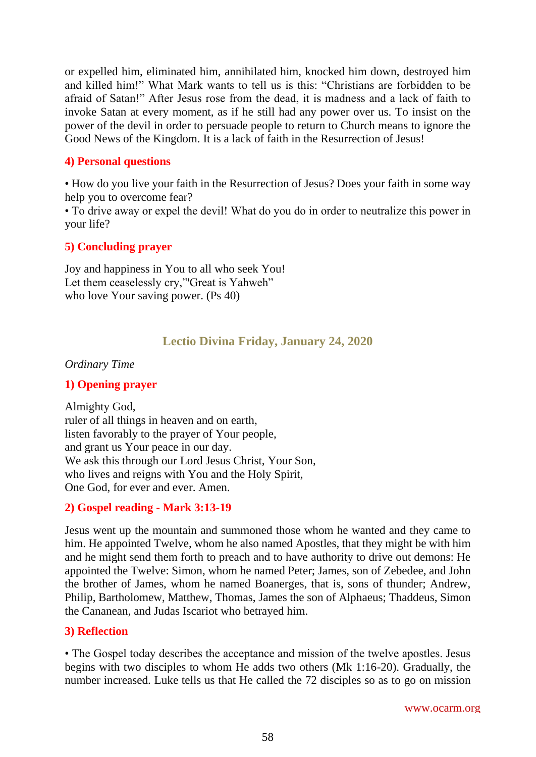or expelled him, eliminated him, annihilated him, knocked him down, destroyed him and killed him!" What Mark wants to tell us is this: "Christians are forbidden to be afraid of Satan!" After Jesus rose from the dead, it is madness and a lack of faith to invoke Satan at every moment, as if he still had any power over us. To insist on the power of the devil in order to persuade people to return to Church means to ignore the Good News of the Kingdom. It is a lack of faith in the Resurrection of Jesus!

### 4) Personal questions

• How do you live your faith in the Resurrection of Jesus? Does your faith in some way help you to overcome fear?
• To drive away or expel the devil! What do you do in order to neutralize this power in your life?

### 5) Concluding prayer

Joy and happiness in You to all who seek You!
Let them ceaselessly cry,'"Great is Yahweh"
who love Your saving power. (Ps 40)

## Lectio Divina Friday, January 24, 2020

*Ordinary Time*

### 1) Opening prayer

Almighty God,
ruler of all things in heaven and on earth,
listen favorably to the prayer of Your people,
and grant us Your peace in our day.
We ask this through our Lord Jesus Christ, Your Son,
who lives and reigns with You and the Holy Spirit,
One God, for ever and ever. Amen.

### 2) Gospel reading - Mark 3:13-19

Jesus went up the mountain and summoned those whom he wanted and they came to him. He appointed Twelve, whom he also named Apostles, that they might be with him and he might send them forth to preach and to have authority to drive out demons: He appointed the Twelve: Simon, whom he named Peter; James, son of Zebedee, and John the brother of James, whom he named Boanerges, that is, sons of thunder; Andrew, Philip, Bartholomew, Matthew, Thomas, James the son of Alphaeus; Thaddeus, Simon the Cananean, and Judas Iscariot who betrayed him.

### 3) Reflection

• The Gospel today describes the acceptance and mission of the twelve apostles. Jesus begins with two disciples to whom He adds two others (Mk 1:16-20). Gradually, the number increased. Luke tells us that He called the 72 disciples so as to go on mission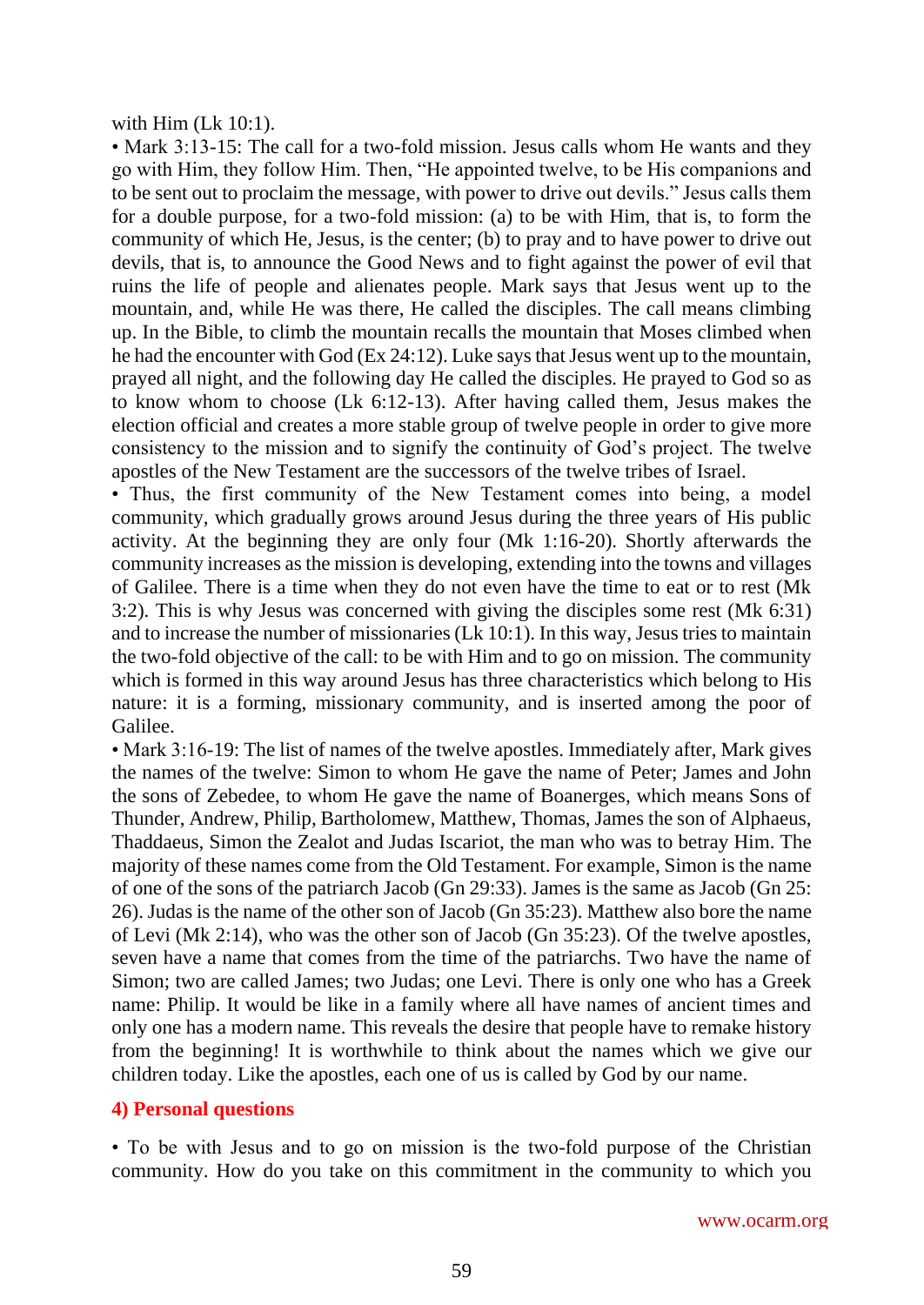with Him (Lk 10:1).

• Mark 3:13-15: The call for a two-fold mission. Jesus calls whom He wants and they go with Him, they follow Him. Then, "He appointed twelve, to be His companions and to be sent out to proclaim the message, with power to drive out devils." Jesus calls them for a double purpose, for a two-fold mission: (a) to be with Him, that is, to form the community of which He, Jesus, is the center; (b) to pray and to have power to drive out devils, that is, to announce the Good News and to fight against the power of evil that ruins the life of people and alienates people. Mark says that Jesus went up to the mountain, and, while He was there, He called the disciples. The call means climbing up. In the Bible, to climb the mountain recalls the mountain that Moses climbed when he had the encounter with God (Ex 24:12). Luke says that Jesus went up to the mountain, prayed all night, and the following day He called the disciples. He prayed to God so as to know whom to choose (Lk 6:12-13). After having called them, Jesus makes the election official and creates a more stable group of twelve people in order to give more consistency to the mission and to signify the continuity of God's project. The twelve apostles of the New Testament are the successors of the twelve tribes of Israel.

• Thus, the first community of the New Testament comes into being, a model community, which gradually grows around Jesus during the three years of His public activity. At the beginning they are only four (Mk 1:16-20). Shortly afterwards the community increases as the mission is developing, extending into the towns and villages of Galilee. There is a time when they do not even have the time to eat or to rest (Mk 3:2). This is why Jesus was concerned with giving the disciples some rest (Mk 6:31) and to increase the number of missionaries (Lk 10:1). In this way, Jesus tries to maintain the two-fold objective of the call: to be with Him and to go on mission. The community which is formed in this way around Jesus has three characteristics which belong to His nature: it is a forming, missionary community, and is inserted among the poor of Galilee.

• Mark 3:16-19: The list of names of the twelve apostles. Immediately after, Mark gives the names of the twelve: Simon to whom He gave the name of Peter; James and John the sons of Zebedee, to whom He gave the name of Boanerges, which means Sons of Thunder, Andrew, Philip, Bartholomew, Matthew, Thomas, James the son of Alphaeus, Thaddaeus, Simon the Zealot and Judas Iscariot, the man who was to betray Him. The majority of these names come from the Old Testament. For example, Simon is the name of one of the sons of the patriarch Jacob (Gn 29:33). James is the same as Jacob (Gn 25: 26). Judas is the name of the other son of Jacob (Gn 35:23). Matthew also bore the name of Levi (Mk 2:14), who was the other son of Jacob (Gn 35:23). Of the twelve apostles, seven have a name that comes from the time of the patriarchs. Two have the name of Simon; two are called James; two Judas; one Levi. There is only one who has a Greek name: Philip. It would be like in a family where all have names of ancient times and only one has a modern name. This reveals the desire that people have to remake history from the beginning! It is worthwhile to think about the names which we give our children today. Like the apostles, each one of us is called by God by our name.

## 4) Personal questions

• To be with Jesus and to go on mission is the two-fold purpose of the Christian community. How do you take on this commitment in the community to which you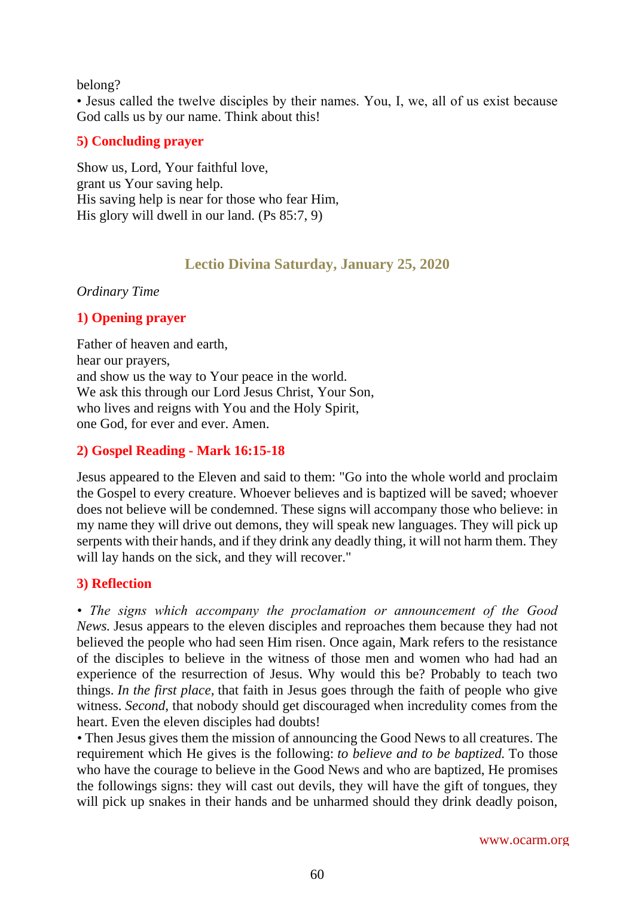belong?
• Jesus called the twelve disciples by their names. You, I, we, all of us exist because God calls us by our name. Think about this!

### 5) Concluding prayer

Show us, Lord, Your faithful love,
grant us Your saving help.
His saving help is near for those who fear Him,
His glory will dwell in our land. (Ps 85:7, 9)

## Lectio Divina Saturday, January 25, 2020

*Ordinary Time*

### 1) Opening prayer

Father of heaven and earth,
hear our prayers,
and show us the way to Your peace in the world.
We ask this through our Lord Jesus Christ, Your Son,
who lives and reigns with You and the Holy Spirit,
one God, for ever and ever. Amen.

### 2) Gospel Reading - Mark 16:15-18

Jesus appeared to the Eleven and said to them: "Go into the whole world and proclaim the Gospel to every creature. Whoever believes and is baptized will be saved; whoever does not believe will be condemned. These signs will accompany those who believe: in my name they will drive out demons, they will speak new languages. They will pick up serpents with their hands, and if they drink any deadly thing, it will not harm them. They will lay hands on the sick, and they will recover."

### 3) Reflection

• *The signs which accompany the proclamation or announcement of the Good News.* Jesus appears to the eleven disciples and reproaches them because they had not believed the people who had seen Him risen. Once again, Mark refers to the resistance of the disciples to believe in the witness of those men and women who had had an experience of the resurrection of Jesus. Why would this be? Probably to teach two things. *In the first place*, that faith in Jesus goes through the faith of people who give witness. *Second*, that nobody should get discouraged when incredulity comes from the heart. Even the eleven disciples had doubts!
• Then Jesus gives them the mission of announcing the Good News to all creatures. The requirement which He gives is the following: *to believe and to be baptized.* To those who have the courage to believe in the Good News and who are baptized, He promises the followings signs: they will cast out devils, they will have the gift of tongues, they will pick up snakes in their hands and be unharmed should they drink deadly poison,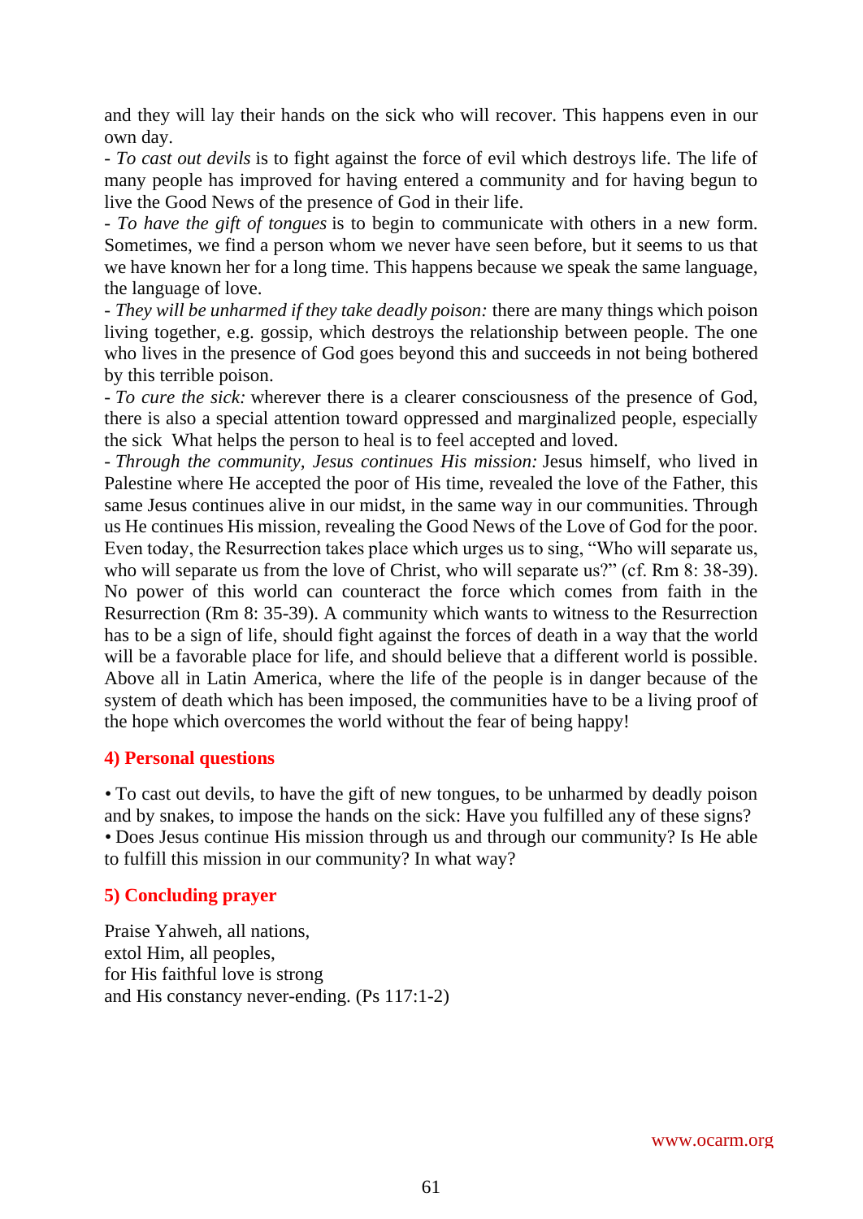and they will lay their hands on the sick who will recover. This happens even in our own day.

- *To cast out devils* is to fight against the force of evil which destroys life. The life of many people has improved for having entered a community and for having begun to live the Good News of the presence of God in their life.
- *To have the gift of tongues* is to begin to communicate with others in a new form. Sometimes, we find a person whom we never have seen before, but it seems to us that we have known her for a long time. This happens because we speak the same language, the language of love.
- *They will be unharmed if they take deadly poison:* there are many things which poison living together, e.g. gossip, which destroys the relationship between people. The one who lives in the presence of God goes beyond this and succeeds in not being bothered by this terrible poison.
- *To cure the sick:* wherever there is a clearer consciousness of the presence of God, there is also a special attention toward oppressed and marginalized people, especially the sick What helps the person to heal is to feel accepted and loved.
- *Through the community, Jesus continues His mission:* Jesus himself, who lived in Palestine where He accepted the poor of His time, revealed the love of the Father, this same Jesus continues alive in our midst, in the same way in our communities. Through us He continues His mission, revealing the Good News of the Love of God for the poor. Even today, the Resurrection takes place which urges us to sing, "Who will separate us, who will separate us from the love of Christ, who will separate us?" (cf. Rm 8: 38-39). No power of this world can counteract the force which comes from faith in the Resurrection (Rm 8: 35-39). A community which wants to witness to the Resurrection has to be a sign of life, should fight against the forces of death in a way that the world will be a favorable place for life, and should believe that a different world is possible. Above all in Latin America, where the life of the people is in danger because of the system of death which has been imposed, the communities have to be a living proof of the hope which overcomes the world without the fear of being happy!

## 4) Personal questions

- To cast out devils, to have the gift of new tongues, to be unharmed by deadly poison and by snakes, to impose the hands on the sick: Have you fulfilled any of these signs?
- Does Jesus continue His mission through us and through our community? Is He able to fulfill this mission in our community? In what way?

## 5) Concluding prayer

Praise Yahweh, all nations,
extol Him, all peoples,
for His faithful love is strong
and His constancy never-ending. (Ps 117:1-2)

www.ocarm.org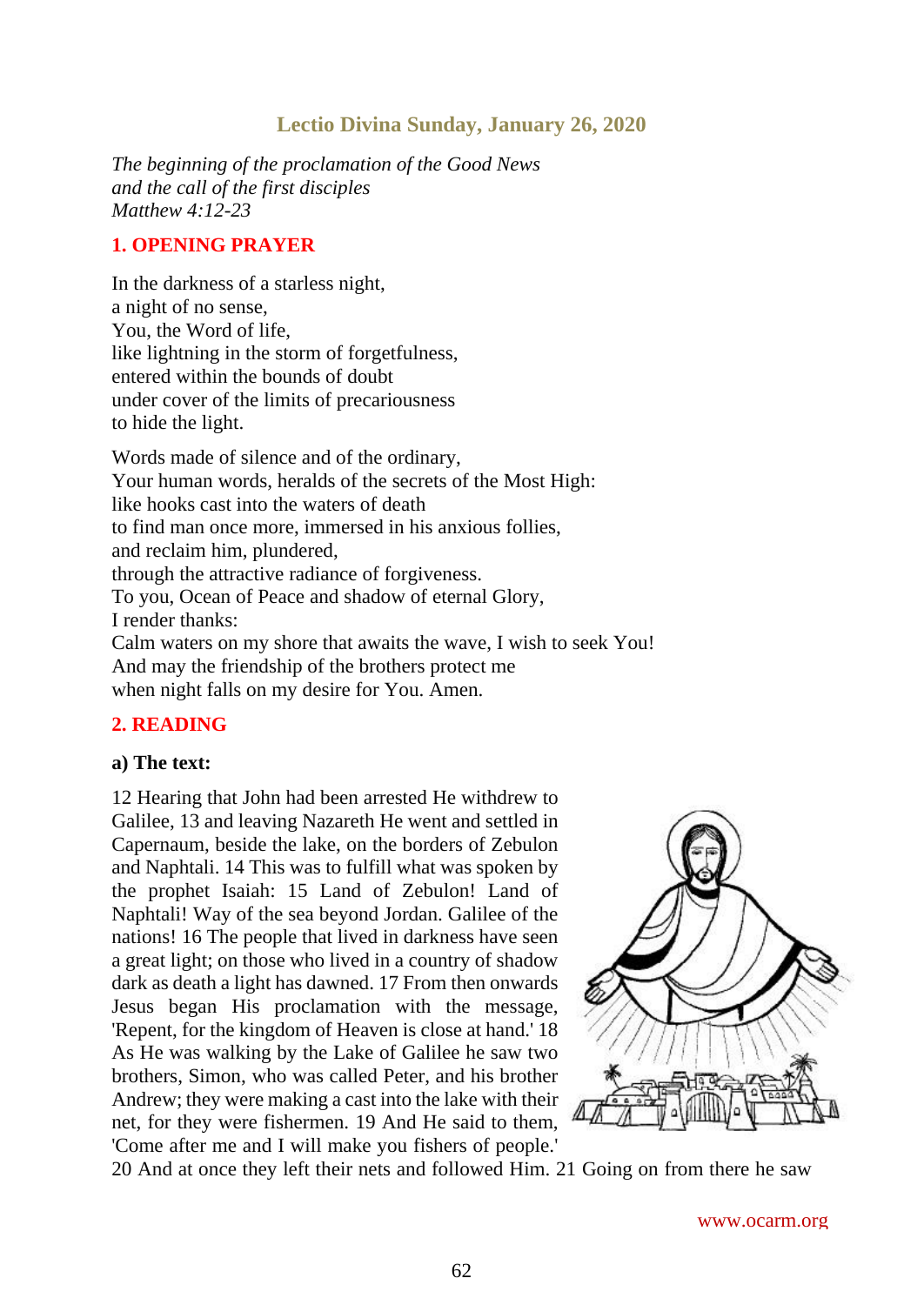## Lectio Divina Sunday, January 26, 2020

*The beginning of the proclamation of the Good News*
*and the call of the first disciples*
*Matthew 4:12-23*

### 1. OPENING PRAYER

In the darkness of a starless night,
a night of no sense,
You, the Word of life,
like lightning in the storm of forgetfulness,
entered within the bounds of doubt
under cover of the limits of precariousness
to hide the light.

Words made of silence and of the ordinary,
Your human words, heralds of the secrets of the Most High:
like hooks cast into the waters of death
to find man once more, immersed in his anxious follies,
and reclaim him, plundered,
through the attractive radiance of forgiveness.
To you, Ocean of Peace and shadow of eternal Glory,
I render thanks:
Calm waters on my shore that awaits the wave, I wish to seek You!
And may the friendship of the brothers protect me
when night falls on my desire for You. Amen.

### 2. READING

**a) The text:**

12 Hearing that John had been arrested He withdrew to Galilee, 13 and leaving Nazareth He went and settled in Capernaum, beside the lake, on the borders of Zebulon and Naphtali. 14 This was to fulfill what was spoken by the prophet Isaiah: 15 Land of Zebulon! Land of Naphtali! Way of the sea beyond Jordan. Galilee of the nations! 16 The people that lived in darkness have seen a great light; on those who lived in a country of shadow dark as death a light has dawned. 17 From then onwards Jesus began His proclamation with the message, 'Repent, for the kingdom of Heaven is close at hand.' 18 As He was walking by the Lake of Galilee he saw two brothers, Simon, who was called Peter, and his brother Andrew; they were making a cast into the lake with their net, for they were fishermen. 19 And He said to them, 'Come after me and I will make you fishers of people.' 20 And at once they left their nets and followed Him. 21 Going on from there he saw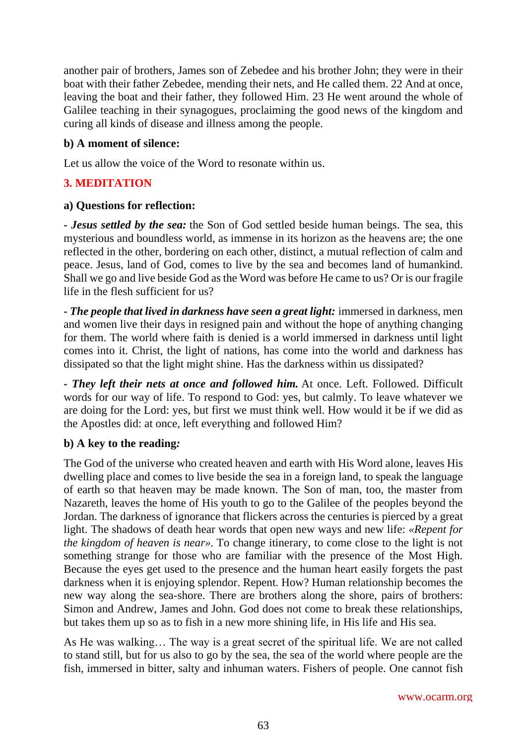another pair of brothers, James son of Zebedee and his brother John; they were in their boat with their father Zebedee, mending their nets, and He called them. 22 And at once, leaving the boat and their father, they followed Him. 23 He went around the whole of Galilee teaching in their synagogues, proclaiming the good news of the kingdom and curing all kinds of disease and illness among the people.

**b) A moment of silence:**

Let us allow the voice of the Word to resonate within us.

## 3. MEDITATION

**a) Questions for reflection:**

**- *Jesus settled by the sea:*** the Son of God settled beside human beings. The sea, this mysterious and boundless world, as immense in its horizon as the heavens are; the one reflected in the other, bordering on each other, distinct, a mutual reflection of calm and peace. Jesus, land of God, comes to live by the sea and becomes land of humankind. Shall we go and live beside God as the Word was before He came to us? Or is our fragile life in the flesh sufficient for us?

**- *The people that lived in darkness have seen a great light:*** immersed in darkness, men and women live their days in resigned pain and without the hope of anything changing for them. The world where faith is denied is a world immersed in darkness until light comes into it. Christ, the light of nations, has come into the world and darkness has dissipated so that the light might shine. Has the darkness within us dissipated?

**- *They left their nets at once and followed him.*** At once. Left. Followed. Difficult words for our way of life. To respond to God: yes, but calmly. To leave whatever we are doing for the Lord: yes, but first we must think well. How would it be if we did as the Apostles did: at once, left everything and followed Him?

**b) A key to the reading*:***

The God of the universe who created heaven and earth with His Word alone, leaves His dwelling place and comes to live beside the sea in a foreign land, to speak the language of earth so that heaven may be made known. The Son of man, too, the master from Nazareth, leaves the home of His youth to go to the Galilee of the peoples beyond the Jordan. The darkness of ignorance that flickers across the centuries is pierced by a great light. The shadows of death hear words that open new ways and new life: *«Repent for the kingdom of heaven is near»*. To change itinerary, to come close to the light is not something strange for those who are familiar with the presence of the Most High. Because the eyes get used to the presence and the human heart easily forgets the past darkness when it is enjoying splendor. Repent. How? Human relationship becomes the new way along the sea-shore. There are brothers along the shore, pairs of brothers: Simon and Andrew, James and John. God does not come to break these relationships, but takes them up so as to fish in a new more shining life, in His life and His sea.

As He was walking… The way is a great secret of the spiritual life. We are not called to stand still, but for us also to go by the sea, the sea of the world where people are the fish, immersed in bitter, salty and inhuman waters. Fishers of people. One cannot fish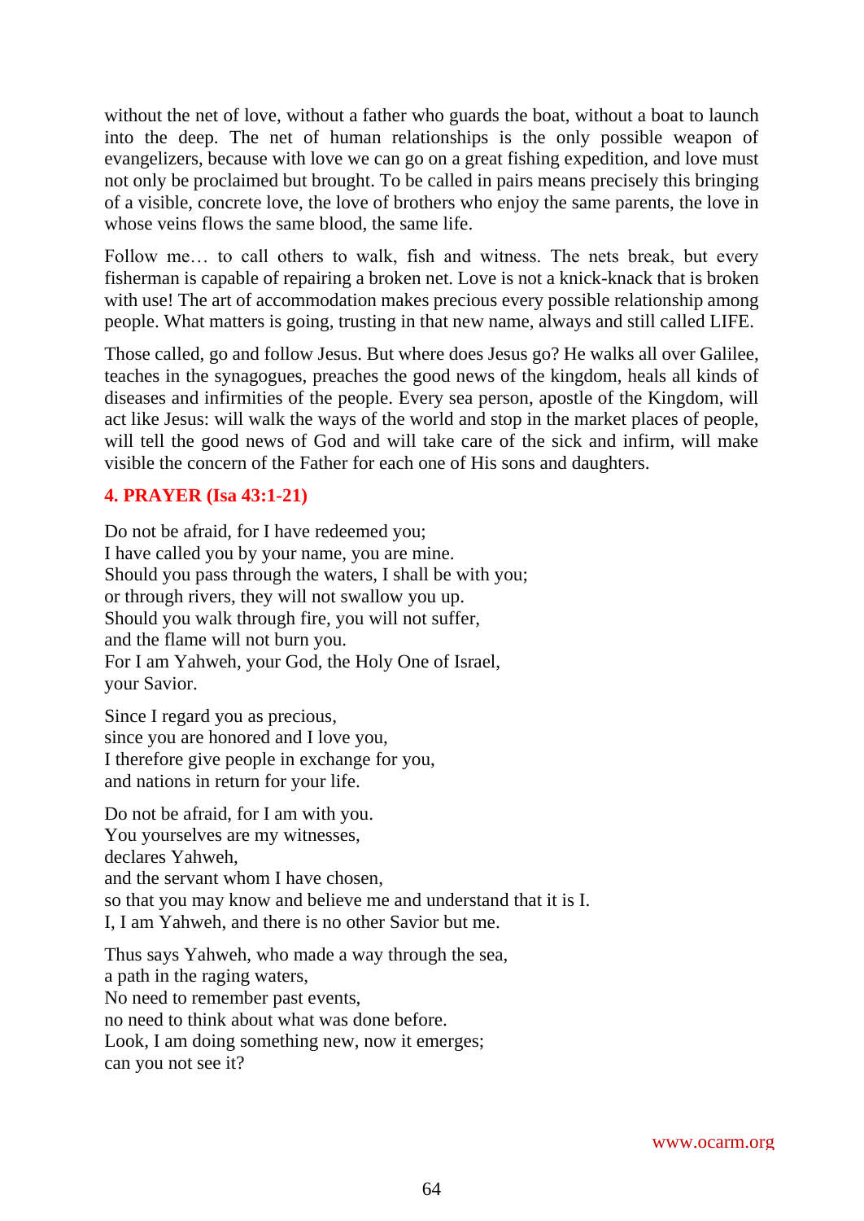without the net of love, without a father who guards the boat, without a boat to launch into the deep. The net of human relationships is the only possible weapon of evangelizers, because with love we can go on a great fishing expedition, and love must not only be proclaimed but brought. To be called in pairs means precisely this bringing of a visible, concrete love, the love of brothers who enjoy the same parents, the love in whose veins flows the same blood, the same life.

Follow me… to call others to walk, fish and witness. The nets break, but every fisherman is capable of repairing a broken net. Love is not a knick-knack that is broken with use! The art of accommodation makes precious every possible relationship among people. What matters is going, trusting in that new name, always and still called LIFE.

Those called, go and follow Jesus. But where does Jesus go? He walks all over Galilee, teaches in the synagogues, preaches the good news of the kingdom, heals all kinds of diseases and infirmities of the people. Every sea person, apostle of the Kingdom, will act like Jesus: will walk the ways of the world and stop in the market places of people, will tell the good news of God and will take care of the sick and infirm, will make visible the concern of the Father for each one of His sons and daughters.

### 4. PRAYER (Isa 43:1-21)

Do not be afraid, for I have redeemed you;  
I have called you by your name, you are mine.  
Should you pass through the waters, I shall be with you;  
or through rivers, they will not swallow you up.  
Should you walk through fire, you will not suffer,  
and the flame will not burn you.  
For I am Yahweh, your God, the Holy One of Israel,  
your Savior.

Since I regard you as precious,  
since you are honored and I love you,  
I therefore give people in exchange for you,  
and nations in return for your life.

Do not be afraid, for I am with you.  
You yourselves are my witnesses,  
declares Yahweh,  
and the servant whom I have chosen,  
so that you may know and believe me and understand that it is I.  
I, I am Yahweh, and there is no other Savior but me.

Thus says Yahweh, who made a way through the sea,  
a path in the raging waters,  
No need to remember past events,  
no need to think about what was done before.  
Look, I am doing something new, now it emerges;  
can you not see it?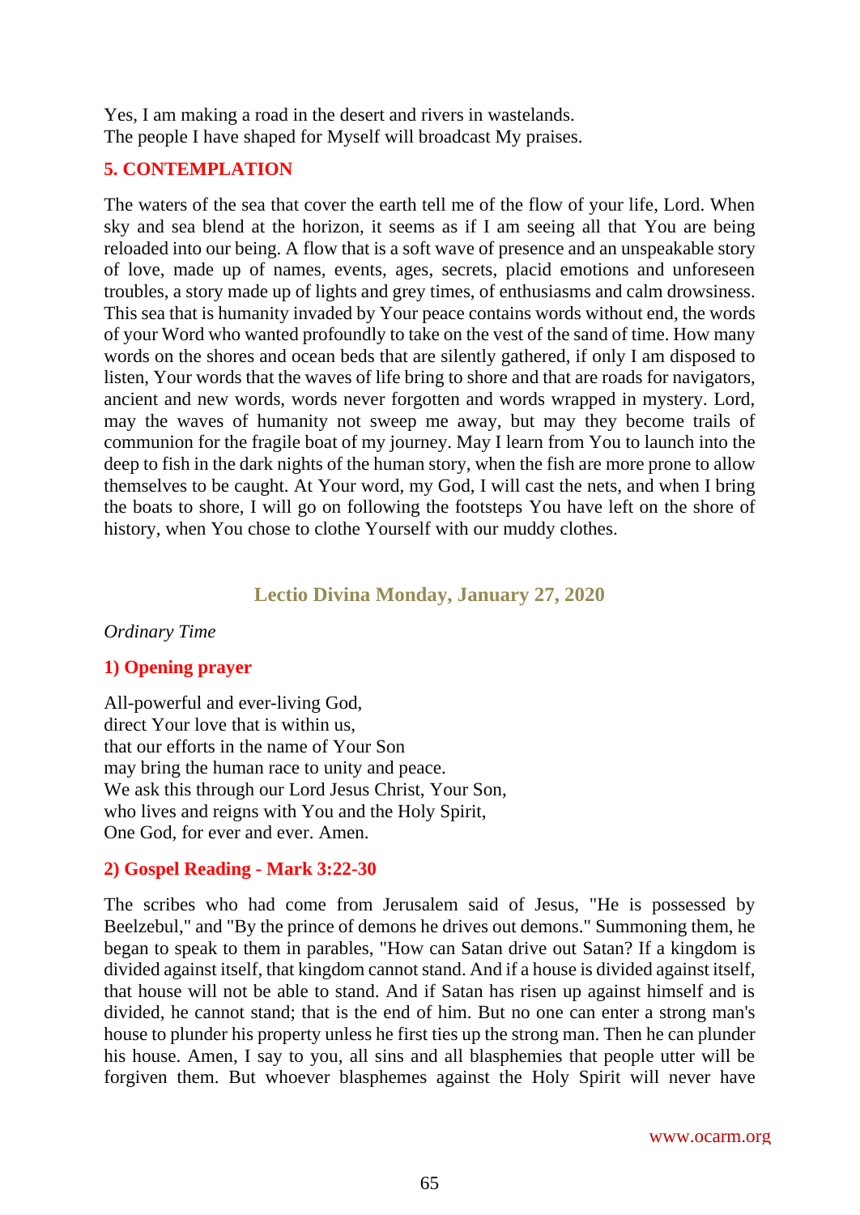Yes, I am making a road in the desert and rivers in wastelands.
The people I have shaped for Myself will broadcast My praises.

### 5. CONTEMPLATION

The waters of the sea that cover the earth tell me of the flow of your life, Lord. When sky and sea blend at the horizon, it seems as if I am seeing all that You are being reloaded into our being. A flow that is a soft wave of presence and an unspeakable story of love, made up of names, events, ages, secrets, placid emotions and unforeseen troubles, a story made up of lights and grey times, of enthusiasms and calm drowsiness. This sea that is humanity invaded by Your peace contains words without end, the words of your Word who wanted profoundly to take on the vest of the sand of time. How many words on the shores and ocean beds that are silently gathered, if only I am disposed to listen, Your words that the waves of life bring to shore and that are roads for navigators, ancient and new words, words never forgotten and words wrapped in mystery. Lord, may the waves of humanity not sweep me away, but may they become trails of communion for the fragile boat of my journey. May I learn from You to launch into the deep to fish in the dark nights of the human story, when the fish are more prone to allow themselves to be caught. At Your word, my God, I will cast the nets, and when I bring the boats to shore, I will go on following the footsteps You have left on the shore of history, when You chose to clothe Yourself with our muddy clothes.

## Lectio Divina Monday, January 27, 2020

*Ordinary Time*

### 1) Opening prayer

All-powerful and ever-living God,
direct Your love that is within us,
that our efforts in the name of Your Son
may bring the human race to unity and peace.
We ask this through our Lord Jesus Christ, Your Son,
who lives and reigns with You and the Holy Spirit,
One God, for ever and ever. Amen.

### 2) Gospel Reading - Mark 3:22-30

The scribes who had come from Jerusalem said of Jesus, "He is possessed by Beelzebul," and "By the prince of demons he drives out demons." Summoning them, he began to speak to them in parables, "How can Satan drive out Satan? If a kingdom is divided against itself, that kingdom cannot stand. And if a house is divided against itself, that house will not be able to stand. And if Satan has risen up against himself and is divided, he cannot stand; that is the end of him. But no one can enter a strong man's house to plunder his property unless he first ties up the strong man. Then he can plunder his house. Amen, I say to you, all sins and all blasphemies that people utter will be forgiven them. But whoever blasphemes against the Holy Spirit will never have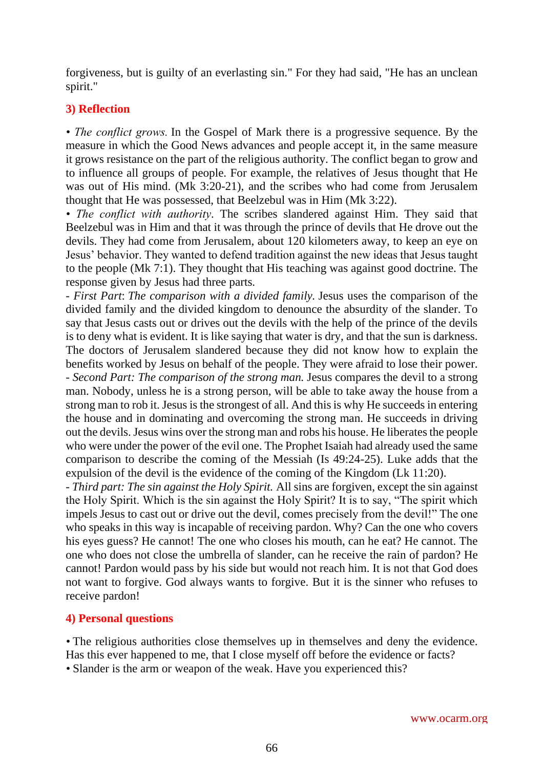forgiveness, but is guilty of an everlasting sin." For they had said, "He has an unclean spirit."

## 3) Reflection

• *The conflict grows.* In the Gospel of Mark there is a progressive sequence. By the measure in which the Good News advances and people accept it, in the same measure it grows resistance on the part of the religious authority. The conflict began to grow and to influence all groups of people. For example, the relatives of Jesus thought that He was out of His mind. (Mk 3:20-21), and the scribes who had come from Jerusalem thought that He was possessed, that Beelzebul was in Him (Mk 3:22).

• *The conflict with authority*. The scribes slandered against Him. They said that Beelzebul was in Him and that it was through the prince of devils that He drove out the devils. They had come from Jerusalem, about 120 kilometers away, to keep an eye on Jesus' behavior. They wanted to defend tradition against the new ideas that Jesus taught to the people (Mk 7:1). They thought that His teaching was against good doctrine. The response given by Jesus had three parts.

- *First Part*: *The comparison with a divided family.* Jesus uses the comparison of the divided family and the divided kingdom to denounce the absurdity of the slander. To say that Jesus casts out or drives out the devils with the help of the prince of the devils is to deny what is evident. It is like saying that water is dry, and that the sun is darkness. The doctors of Jerusalem slandered because they did not know how to explain the benefits worked by Jesus on behalf of the people. They were afraid to lose their power.
- *Second Part: The comparison of the strong man.* Jesus compares the devil to a strong man. Nobody, unless he is a strong person, will be able to take away the house from a strong man to rob it. Jesus is the strongest of all. And this is why He succeeds in entering the house and in dominating and overcoming the strong man. He succeeds in driving out the devils. Jesus wins over the strong man and robs his house. He liberates the people who were under the power of the evil one. The Prophet Isaiah had already used the same comparison to describe the coming of the Messiah (Is 49:24-25). Luke adds that the expulsion of the devil is the evidence of the coming of the Kingdom (Lk 11:20).
- *Third part: The sin against the Holy Spirit.* All sins are forgiven, except the sin against the Holy Spirit. Which is the sin against the Holy Spirit? It is to say, "The spirit which impels Jesus to cast out or drive out the devil, comes precisely from the devil!" The one who speaks in this way is incapable of receiving pardon. Why? Can the one who covers his eyes guess? He cannot! The one who closes his mouth, can he eat? He cannot. The one who does not close the umbrella of slander, can he receive the rain of pardon? He cannot! Pardon would pass by his side but would not reach him. It is not that God does not want to forgive. God always wants to forgive. But it is the sinner who refuses to receive pardon!

## 4) Personal questions

• The religious authorities close themselves up in themselves and deny the evidence. Has this ever happened to me, that I close myself off before the evidence or facts?

• Slander is the arm or weapon of the weak. Have you experienced this?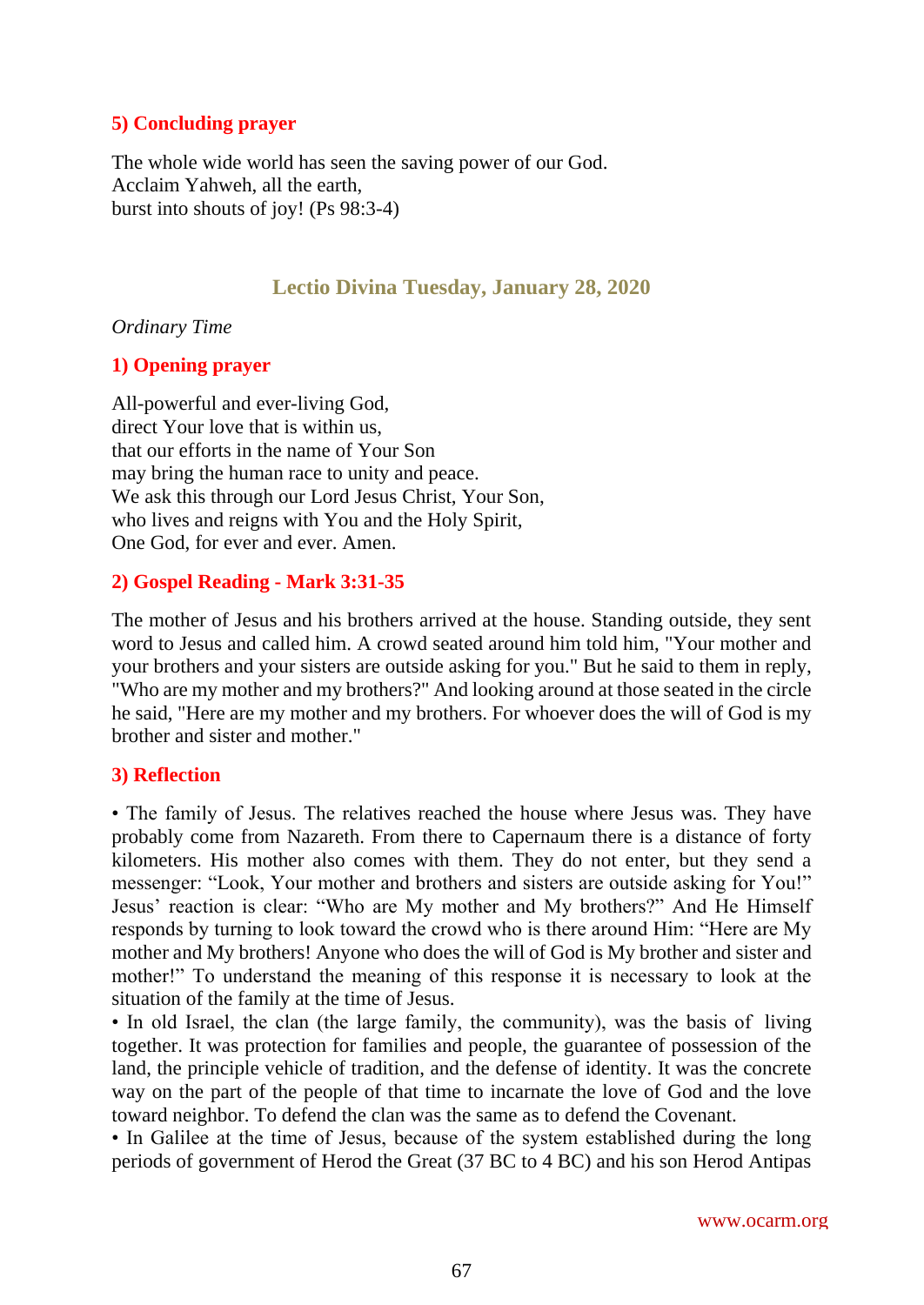## 5) Concluding prayer

The whole wide world has seen the saving power of our God.
Acclaim Yahweh, all the earth,
burst into shouts of joy! (Ps 98:3-4)

# Lectio Divina Tuesday, January 28, 2020

*Ordinary Time*

## 1) Opening prayer

All-powerful and ever-living God,
direct Your love that is within us,
that our efforts in the name of Your Son
may bring the human race to unity and peace.
We ask this through our Lord Jesus Christ, Your Son,
who lives and reigns with You and the Holy Spirit,
One God, for ever and ever. Amen.

## 2) Gospel Reading - Mark 3:31-35

The mother of Jesus and his brothers arrived at the house. Standing outside, they sent word to Jesus and called him. A crowd seated around him told him, "Your mother and your brothers and your sisters are outside asking for you." But he said to them in reply, "Who are my mother and my brothers?" And looking around at those seated in the circle he said, "Here are my mother and my brothers. For whoever does the will of God is my brother and sister and mother."

## 3) Reflection

• The family of Jesus. The relatives reached the house where Jesus was. They have probably come from Nazareth. From there to Capernaum there is a distance of forty kilometers. His mother also comes with them. They do not enter, but they send a messenger: "Look, Your mother and brothers and sisters are outside asking for You!" Jesus' reaction is clear: "Who are My mother and My brothers?" And He Himself responds by turning to look toward the crowd who is there around Him: "Here are My mother and My brothers! Anyone who does the will of God is My brother and sister and mother!" To understand the meaning of this response it is necessary to look at the situation of the family at the time of Jesus.

• In old Israel, the clan (the large family, the community), was the basis of living together. It was protection for families and people, the guarantee of possession of the land, the principle vehicle of tradition, and the defense of identity. It was the concrete way on the part of the people of that time to incarnate the love of God and the love toward neighbor. To defend the clan was the same as to defend the Covenant.

• In Galilee at the time of Jesus, because of the system established during the long periods of government of Herod the Great (37 BC to 4 BC) and his son Herod Antipas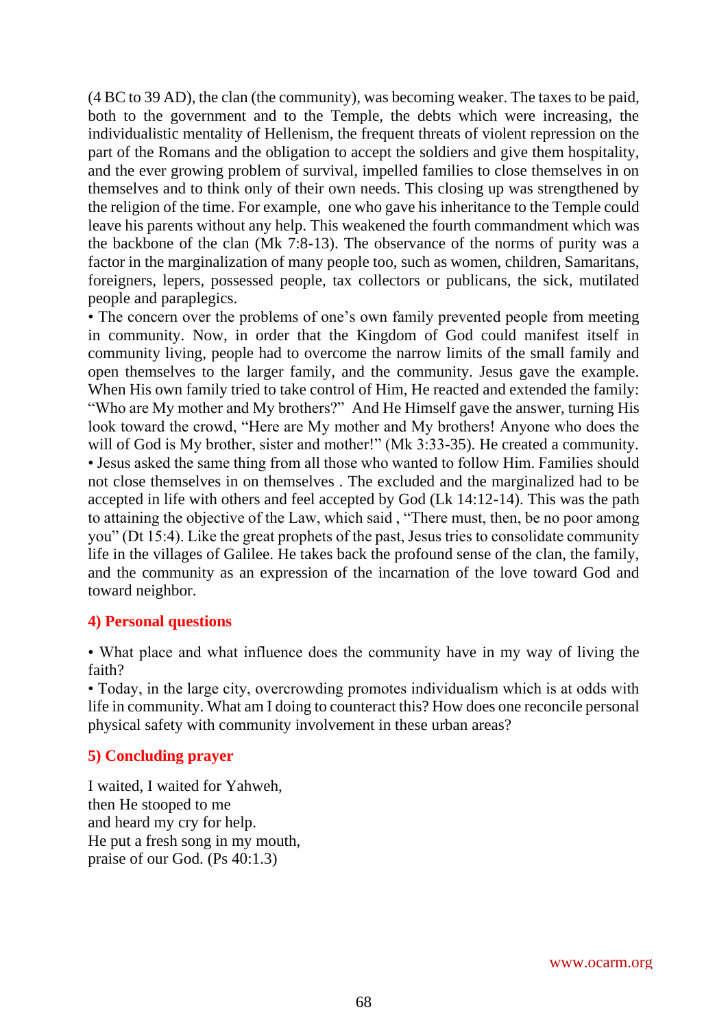(4 BC to 39 AD), the clan (the community), was becoming weaker. The taxes to be paid, both to the government and to the Temple, the debts which were increasing, the individualistic mentality of Hellenism, the frequent threats of violent repression on the part of the Romans and the obligation to accept the soldiers and give them hospitality, and the ever growing problem of survival, impelled families to close themselves in on themselves and to think only of their own needs. This closing up was strengthened by the religion of the time. For example, one who gave his inheritance to the Temple could leave his parents without any help. This weakened the fourth commandment which was the backbone of the clan (Mk 7:8-13). The observance of the norms of purity was a factor in the marginalization of many people too, such as women, children, Samaritans, foreigners, lepers, possessed people, tax collectors or publicans, the sick, mutilated people and paraplegics.

• The concern over the problems of one's own family prevented people from meeting in community. Now, in order that the Kingdom of God could manifest itself in community living, people had to overcome the narrow limits of the small family and open themselves to the larger family, and the community. Jesus gave the example. When His own family tried to take control of Him, He reacted and extended the family: "Who are My mother and My brothers?" And He Himself gave the answer, turning His look toward the crowd, "Here are My mother and My brothers! Anyone who does the will of God is My brother, sister and mother!" (Mk 3:33-35). He created a community.

• Jesus asked the same thing from all those who wanted to follow Him. Families should not close themselves in on themselves . The excluded and the marginalized had to be accepted in life with others and feel accepted by God (Lk 14:12-14). This was the path to attaining the objective of the Law, which said , "There must, then, be no poor among you" (Dt 15:4). Like the great prophets of the past, Jesus tries to consolidate community life in the villages of Galilee. He takes back the profound sense of the clan, the family, and the community as an expression of the incarnation of the love toward God and toward neighbor.

## 4) Personal questions

• What place and what influence does the community have in my way of living the faith?

• Today, in the large city, overcrowding promotes individualism which is at odds with life in community. What am I doing to counteract this? How does one reconcile personal physical safety with community involvement in these urban areas?

## 5) Concluding prayer

I waited, I waited for Yahweh,  
then He stooped to me  
and heard my cry for help.  
He put a fresh song in my mouth,  
praise of our God. (Ps 40:1.3)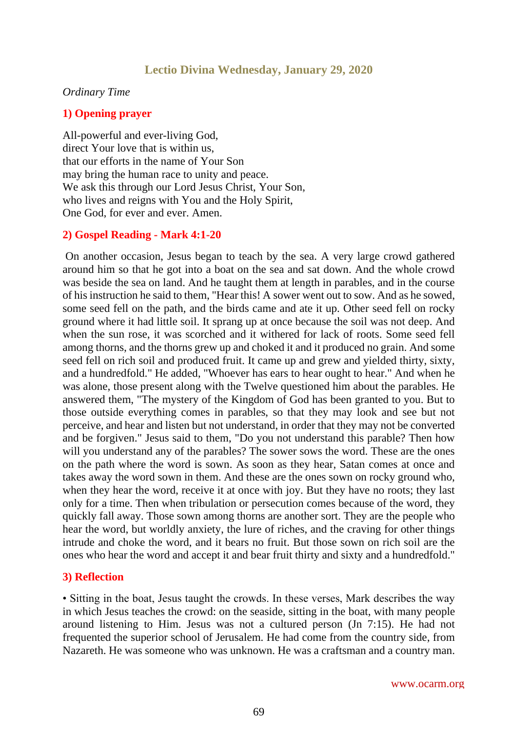## Lectio Divina Wednesday, January 29, 2020

*Ordinary Time*

### 1) Opening prayer

All-powerful and ever-living God,
direct Your love that is within us,
that our efforts in the name of Your Son
may bring the human race to unity and peace.
We ask this through our Lord Jesus Christ, Your Son,
who lives and reigns with You and the Holy Spirit,
One God, for ever and ever. Amen.

### 2) Gospel Reading - Mark 4:1-20

On another occasion, Jesus began to teach by the sea. A very large crowd gathered around him so that he got into a boat on the sea and sat down. And the whole crowd was beside the sea on land. And he taught them at length in parables, and in the course of his instruction he said to them, "Hear this! A sower went out to sow. And as he sowed, some seed fell on the path, and the birds came and ate it up. Other seed fell on rocky ground where it had little soil. It sprang up at once because the soil was not deep. And when the sun rose, it was scorched and it withered for lack of roots. Some seed fell among thorns, and the thorns grew up and choked it and it produced no grain. And some seed fell on rich soil and produced fruit. It came up and grew and yielded thirty, sixty, and a hundredfold." He added, "Whoever has ears to hear ought to hear." And when he was alone, those present along with the Twelve questioned him about the parables. He answered them, "The mystery of the Kingdom of God has been granted to you. But to those outside everything comes in parables, so that they may look and see but not perceive, and hear and listen but not understand, in order that they may not be converted and be forgiven." Jesus said to them, "Do you not understand this parable? Then how will you understand any of the parables? The sower sows the word. These are the ones on the path where the word is sown. As soon as they hear, Satan comes at once and takes away the word sown in them. And these are the ones sown on rocky ground who, when they hear the word, receive it at once with joy. But they have no roots; they last only for a time. Then when tribulation or persecution comes because of the word, they quickly fall away. Those sown among thorns are another sort. They are the people who hear the word, but worldly anxiety, the lure of riches, and the craving for other things intrude and choke the word, and it bears no fruit. But those sown on rich soil are the ones who hear the word and accept it and bear fruit thirty and sixty and a hundredfold."

### 3) Reflection

• Sitting in the boat, Jesus taught the crowds. In these verses, Mark describes the way in which Jesus teaches the crowd: on the seaside, sitting in the boat, with many people around listening to Him. Jesus was not a cultured person (Jn 7:15). He had not frequented the superior school of Jerusalem. He had come from the country side, from Nazareth. He was someone who was unknown. He was a craftsman and a country man.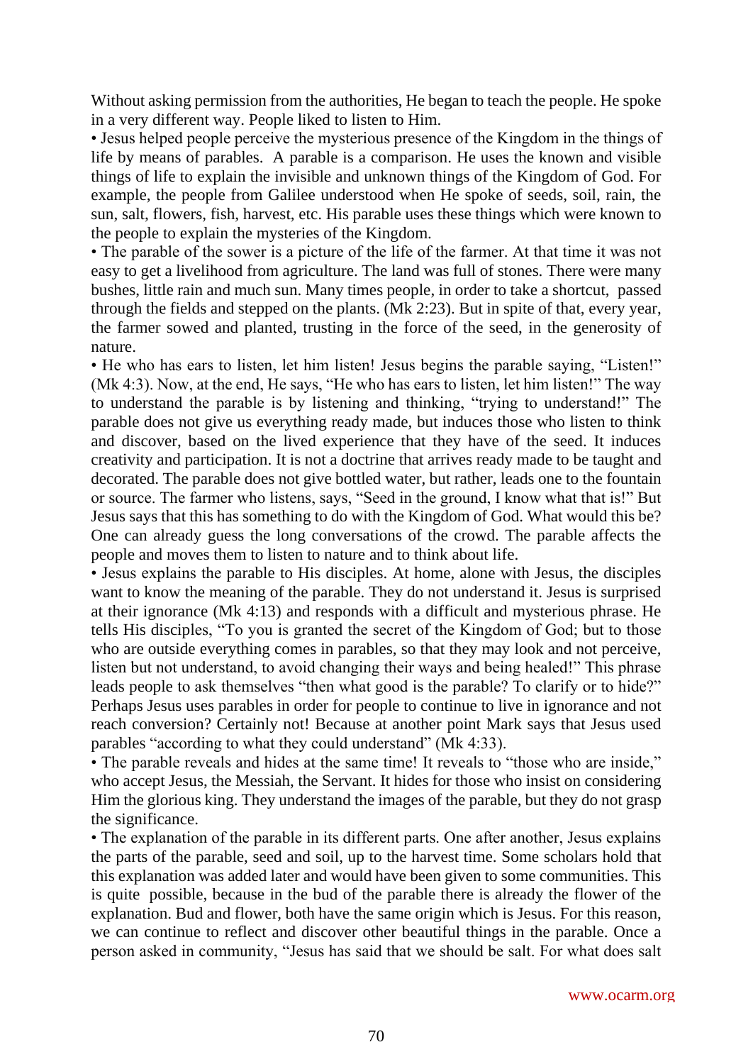Without asking permission from the authorities, He began to teach the people. He spoke in a very different way. People liked to listen to Him.

• Jesus helped people perceive the mysterious presence of the Kingdom in the things of life by means of parables. A parable is a comparison. He uses the known and visible things of life to explain the invisible and unknown things of the Kingdom of God. For example, the people from Galilee understood when He spoke of seeds, soil, rain, the sun, salt, flowers, fish, harvest, etc. His parable uses these things which were known to the people to explain the mysteries of the Kingdom.

• The parable of the sower is a picture of the life of the farmer. At that time it was not easy to get a livelihood from agriculture. The land was full of stones. There were many bushes, little rain and much sun. Many times people, in order to take a shortcut, passed through the fields and stepped on the plants. (Mk 2:23). But in spite of that, every year, the farmer sowed and planted, trusting in the force of the seed, in the generosity of nature.

• He who has ears to listen, let him listen! Jesus begins the parable saying, "Listen!" (Mk 4:3). Now, at the end, He says, "He who has ears to listen, let him listen!" The way to understand the parable is by listening and thinking, "trying to understand!" The parable does not give us everything ready made, but induces those who listen to think and discover, based on the lived experience that they have of the seed. It induces creativity and participation. It is not a doctrine that arrives ready made to be taught and decorated. The parable does not give bottled water, but rather, leads one to the fountain or source. The farmer who listens, says, "Seed in the ground, I know what that is!" But Jesus says that this has something to do with the Kingdom of God. What would this be? One can already guess the long conversations of the crowd. The parable affects the people and moves them to listen to nature and to think about life.

• Jesus explains the parable to His disciples. At home, alone with Jesus, the disciples want to know the meaning of the parable. They do not understand it. Jesus is surprised at their ignorance (Mk 4:13) and responds with a difficult and mysterious phrase. He tells His disciples, "To you is granted the secret of the Kingdom of God; but to those who are outside everything comes in parables, so that they may look and not perceive, listen but not understand, to avoid changing their ways and being healed!" This phrase leads people to ask themselves "then what good is the parable? To clarify or to hide?" Perhaps Jesus uses parables in order for people to continue to live in ignorance and not reach conversion? Certainly not! Because at another point Mark says that Jesus used parables "according to what they could understand" (Mk 4:33).

• The parable reveals and hides at the same time! It reveals to "those who are inside," who accept Jesus, the Messiah, the Servant. It hides for those who insist on considering Him the glorious king. They understand the images of the parable, but they do not grasp the significance.

• The explanation of the parable in its different parts. One after another, Jesus explains the parts of the parable, seed and soil, up to the harvest time. Some scholars hold that this explanation was added later and would have been given to some communities. This is quite possible, because in the bud of the parable there is already the flower of the explanation. Bud and flower, both have the same origin which is Jesus. For this reason, we can continue to reflect and discover other beautiful things in the parable. Once a person asked in community, "Jesus has said that we should be salt. For what does salt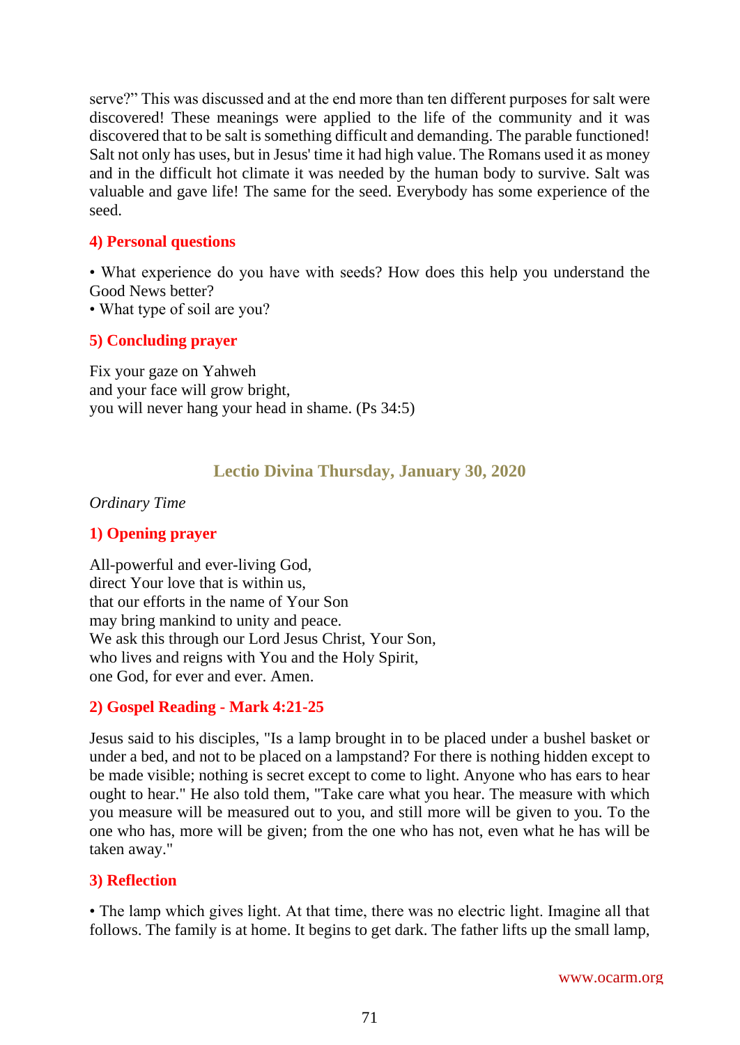serve?" This was discussed and at the end more than ten different purposes for salt were discovered! These meanings were applied to the life of the community and it was discovered that to be salt is something difficult and demanding. The parable functioned! Salt not only has uses, but in Jesus' time it had high value. The Romans used it as money and in the difficult hot climate it was needed by the human body to survive. Salt was valuable and gave life! The same for the seed. Everybody has some experience of the seed.

### 4) Personal questions

• What experience do you have with seeds? How does this help you understand the Good News better?
• What type of soil are you?

### 5) Concluding prayer

Fix your gaze on Yahweh
and your face will grow bright,
you will never hang your head in shame. (Ps 34:5)

## Lectio Divina Thursday, January 30, 2020

*Ordinary Time*

### 1) Opening prayer

All-powerful and ever-living God,
direct Your love that is within us,
that our efforts in the name of Your Son
may bring mankind to unity and peace.
We ask this through our Lord Jesus Christ, Your Son,
who lives and reigns with You and the Holy Spirit,
one God, for ever and ever. Amen.

### 2) Gospel Reading - Mark 4:21-25

Jesus said to his disciples, "Is a lamp brought in to be placed under a bushel basket or under a bed, and not to be placed on a lampstand? For there is nothing hidden except to be made visible; nothing is secret except to come to light. Anyone who has ears to hear ought to hear." He also told them, "Take care what you hear. The measure with which you measure will be measured out to you, and still more will be given to you. To the one who has, more will be given; from the one who has not, even what he has will be taken away."

### 3) Reflection

• The lamp which gives light. At that time, there was no electric light. Imagine all that follows. The family is at home. It begins to get dark. The father lifts up the small lamp,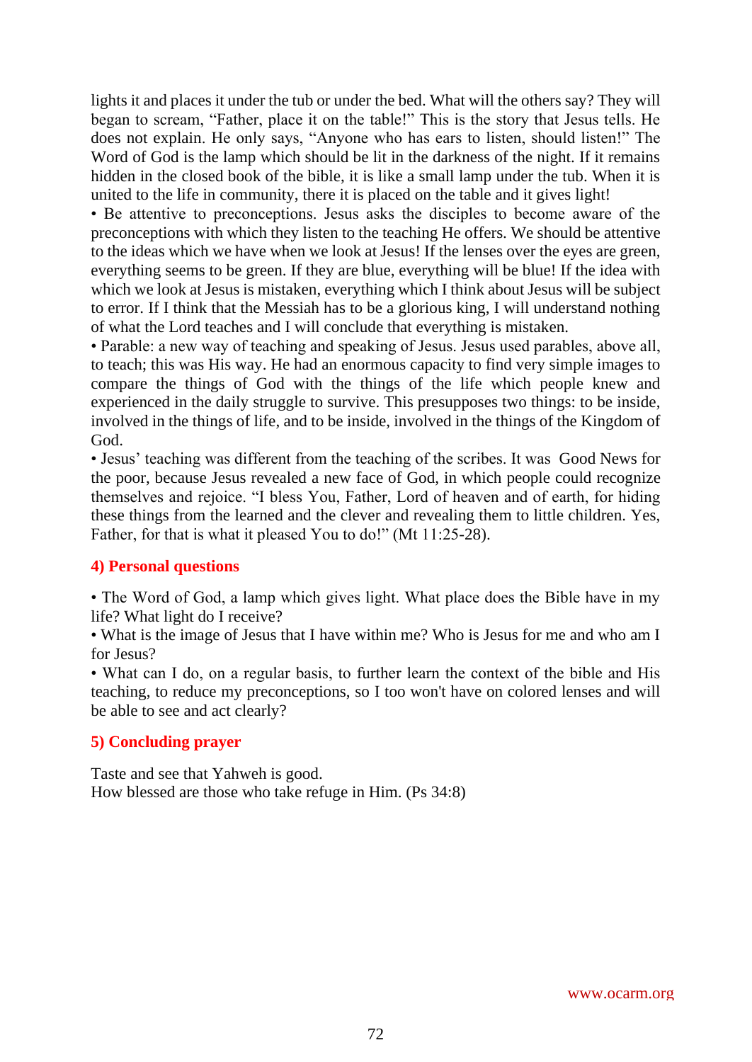lights it and places it under the tub or under the bed. What will the others say? They will began to scream, "Father, place it on the table!" This is the story that Jesus tells. He does not explain. He only says, "Anyone who has ears to listen, should listen!" The Word of God is the lamp which should be lit in the darkness of the night. If it remains hidden in the closed book of the bible, it is like a small lamp under the tub. When it is united to the life in community, there it is placed on the table and it gives light!

• Be attentive to preconceptions. Jesus asks the disciples to become aware of the preconceptions with which they listen to the teaching He offers. We should be attentive to the ideas which we have when we look at Jesus! If the lenses over the eyes are green, everything seems to be green. If they are blue, everything will be blue! If the idea with which we look at Jesus is mistaken, everything which I think about Jesus will be subject to error. If I think that the Messiah has to be a glorious king, I will understand nothing of what the Lord teaches and I will conclude that everything is mistaken.

• Parable: a new way of teaching and speaking of Jesus. Jesus used parables, above all, to teach; this was His way. He had an enormous capacity to find very simple images to compare the things of God with the things of the life which people knew and experienced in the daily struggle to survive. This presupposes two things: to be inside, involved in the things of life, and to be inside, involved in the things of the Kingdom of God.

• Jesus' teaching was different from the teaching of the scribes. It was Good News for the poor, because Jesus revealed a new face of God, in which people could recognize themselves and rejoice. "I bless You, Father, Lord of heaven and of earth, for hiding these things from the learned and the clever and revealing them to little children. Yes, Father, for that is what it pleased You to do!" (Mt 11:25-28).

## 4) Personal questions

• The Word of God, a lamp which gives light. What place does the Bible have in my life? What light do I receive?

• What is the image of Jesus that I have within me? Who is Jesus for me and who am I for Jesus?

• What can I do, on a regular basis, to further learn the context of the bible and His teaching, to reduce my preconceptions, so I too won't have on colored lenses and will be able to see and act clearly?

## 5) Concluding prayer

Taste and see that Yahweh is good.
How blessed are those who take refuge in Him. (Ps 34:8)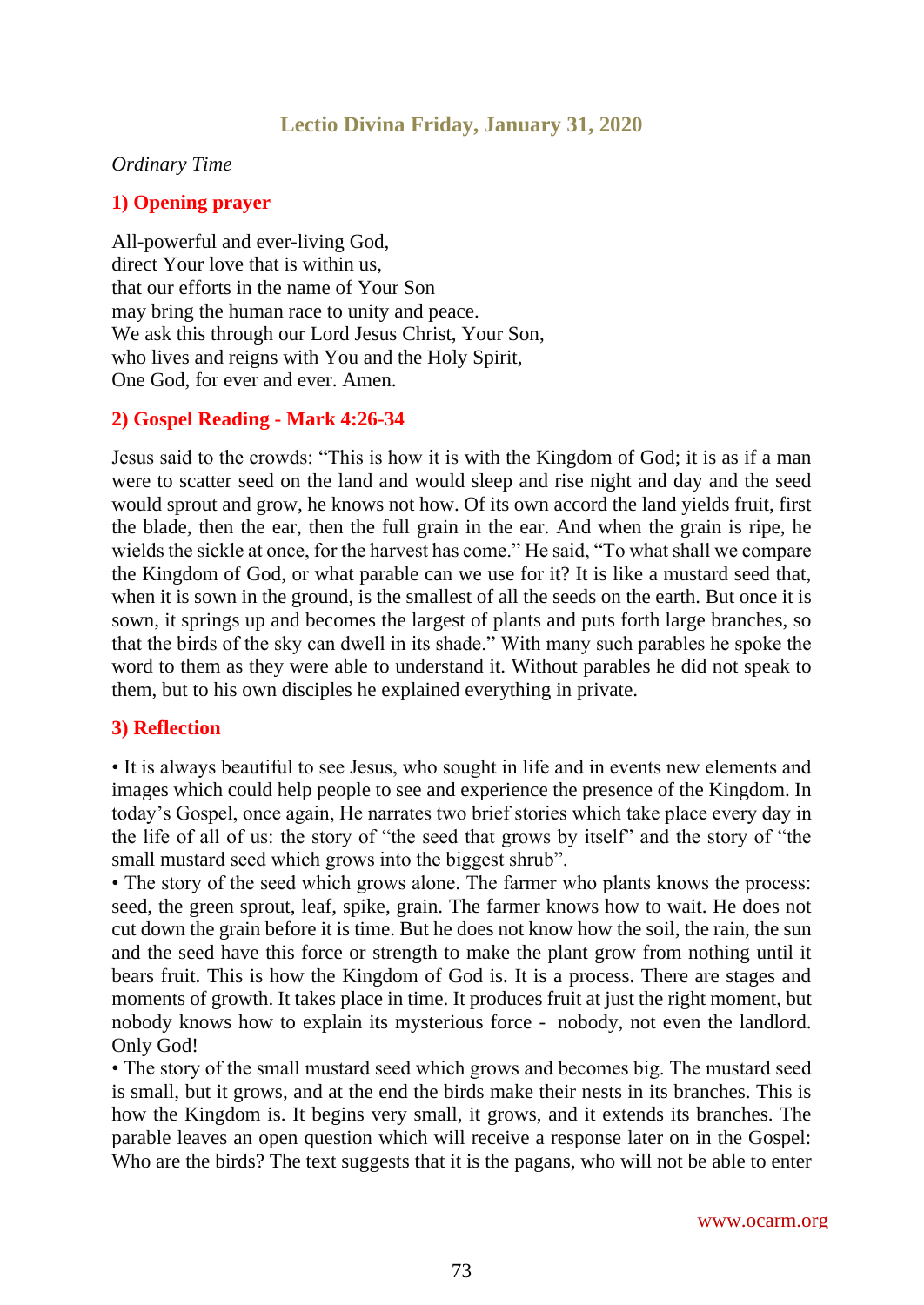## Lectio Divina Friday, January 31, 2020

*Ordinary Time*

### 1) Opening prayer

All-powerful and ever-living God,
direct Your love that is within us,
that our efforts in the name of Your Son
may bring the human race to unity and peace.
We ask this through our Lord Jesus Christ, Your Son,
who lives and reigns with You and the Holy Spirit,
One God, for ever and ever. Amen.

### 2) Gospel Reading - Mark 4:26-34

Jesus said to the crowds: "This is how it is with the Kingdom of God; it is as if a man were to scatter seed on the land and would sleep and rise night and day and the seed would sprout and grow, he knows not how. Of its own accord the land yields fruit, first the blade, then the ear, then the full grain in the ear. And when the grain is ripe, he wields the sickle at once, for the harvest has come." He said, "To what shall we compare the Kingdom of God, or what parable can we use for it? It is like a mustard seed that, when it is sown in the ground, is the smallest of all the seeds on the earth. But once it is sown, it springs up and becomes the largest of plants and puts forth large branches, so that the birds of the sky can dwell in its shade." With many such parables he spoke the word to them as they were able to understand it. Without parables he did not speak to them, but to his own disciples he explained everything in private.

### 3) Reflection

• It is always beautiful to see Jesus, who sought in life and in events new elements and images which could help people to see and experience the presence of the Kingdom. In today's Gospel, once again, He narrates two brief stories which take place every day in the life of all of us: the story of "the seed that grows by itself" and the story of "the small mustard seed which grows into the biggest shrub".

• The story of the seed which grows alone. The farmer who plants knows the process: seed, the green sprout, leaf, spike, grain. The farmer knows how to wait. He does not cut down the grain before it is time. But he does not know how the soil, the rain, the sun and the seed have this force or strength to make the plant grow from nothing until it bears fruit. This is how the Kingdom of God is. It is a process. There are stages and moments of growth. It takes place in time. It produces fruit at just the right moment, but nobody knows how to explain its mysterious force - nobody, not even the landlord. Only God!

• The story of the small mustard seed which grows and becomes big. The mustard seed is small, but it grows, and at the end the birds make their nests in its branches. This is how the Kingdom is. It begins very small, it grows, and it extends its branches. The parable leaves an open question which will receive a response later on in the Gospel: Who are the birds? The text suggests that it is the pagans, who will not be able to enter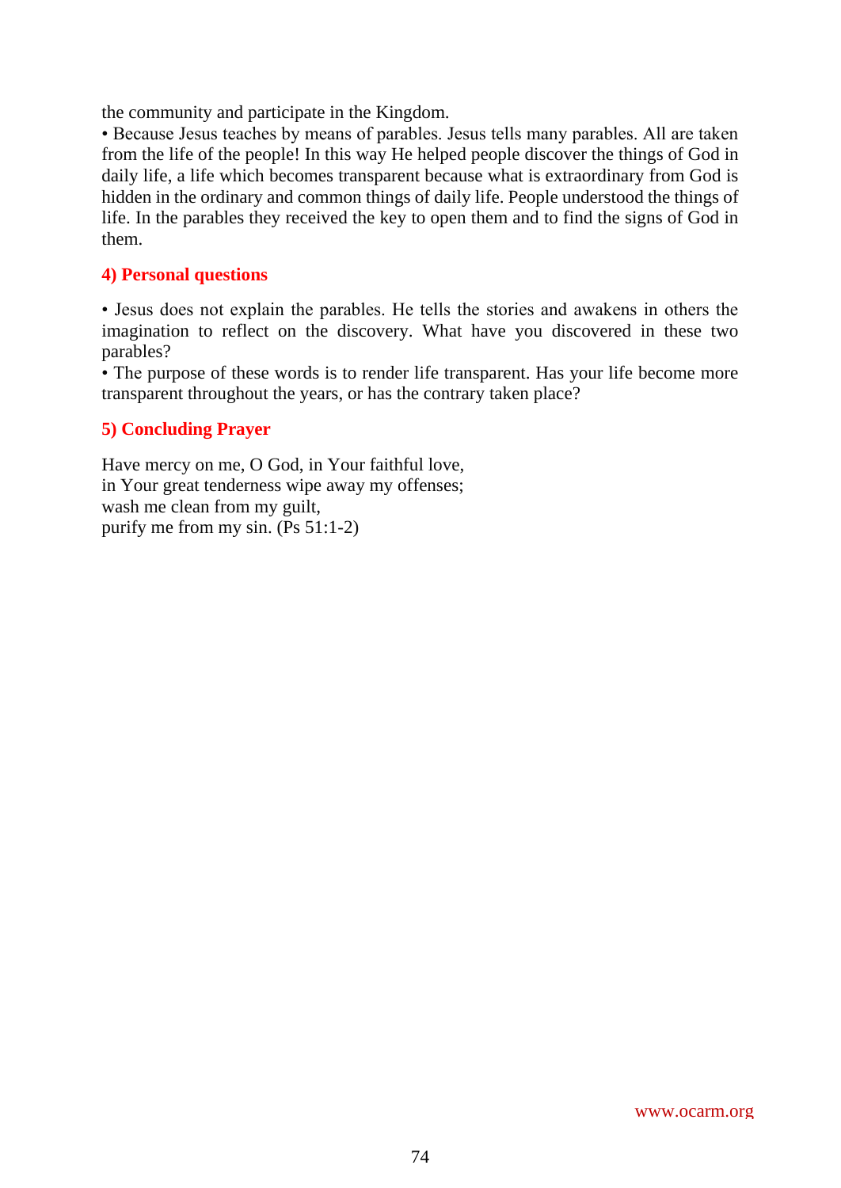the community and participate in the Kingdom.

• Because Jesus teaches by means of parables. Jesus tells many parables. All are taken from the life of the people! In this way He helped people discover the things of God in daily life, a life which becomes transparent because what is extraordinary from God is hidden in the ordinary and common things of daily life. People understood the things of life. In the parables they received the key to open them and to find the signs of God in them.

## 4) Personal questions

• Jesus does not explain the parables. He tells the stories and awakens in others the imagination to reflect on the discovery. What have you discovered in these two parables?

• The purpose of these words is to render life transparent. Has your life become more transparent throughout the years, or has the contrary taken place?

## 5) Concluding Prayer

Have mercy on me, O God, in Your faithful love,
in Your great tenderness wipe away my offenses;
wash me clean from my guilt,
purify me from my sin. (Ps 51:1-2)